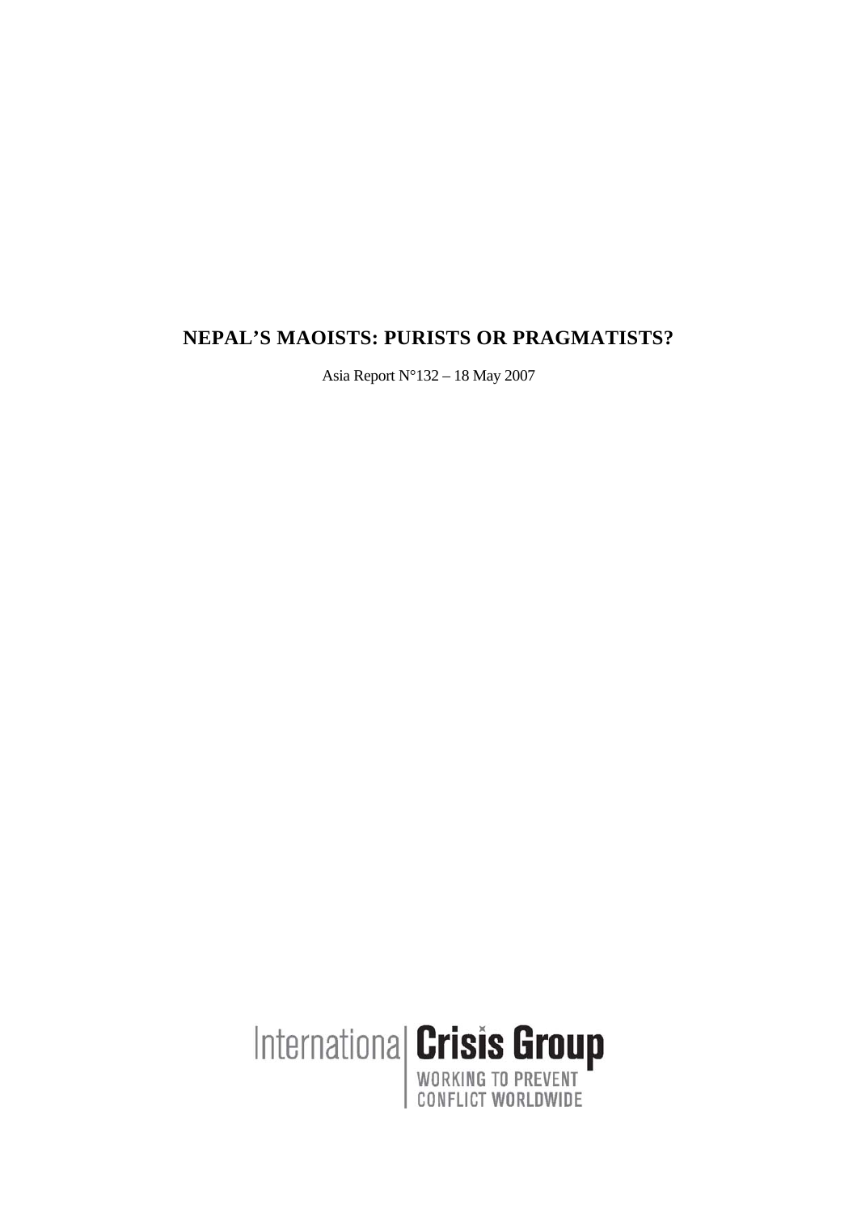# NEPAL'S MAOISTS: PURISTS OR PRAGMATISTS?

Asia Report N°132 – 18 May 2007

Internationa| **Crisis Group**
WORKING TO PREVENT
CONFLICT WORLDWIDE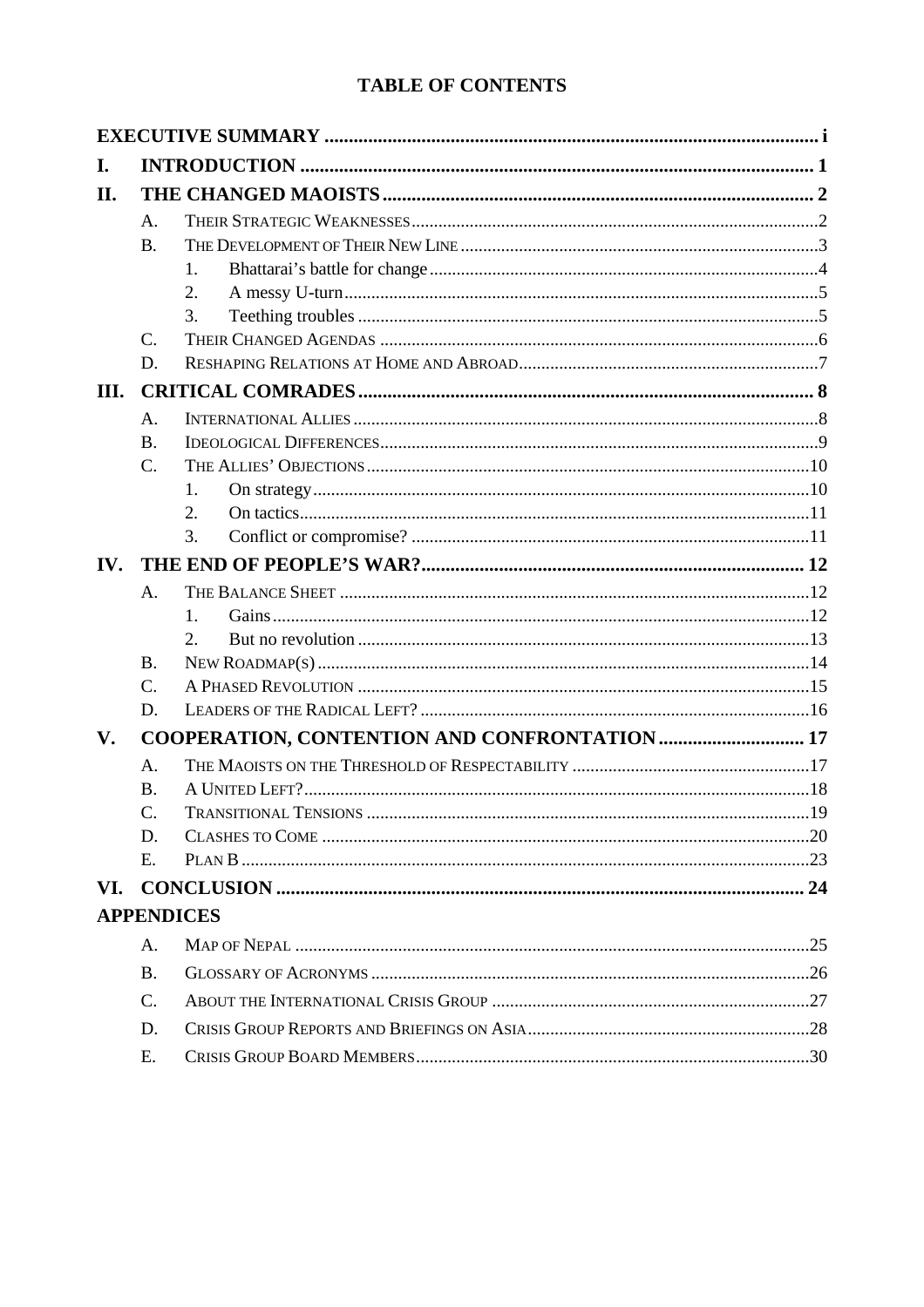# TABLE OF CONTENTS

**EXECUTIVE SUMMARY** ..... i

**I. INTRODUCTION** ..... 1

**II. THE CHANGED MAOISTS** ..... 2

- A. Their Strategic Weaknesses ..... 2
- B. The Development of Their New Line ..... 3
  1. Bhattarai's battle for change ..... 4
  2. A messy U-turn ..... 5
  3. Teething troubles ..... 5
- C. Their Changed Agendas ..... 6
- D. Reshaping Relations at Home and Abroad ..... 7

**III. CRITICAL COMRADES** ..... 8

- A. International Allies ..... 8
- B. Ideological Differences ..... 9
- C. The Allies' Objections ..... 10
  1. On strategy ..... 10
  2. On tactics ..... 11
  3. Conflict or compromise? ..... 11

**IV. THE END OF PEOPLE'S WAR?** ..... 12

- A. The Balance Sheet ..... 12
  1. Gains ..... 12
  2. But no revolution ..... 13
- B. New Roadmap(s) ..... 14
- C. A Phased Revolution ..... 15
- D. Leaders of the Radical Left? ..... 16

**V. COOPERATION, CONTENTION AND CONFRONTATION** ..... 17

- A. The Maoists on the Threshold of Respectability ..... 17
- B. A United Left? ..... 18
- C. Transitional Tensions ..... 19
- D. Clashes to Come ..... 20
- E. Plan B ..... 23

**VI. CONCLUSION** ..... 24

**APPENDICES**

- A. Map of Nepal ..... 25
- B. Glossary of Acronyms ..... 26
- C. About the International Crisis Group ..... 27
- D. Crisis Group Reports and Briefings on Asia ..... 28
- E. Crisis Group Board Members ..... 30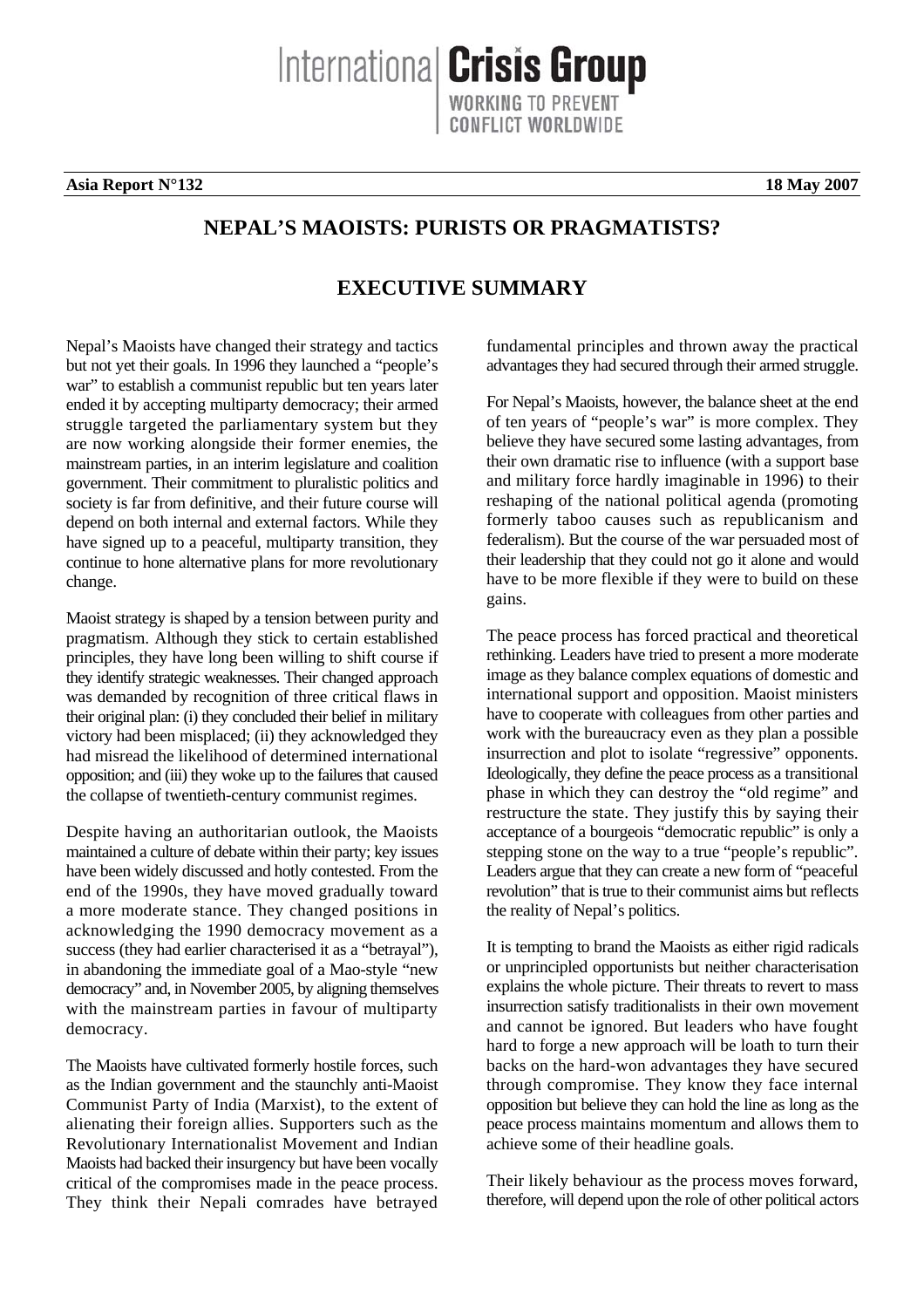**Asia Report N°132** **18 May 2007**

# NEPAL'S MAOISTS: PURISTS OR PRAGMATISTS?

## EXECUTIVE SUMMARY

Nepal's Maoists have changed their strategy and tactics but not yet their goals. In 1996 they launched a "people's war" to establish a communist republic but ten years later ended it by accepting multiparty democracy; their armed struggle targeted the parliamentary system but they are now working alongside their former enemies, the mainstream parties, in an interim legislature and coalition government. Their commitment to pluralistic politics and society is far from definitive, and their future course will depend on both internal and external factors. While they have signed up to a peaceful, multiparty transition, they continue to hone alternative plans for more revolutionary change.

Maoist strategy is shaped by a tension between purity and pragmatism. Although they stick to certain established principles, they have long been willing to shift course if they identify strategic weaknesses. Their changed approach was demanded by recognition of three critical flaws in their original plan: (i) they concluded their belief in military victory had been misplaced; (ii) they acknowledged they had misread the likelihood of determined international opposition; and (iii) they woke up to the failures that caused the collapse of twentieth-century communist regimes.

Despite having an authoritarian outlook, the Maoists maintained a culture of debate within their party; key issues have been widely discussed and hotly contested. From the end of the 1990s, they have moved gradually toward a more moderate stance. They changed positions in acknowledging the 1990 democracy movement as a success (they had earlier characterised it as a "betrayal"), in abandoning the immediate goal of a Mao-style "new democracy" and, in November 2005, by aligning themselves with the mainstream parties in favour of multiparty democracy.

The Maoists have cultivated formerly hostile forces, such as the Indian government and the staunchly anti-Maoist Communist Party of India (Marxist), to the extent of alienating their foreign allies. Supporters such as the Revolutionary Internationalist Movement and Indian Maoists had backed their insurgency but have been vocally critical of the compromises made in the peace process. They think their Nepali comrades have betrayed fundamental principles and thrown away the practical advantages they had secured through their armed struggle.

For Nepal's Maoists, however, the balance sheet at the end of ten years of "people's war" is more complex. They believe they have secured some lasting advantages, from their own dramatic rise to influence (with a support base and military force hardly imaginable in 1996) to their reshaping of the national political agenda (promoting formerly taboo causes such as republicanism and federalism). But the course of the war persuaded most of their leadership that they could not go it alone and would have to be more flexible if they were to build on these gains.

The peace process has forced practical and theoretical rethinking. Leaders have tried to present a more moderate image as they balance complex equations of domestic and international support and opposition. Maoist ministers have to cooperate with colleagues from other parties and work with the bureaucracy even as they plan a possible insurrection and plot to isolate "regressive" opponents. Ideologically, they define the peace process as a transitional phase in which they can destroy the "old regime" and restructure the state. They justify this by saying their acceptance of a bourgeois "democratic republic" is only a stepping stone on the way to a true "people's republic". Leaders argue that they can create a new form of "peaceful revolution" that is true to their communist aims but reflects the reality of Nepal's politics.

It is tempting to brand the Maoists as either rigid radicals or unprincipled opportunists but neither characterisation explains the whole picture. Their threats to revert to mass insurrection satisfy traditionalists in their own movement and cannot be ignored. But leaders who have fought hard to forge a new approach will be loath to turn their backs on the hard-won advantages they have secured through compromise. They know they face internal opposition but believe they can hold the line as long as the peace process maintains momentum and allows them to achieve some of their headline goals.

Their likely behaviour as the process moves forward, therefore, will depend upon the role of other political actors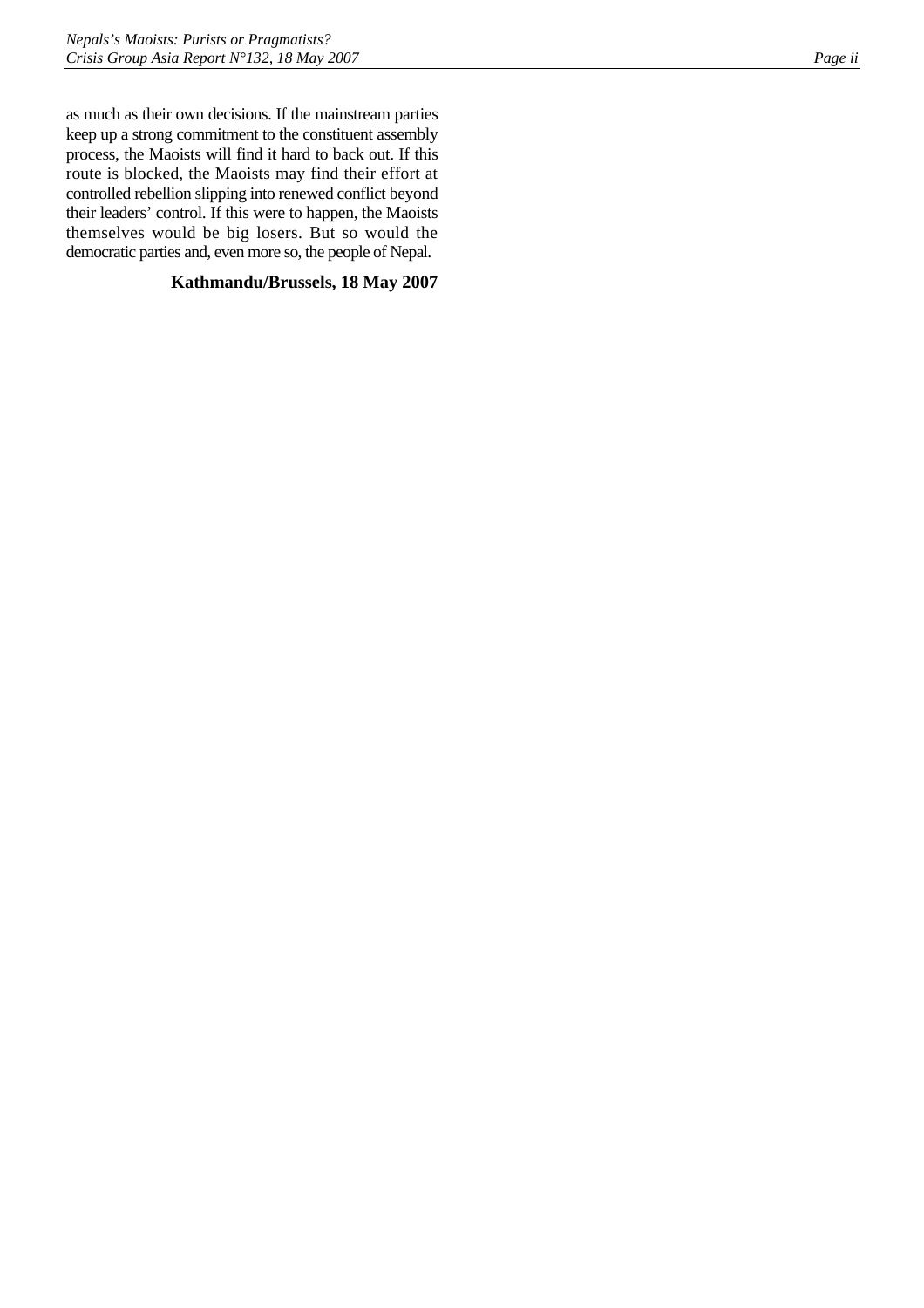as much as their own decisions. If the mainstream parties keep up a strong commitment to the constituent assembly process, the Maoists will find it hard to back out. If this route is blocked, the Maoists may find their effort at controlled rebellion slipping into renewed conflict beyond their leaders' control. If this were to happen, the Maoists themselves would be big losers. But so would the democratic parties and, even more so, the people of Nepal.

**Kathmandu/Brussels, 18 May 2007**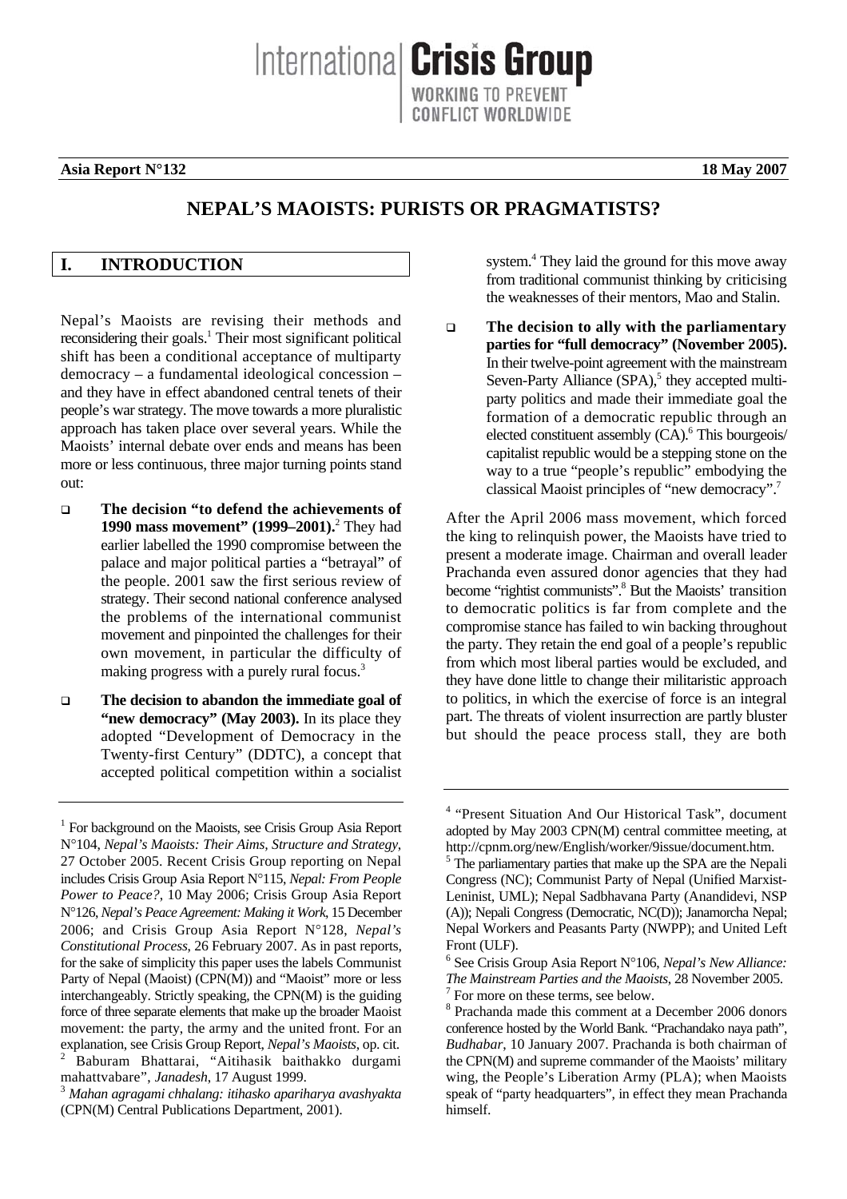**Asia Report N°132** **18 May 2007**

# NEPAL'S MAOISTS: PURISTS OR PRAGMATISTS?

## I. INTRODUCTION

Nepal's Maoists are revising their methods and reconsidering their goals.[1] Their most significant political shift has been a conditional acceptance of multiparty democracy – a fundamental ideological concession – and they have in effect abandoned central tenets of their people's war strategy. The move towards a more pluralistic approach has taken place over several years. While the Maoists' internal debate over ends and means has been more or less continuous, three major turning points stand out:

- **The decision "to defend the achievements of 1990 mass movement" (1999–2001).**[2] They had earlier labelled the 1990 compromise between the palace and major political parties a "betrayal" of the people. 2001 saw the first serious review of strategy. Their second national conference analysed the problems of the international communist movement and pinpointed the challenges for their own movement, in particular the difficulty of making progress with a purely rural focus.[3]

- **The decision to abandon the immediate goal of "new democracy" (May 2003).** In its place they adopted "Development of Democracy in the Twenty-first Century" (DDTC), a concept that accepted political competition within a socialist system.[4] They laid the ground for this move away from traditional communist thinking by criticising the weaknesses of their mentors, Mao and Stalin.

- **The decision to ally with the parliamentary parties for "full democracy" (November 2005).** In their twelve-point agreement with the mainstream Seven-Party Alliance (SPA),[5] they accepted multi-party politics and made their immediate goal the formation of a democratic republic through an elected constituent assembly (CA).[6] This bourgeois/capitalist republic would be a stepping stone on the way to a true "people's republic" embodying the classical Maoist principles of "new democracy".[7]

After the April 2006 mass movement, which forced the king to relinquish power, the Maoists have tried to present a moderate image. Chairman and overall leader Prachanda even assured donor agencies that they had become "rightist communists".[8] But the Maoists' transition to democratic politics is far from complete and the compromise stance has failed to win backing throughout the party. They retain the end goal of a people's republic from which most liberal parties would be excluded, and they have done little to change their militaristic approach to politics, in which the exercise of force is an integral part. The threats of violent insurrection are partly bluster but should the peace process stall, they are both

---

[1] For background on the Maoists, see Crisis Group Asia Report N°104, *Nepal's Maoists: Their Aims, Structure and Strategy*, 27 October 2005. Recent Crisis Group reporting on Nepal includes Crisis Group Asia Report N°115, *Nepal: From People Power to Peace?*, 10 May 2006; Crisis Group Asia Report N°126, *Nepal's Peace Agreement: Making it Work*, 15 December 2006; and Crisis Group Asia Report N°128, *Nepal's Constitutional Process*, 26 February 2007. As in past reports, for the sake of simplicity this paper uses the labels Communist Party of Nepal (Maoist) (CPN(M)) and "Maoist" more or less interchangeably. Strictly speaking, the CPN(M) is the guiding force of three separate elements that make up the broader Maoist movement: the party, the army and the united front. For an explanation, see Crisis Group Report, *Nepal's Maoists*, op. cit.

[2] Baburam Bhattarai, "Aitihasik baithakko durgami mahattvabare", *Janadesh*, 17 August 1999.

[3] *Mahan agragami chhalang: itihasko apariharya avashyakta* (CPN(M) Central Publications Department, 2001).

[4] "Present Situation And Our Historical Task", document adopted by May 2003 CPN(M) central committee meeting, at http://cpnm.org/new/English/worker/9issue/document.htm.

[5] The parliamentary parties that make up the SPA are the Nepali Congress (NC); Communist Party of Nepal (Unified Marxist-Leninist, UML); Nepal Sadbhavana Party (Anandidevi, NSP (A)); Nepali Congress (Democratic, NC(D)); Janamorcha Nepal; Nepal Workers and Peasants Party (NWPP); and United Left Front (ULF).

[6] See Crisis Group Asia Report N°106, *Nepal's New Alliance: The Mainstream Parties and the Maoists*, 28 November 2005.

[7] For more on these terms, see below.

[8] Prachanda made this comment at a December 2006 donors conference hosted by the World Bank. "Prachandako naya path", *Budhabar*, 10 January 2007. Prachanda is both chairman of the CPN(M) and supreme commander of the Maoists' military wing, the People's Liberation Army (PLA); when Maoists speak of "party headquarters", in effect they mean Prachanda himself.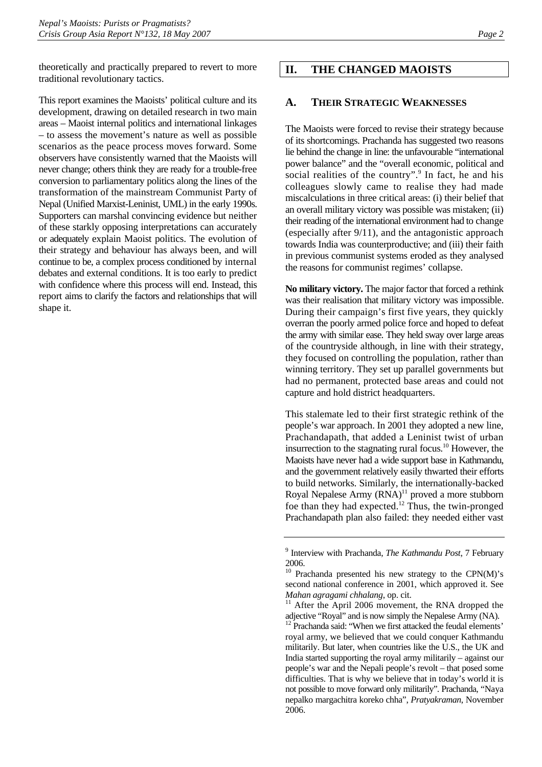theoretically and practically prepared to revert to more traditional revolutionary tactics.

This report examines the Maoists' political culture and its development, drawing on detailed research in two main areas – Maoist internal politics and international linkages – to assess the movement's nature as well as possible scenarios as the peace process moves forward. Some observers have consistently warned that the Maoists will never change; others think they are ready for a trouble-free conversion to parliamentary politics along the lines of the transformation of the mainstream Communist Party of Nepal (Unified Marxist-Leninist, UML) in the early 1990s. Supporters can marshal convincing evidence but neither of these starkly opposing interpretations can accurately or adequately explain Maoist politics. The evolution of their strategy and behaviour has always been, and will continue to be, a complex process conditioned by internal debates and external conditions. It is too early to predict with confidence where this process will end. Instead, this report aims to clarify the factors and relationships that will shape it.

## II. THE CHANGED MAOISTS

### A. THEIR STRATEGIC WEAKNESSES

The Maoists were forced to revise their strategy because of its shortcomings. Prachanda has suggested two reasons lie behind the change in line: the unfavourable "international power balance" and the "overall economic, political and social realities of the country".[9] In fact, he and his colleagues slowly came to realise they had made miscalculations in three critical areas: (i) their belief that an overall military victory was possible was mistaken; (ii) their reading of the international environment had to change (especially after 9/11), and the antagonistic approach towards India was counterproductive; and (iii) their faith in previous communist systems eroded as they analysed the reasons for communist regimes' collapse.

**No military victory.** The major factor that forced a rethink was their realisation that military victory was impossible. During their campaign's first five years, they quickly overran the poorly armed police force and hoped to defeat the army with similar ease. They held sway over large areas of the countryside although, in line with their strategy, they focused on controlling the population, rather than winning territory. They set up parallel governments but had no permanent, protected base areas and could not capture and hold district headquarters.

This stalemate led to their first strategic rethink of the people's war approach. In 2001 they adopted a new line, Prachandapath, that added a Leninist twist of urban insurrection to the stagnating rural focus.[10] However, the Maoists have never had a wide support base in Kathmandu, and the government relatively easily thwarted their efforts to build networks. Similarly, the internationally-backed Royal Nepalese Army (RNA)[11] proved a more stubborn foe than they had expected.[12] Thus, the twin-pronged Prachandapath plan also failed: they needed either vast

---

[9] Interview with Prachanda, *The Kathmandu Post*, 7 February 2006.

[10] Prachanda presented his new strategy to the CPN(M)'s second national conference in 2001, which approved it. See *Mahan agragami chhalang*, op. cit.

[11] After the April 2006 movement, the RNA dropped the adjective "Royal" and is now simply the Nepalese Army (NA).

[12] Prachanda said: "When we first attacked the feudal elements' royal army, we believed that we could conquer Kathmandu militarily. But later, when countries like the U.S., the UK and India started supporting the royal army militarily – against our people's war and the Nepali people's revolt – that posed some difficulties. That is why we believe that in today's world it is not possible to move forward only militarily". Prachanda, "Naya nepalko margachitra koreko chha", *Pratyakraman*, November 2006.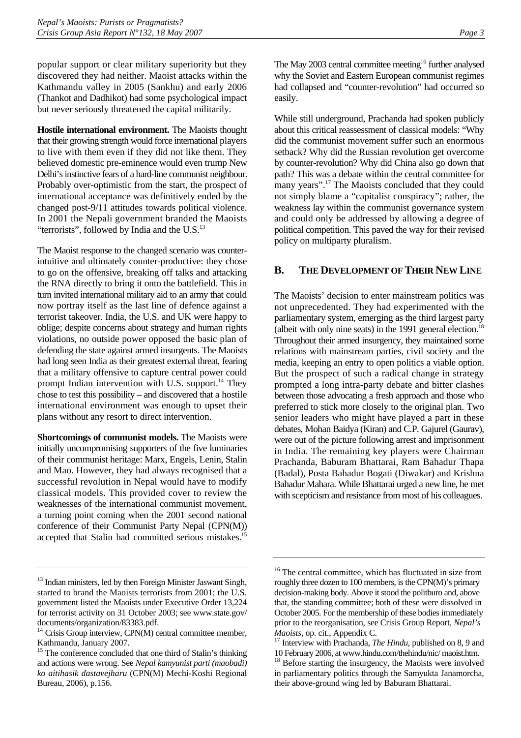popular support or clear military superiority but they discovered they had neither. Maoist attacks within the Kathmandu valley in 2005 (Sankhu) and early 2006 (Thankot and Dadhikot) had some psychological impact but never seriously threatened the capital militarily.

**Hostile international environment.** The Maoists thought that their growing strength would force international players to live with them even if they did not like them. They believed domestic pre-eminence would even trump New Delhi's instinctive fears of a hard-line communist neighbour. Probably over-optimistic from the start, the prospect of international acceptance was definitively ended by the changed post-9/11 attitudes towards political violence. In 2001 the Nepali government branded the Maoists "terrorists", followed by India and the U.S.[13]

The Maoist response to the changed scenario was counter-intuitive and ultimately counter-productive: they chose to go on the offensive, breaking off talks and attacking the RNA directly to bring it onto the battlefield. This in turn invited international military aid to an army that could now portray itself as the last line of defence against a terrorist takeover. India, the U.S. and UK were happy to oblige; despite concerns about strategy and human rights violations, no outside power opposed the basic plan of defending the state against armed insurgents. The Maoists had long seen India as their greatest external threat, fearing that a military offensive to capture central power could prompt Indian intervention with U.S. support.[14] They chose to test this possibility – and discovered that a hostile international environment was enough to upset their plans without any resort to direct intervention.

**Shortcomings of communist models.** The Maoists were initially uncompromising supporters of the five luminaries of their communist heritage: Marx, Engels, Lenin, Stalin and Mao. However, they had always recognised that a successful revolution in Nepal would have to modify classical models. This provided cover to review the weaknesses of the international communist movement, a turning point coming when the 2001 second national conference of their Communist Party Nepal (CPN(M)) accepted that Stalin had committed serious mistakes.[15]

The May 2003 central committee meeting[16] further analysed why the Soviet and Eastern European communist regimes had collapsed and "counter-revolution" had occurred so easily.

While still underground, Prachanda had spoken publicly about this critical reassessment of classical models: "Why did the communist movement suffer such an enormous setback? Why did the Russian revolution get overcome by counter-revolution? Why did China also go down that path? This was a debate within the central committee for many years".[17] The Maoists concluded that they could not simply blame a "capitalist conspiracy"; rather, the weakness lay within the communist governance system and could only be addressed by allowing a degree of political competition. This paved the way for their revised policy on multiparty pluralism.

## B. The Development of Their New Line

The Maoists' decision to enter mainstream politics was not unprecedented. They had experimented with the parliamentary system, emerging as the third largest party (albeit with only nine seats) in the 1991 general election.[18] Throughout their armed insurgency, they maintained some relations with mainstream parties, civil society and the media, keeping an entry to open politics a viable option. But the prospect of such a radical change in strategy prompted a long intra-party debate and bitter clashes between those advocating a fresh approach and those who preferred to stick more closely to the original plan. Two senior leaders who might have played a part in these debates, Mohan Baidya (Kiran) and C.P. Gajurel (Gaurav), were out of the picture following arrest and imprisonment in India. The remaining key players were Chairman Prachanda, Baburam Bhattarai, Ram Bahadur Thapa (Badal), Posta Bahadur Bogati (Diwakar) and Krishna Bahadur Mahara. While Bhattarai urged a new line, he met with scepticism and resistance from most of his colleagues.

---

[13] Indian ministers, led by then Foreign Minister Jaswant Singh, started to brand the Maoists terrorists from 2001; the U.S. government listed the Maoists under Executive Order 13,224 for terrorist activity on 31 October 2003; see www.state.gov/documents/organization/83383.pdf.

[14] Crisis Group interview, CPN(M) central committee member, Kathmandu, January 2007.

[15] The conference concluded that one third of Stalin's thinking and actions were wrong. See *Nepal kamyunist parti (maobadi) ko aitihasik dastavejharu* (CPN(M) Mechi-Koshi Regional Bureau, 2006), p.156.

[16] The central committee, which has fluctuated in size from roughly three dozen to 100 members, is the CPN(M)'s primary decision-making body. Above it stood the politburo and, above that, the standing committee; both of these were dissolved in October 2005. For the membership of these bodies immediately prior to the reorganisation, see Crisis Group Report, *Nepal's Maoists*, op. cit., Appendix C.

[17] Interview with Prachanda, *The Hindu*, published on 8, 9 and 10 February 2006, at www.hindu.com/thehindu/nic/ maoist.htm.

[18] Before starting the insurgency, the Maoists were involved in parliamentary politics through the Samyukta Janamorcha, their above-ground wing led by Baburam Bhattarai.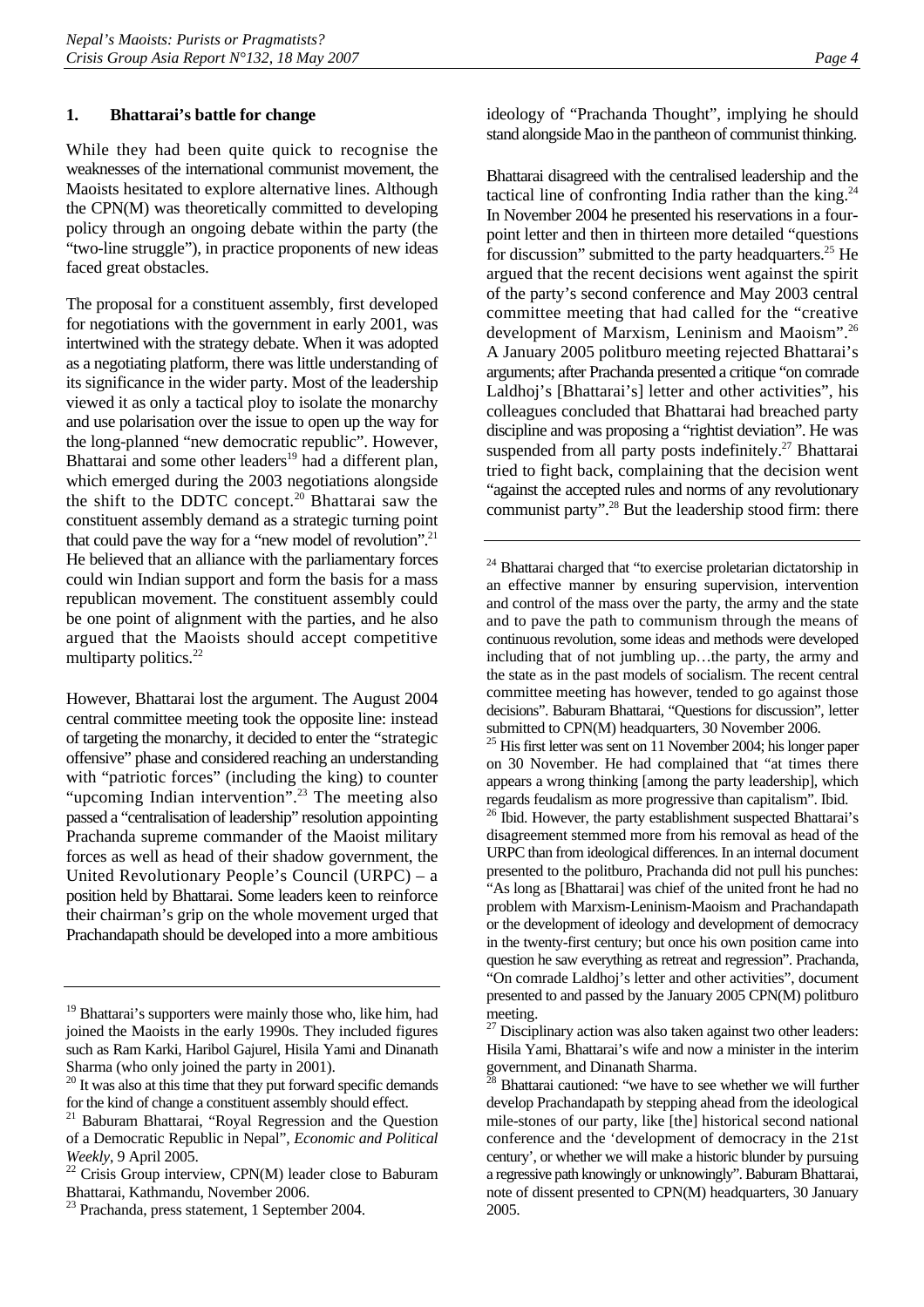### 1. Bhattarai's battle for change

While they had been quite quick to recognise the weaknesses of the international communist movement, the Maoists hesitated to explore alternative lines. Although the CPN(M) was theoretically committed to developing policy through an ongoing debate within the party (the "two-line struggle"), in practice proponents of new ideas faced great obstacles.

The proposal for a constituent assembly, first developed for negotiations with the government in early 2001, was intertwined with the strategy debate. When it was adopted as a negotiating platform, there was little understanding of its significance in the wider party. Most of the leadership viewed it as only a tactical ploy to isolate the monarchy and use polarisation over the issue to open up the way for the long-planned "new democratic republic". However, Bhattarai and some other leaders[19] had a different plan, which emerged during the 2003 negotiations alongside the shift to the DDTC concept.[20] Bhattarai saw the constituent assembly demand as a strategic turning point that could pave the way for a "new model of revolution".[21] He believed that an alliance with the parliamentary forces could win Indian support and form the basis for a mass republican movement. The constituent assembly could be one point of alignment with the parties, and he also argued that the Maoists should accept competitive multiparty politics.[22]

However, Bhattarai lost the argument. The August 2004 central committee meeting took the opposite line: instead of targeting the monarchy, it decided to enter the "strategic offensive" phase and considered reaching an understanding with "patriotic forces" (including the king) to counter "upcoming Indian intervention".[23] The meeting also passed a "centralisation of leadership" resolution appointing Prachanda supreme commander of the Maoist military forces as well as head of their shadow government, the United Revolutionary People's Council (URPC) – a position held by Bhattarai. Some leaders keen to reinforce their chairman's grip on the whole movement urged that Prachandapath should be developed into a more ambitious ideology of "Prachanda Thought", implying he should stand alongside Mao in the pantheon of communist thinking.

Bhattarai disagreed with the centralised leadership and the tactical line of confronting India rather than the king.[24] In November 2004 he presented his reservations in a four-point letter and then in thirteen more detailed "questions for discussion" submitted to the party headquarters.[25] He argued that the recent decisions went against the spirit of the party's second conference and May 2003 central committee meeting that had called for the "creative development of Marxism, Leninism and Maoism".[26] A January 2005 politburo meeting rejected Bhattarai's arguments; after Prachanda presented a critique "on comrade Laldhoj's [Bhattarai's] letter and other activities", his colleagues concluded that Bhattarai had breached party discipline and was proposing a "rightist deviation". He was suspended from all party posts indefinitely.[27] Bhattarai tried to fight back, complaining that the decision went "against the accepted rules and norms of any revolutionary communist party".[28] But the leadership stood firm: there

---

[19] Bhattarai's supporters were mainly those who, like him, had joined the Maoists in the early 1990s. They included figures such as Ram Karki, Haribol Gajurel, Hisila Yami and Dinanath Sharma (who only joined the party in 2001).

[20] It was also at this time that they put forward specific demands for the kind of change a constituent assembly should effect.

[21] Baburam Bhattarai, "Royal Regression and the Question of a Democratic Republic in Nepal", *Economic and Political Weekly*, 9 April 2005.

[22] Crisis Group interview, CPN(M) leader close to Baburam Bhattarai, Kathmandu, November 2006.

[23] Prachanda, press statement, 1 September 2004.

[24] Bhattarai charged that "to exercise proletarian dictatorship in an effective manner by ensuring supervision, intervention and control of the mass over the party, the army and the state and to pave the path to communism through the means of continuous revolution, some ideas and methods were developed including that of not jumbling up…the party, the army and the state as in the past models of socialism. The recent central committee meeting has however, tended to go against those decisions". Baburam Bhattarai, "Questions for discussion", letter submitted to CPN(M) headquarters, 30 November 2006.

[25] His first letter was sent on 11 November 2004; his longer paper on 30 November. He had complained that "at times there appears a wrong thinking [among the party leadership], which regards feudalism as more progressive than capitalism". Ibid.

[26] Ibid. However, the party establishment suspected Bhattarai's disagreement stemmed more from his removal as head of the URPC than from ideological differences. In an internal document presented to the politburo, Prachanda did not pull his punches: "As long as [Bhattarai] was chief of the united front he had no problem with Marxism-Leninism-Maoism and Prachandapath or the development of ideology and development of democracy in the twenty-first century; but once his own position came into question he saw everything as retreat and regression". Prachanda, "On comrade Laldhoj's letter and other activities", document presented to and passed by the January 2005 CPN(M) politburo meeting.

[27] Disciplinary action was also taken against two other leaders: Hisila Yami, Bhattarai's wife and now a minister in the interim government, and Dinanath Sharma.

[28] Bhattarai cautioned: "we have to see whether we will further develop Prachandapath by stepping ahead from the ideological mile-stones of our party, like [the] historical second national conference and the 'development of democracy in the 21st century', or whether we will make a historic blunder by pursuing a regressive path knowingly or unknowingly". Baburam Bhattarai, note of dissent presented to CPN(M) headquarters, 30 January 2005.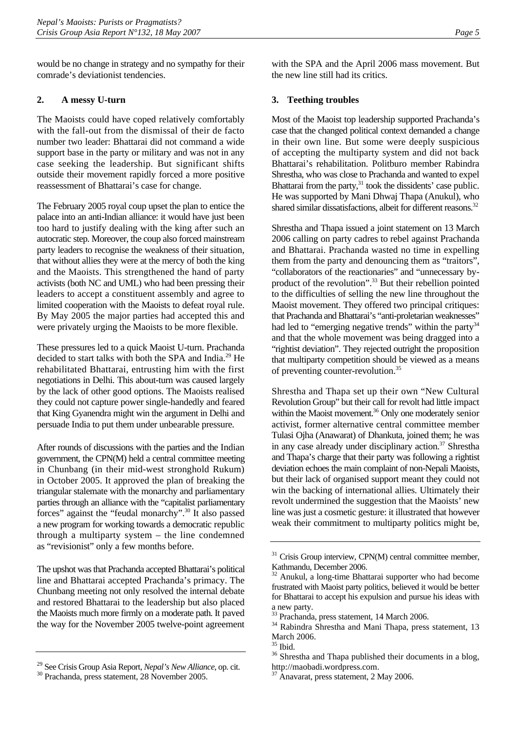would be no change in strategy and no sympathy for their comrade's deviationist tendencies.

### 2. A messy U-turn

The Maoists could have coped relatively comfortably with the fall-out from the dismissal of their de facto number two leader: Bhattarai did not command a wide support base in the party or military and was not in any case seeking the leadership. But significant shifts outside their movement rapidly forced a more positive reassessment of Bhattarai's case for change.

The February 2005 royal coup upset the plan to entice the palace into an anti-Indian alliance: it would have just been too hard to justify dealing with the king after such an autocratic step. Moreover, the coup also forced mainstream party leaders to recognise the weakness of their situation, that without allies they were at the mercy of both the king and the Maoists. This strengthened the hand of party activists (both NC and UML) who had been pressing their leaders to accept a constituent assembly and agree to limited cooperation with the Maoists to defeat royal rule. By May 2005 the major parties had accepted this and were privately urging the Maoists to be more flexible.

These pressures led to a quick Maoist U-turn. Prachanda decided to start talks with both the SPA and India.[29] He rehabilitated Bhattarai, entrusting him with the first negotiations in Delhi. This about-turn was caused largely by the lack of other good options. The Maoists realised they could not capture power single-handedly and feared that King Gyanendra might win the argument in Delhi and persuade India to put them under unbearable pressure.

After rounds of discussions with the parties and the Indian government, the CPN(M) held a central committee meeting in Chunbang (in their mid-west stronghold Rukum) in October 2005. It approved the plan of breaking the triangular stalemate with the monarchy and parliamentary parties through an alliance with the "capitalist parliamentary forces" against the "feudal monarchy".[30] It also passed a new program for working towards a democratic republic through a multiparty system – the line condemned as "revisionist" only a few months before.

The upshot was that Prachanda accepted Bhattarai's political line and Bhattarai accepted Prachanda's primacy. The Chunbang meeting not only resolved the internal debate and restored Bhattarai to the leadership but also placed the Maoists much more firmly on a moderate path. It paved the way for the November 2005 twelve-point agreement with the SPA and the April 2006 mass movement. But the new line still had its critics.

### 3. Teething troubles

Most of the Maoist top leadership supported Prachanda's case that the changed political context demanded a change in their own line. But some were deeply suspicious of accepting the multiparty system and did not back Bhattarai's rehabilitation. Politburo member Rabindra Shrestha, who was close to Prachanda and wanted to expel Bhattarai from the party,[31] took the dissidents' case public. He was supported by Mani Dhwaj Thapa (Anukul), who shared similar dissatisfactions, albeit for different reasons.[32]

Shrestha and Thapa issued a joint statement on 13 March 2006 calling on party cadres to rebel against Prachanda and Bhattarai. Prachanda wasted no time in expelling them from the party and denouncing them as "traitors", "collaborators of the reactionaries" and "unnecessary by-product of the revolution".[33] But their rebellion pointed to the difficulties of selling the new line throughout the Maoist movement. They offered two principal critiques: that Prachanda and Bhattarai's "anti-proletarian weaknesses" had led to "emerging negative trends" within the party[34] and that the whole movement was being dragged into a "rightist deviation". They rejected outright the proposition that multiparty competition should be viewed as a means of preventing counter-revolution.[35]

Shrestha and Thapa set up their own "New Cultural Revolution Group" but their call for revolt had little impact within the Maoist movement.[36] Only one moderately senior activist, former alternative central committee member Tulasi Ojha (Anawarat) of Dhankuta, joined them; he was in any case already under disciplinary action.[37] Shrestha and Thapa's charge that their party was following a rightist deviation echoes the main complaint of non-Nepali Maoists, but their lack of organised support meant they could not win the backing of international allies. Ultimately their revolt undermined the suggestion that the Maoists' new line was just a cosmetic gesture: it illustrated that however weak their commitment to multiparty politics might be,

---

[29] See Crisis Group Asia Report, *Nepal's New Alliance*, op. cit.

[30] Prachanda, press statement, 28 November 2005.

[31] Crisis Group interview, CPN(M) central committee member, Kathmandu, December 2006.

[32] Anukul, a long-time Bhattarai supporter who had become frustrated with Maoist party politics, believed it would be better for Bhattarai to accept his expulsion and pursue his ideas with a new party.

[33] Prachanda, press statement, 14 March 2006.

[34] Rabindra Shrestha and Mani Thapa, press statement, 13 March 2006.

[35] Ibid.

[36] Shrestha and Thapa published their documents in a blog, http://maobadi.wordpress.com.

[37] Anavarat, press statement, 2 May 2006.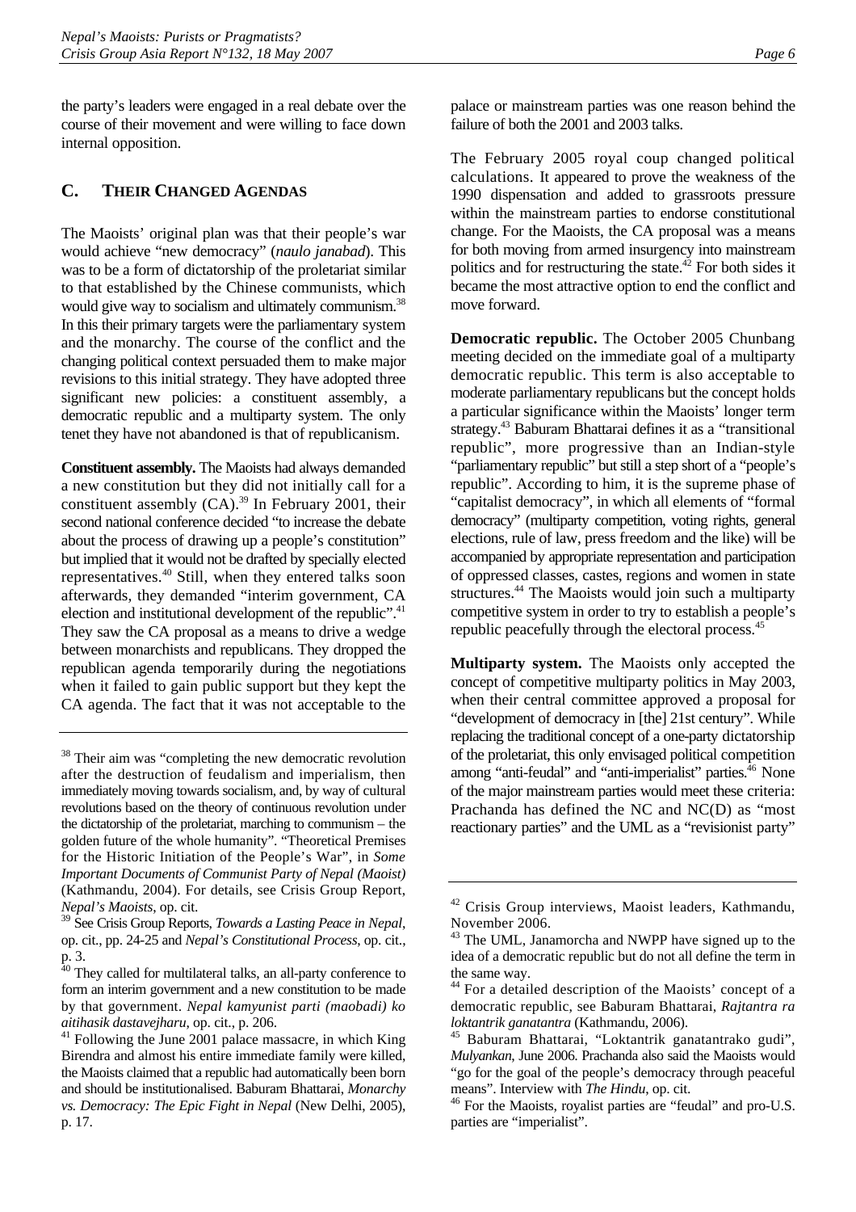the party's leaders were engaged in a real debate over the course of their movement and were willing to face down internal opposition.

## C. Their Changed Agendas

The Maoists' original plan was that their people's war would achieve "new democracy" (*naulo janabad*). This was to be a form of dictatorship of the proletariat similar to that established by the Chinese communists, which would give way to socialism and ultimately communism.[38] In this their primary targets were the parliamentary system and the monarchy. The course of the conflict and the changing political context persuaded them to make major revisions to this initial strategy. They have adopted three significant new policies: a constituent assembly, a democratic republic and a multiparty system. The only tenet they have not abandoned is that of republicanism.

**Constituent assembly.** The Maoists had always demanded a new constitution but they did not initially call for a constituent assembly (CA).[39] In February 2001, their second national conference decided "to increase the debate about the process of drawing up a people's constitution" but implied that it would not be drafted by specially elected representatives.[40] Still, when they entered talks soon afterwards, they demanded "interim government, CA election and institutional development of the republic".[41] They saw the CA proposal as a means to drive a wedge between monarchists and republicans. They dropped the republican agenda temporarily during the negotiations when it failed to gain public support but they kept the CA agenda. The fact that it was not acceptable to the palace or mainstream parties was one reason behind the failure of both the 2001 and 2003 talks.

The February 2005 royal coup changed political calculations. It appeared to prove the weakness of the 1990 dispensation and added to grassroots pressure within the mainstream parties to endorse constitutional change. For the Maoists, the CA proposal was a means for both moving from armed insurgency into mainstream politics and for restructuring the state.[42] For both sides it became the most attractive option to end the conflict and move forward.

**Democratic republic.** The October 2005 Chunbang meeting decided on the immediate goal of a multiparty democratic republic. This term is also acceptable to moderate parliamentary republicans but the concept holds a particular significance within the Maoists' longer term strategy.[43] Baburam Bhattarai defines it as a "transitional republic", more progressive than an Indian-style "parliamentary republic" but still a step short of a "people's republic". According to him, it is the supreme phase of "capitalist democracy", in which all elements of "formal democracy" (multiparty competition, voting rights, general elections, rule of law, press freedom and the like) will be accompanied by appropriate representation and participation of oppressed classes, castes, regions and women in state structures.[44] The Maoists would join such a multiparty competitive system in order to try to establish a people's republic peacefully through the electoral process.[45]

**Multiparty system.** The Maoists only accepted the concept of competitive multiparty politics in May 2003, when their central committee approved a proposal for "development of democracy in [the] 21st century". While replacing the traditional concept of a one-party dictatorship of the proletariat, this only envisaged political competition among "anti-feudal" and "anti-imperialist" parties.[46] None of the major mainstream parties would meet these criteria: Prachanda has defined the NC and NC(D) as "most reactionary parties" and the UML as a "revisionist party"

---

[38] Their aim was "completing the new democratic revolution after the destruction of feudalism and imperialism, then immediately moving towards socialism, and, by way of cultural revolutions based on the theory of continuous revolution under the dictatorship of the proletariat, marching to communism – the golden future of the whole humanity". "Theoretical Premises for the Historic Initiation of the People's War", in *Some Important Documents of Communist Party of Nepal (Maoist)* (Kathmandu, 2004). For details, see Crisis Group Report, *Nepal's Maoists*, op. cit.

[39] See Crisis Group Reports, *Towards a Lasting Peace in Nepal*, op. cit., pp. 24-25 and *Nepal's Constitutional Process*, op. cit., p. 3.

[40] They called for multilateral talks, an all-party conference to form an interim government and a new constitution to be made by that government. *Nepal kamyunist parti (maobadi) ko aitihasik dastavejharu*, op. cit., p. 206.

[41] Following the June 2001 palace massacre, in which King Birendra and almost his entire immediate family were killed, the Maoists claimed that a republic had automatically been born and should be institutionalised. Baburam Bhattarai, *Monarchy vs. Democracy: The Epic Fight in Nepal* (New Delhi, 2005), p. 17.

[42] Crisis Group interviews, Maoist leaders, Kathmandu, November 2006.

[43] The UML, Janamorcha and NWPP have signed up to the idea of a democratic republic but do not all define the term in the same way.

[44] For a detailed description of the Maoists' concept of a democratic republic, see Baburam Bhattarai, *Rajtantra ra loktantrik ganatantra* (Kathmandu, 2006).

[45] Baburam Bhattarai, "Loktantrik ganatantrako gudi", *Mulyankan*, June 2006. Prachanda also said the Maoists would "go for the goal of the people's democracy through peaceful means". Interview with *The Hindu*, op. cit.

[46] For the Maoists, royalist parties are "feudal" and pro-U.S. parties are "imperialist".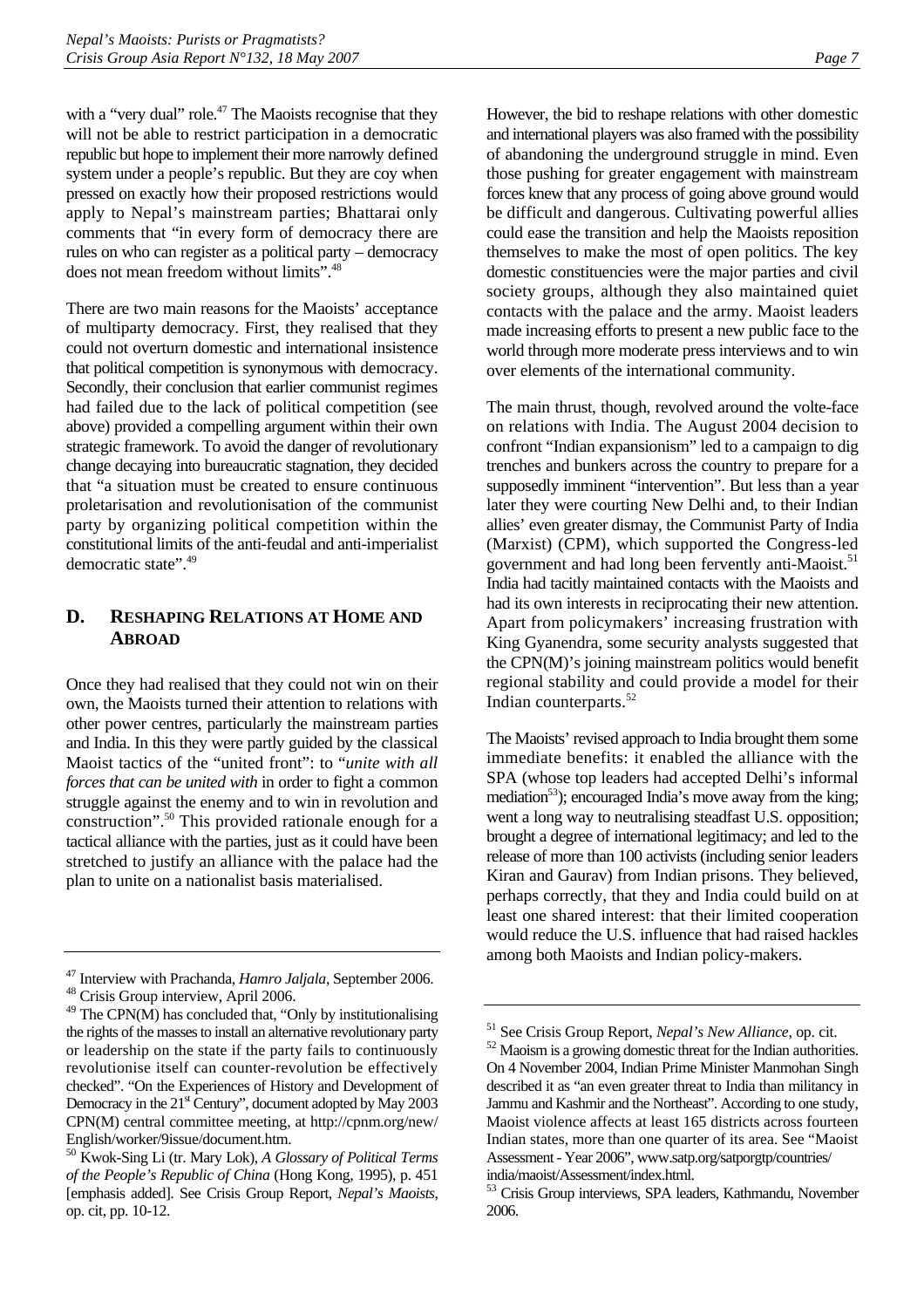with a "very dual" role.[47] The Maoists recognise that they will not be able to restrict participation in a democratic republic but hope to implement their more narrowly defined system under a people's republic. But they are coy when pressed on exactly how their proposed restrictions would apply to Nepal's mainstream parties; Bhattarai only comments that "in every form of democracy there are rules on who can register as a political party – democracy does not mean freedom without limits".[48]

There are two main reasons for the Maoists' acceptance of multiparty democracy. First, they realised that they could not overturn domestic and international insistence that political competition is synonymous with democracy. Secondly, their conclusion that earlier communist regimes had failed due to the lack of political competition (see above) provided a compelling argument within their own strategic framework. To avoid the danger of revolutionary change decaying into bureaucratic stagnation, they decided that "a situation must be created to ensure continuous proletarisation and revolutionisation of the communist party by organizing political competition within the constitutional limits of the anti-feudal and anti-imperialist democratic state".[49]

## D. RESHAPING RELATIONS AT HOME AND ABROAD

Once they had realised that they could not win on their own, the Maoists turned their attention to relations with other power centres, particularly the mainstream parties and India. In this they were partly guided by the classical Maoist tactics of the "united front": to "*unite with all forces that can be united with* in order to fight a common struggle against the enemy and to win in revolution and construction".[50] This provided rationale enough for a tactical alliance with the parties, just as it could have been stretched to justify an alliance with the palace had the plan to unite on a nationalist basis materialised.

However, the bid to reshape relations with other domestic and international players was also framed with the possibility of abandoning the underground struggle in mind. Even those pushing for greater engagement with mainstream forces knew that any process of going above ground would be difficult and dangerous. Cultivating powerful allies could ease the transition and help the Maoists reposition themselves to make the most of open politics. The key domestic constituencies were the major parties and civil society groups, although they also maintained quiet contacts with the palace and the army. Maoist leaders made increasing efforts to present a new public face to the world through more moderate press interviews and to win over elements of the international community.

The main thrust, though, revolved around the volte-face on relations with India. The August 2004 decision to confront "Indian expansionism" led to a campaign to dig trenches and bunkers across the country to prepare for a supposedly imminent "intervention". But less than a year later they were courting New Delhi and, to their Indian allies' even greater dismay, the Communist Party of India (Marxist) (CPM), which supported the Congress-led government and had long been fervently anti-Maoist.[51] India had tacitly maintained contacts with the Maoists and had its own interests in reciprocating their new attention. Apart from policymakers' increasing frustration with King Gyanendra, some security analysts suggested that the CPN(M)'s joining mainstream politics would benefit regional stability and could provide a model for their Indian counterparts.[52]

The Maoists' revised approach to India brought them some immediate benefits: it enabled the alliance with the SPA (whose top leaders had accepted Delhi's informal mediation[53]); encouraged India's move away from the king; went a long way to neutralising steadfast U.S. opposition; brought a degree of international legitimacy; and led to the release of more than 100 activists (including senior leaders Kiran and Gaurav) from Indian prisons. They believed, perhaps correctly, that they and India could build on at least one shared interest: that their limited cooperation would reduce the U.S. influence that had raised hackles among both Maoists and Indian policy-makers.

---

[47] Interview with Prachanda, *Hamro Jaljala*, September 2006.

[48] Crisis Group interview, April 2006.

[49] The CPN(M) has concluded that, "Only by institutionalising the rights of the masses to install an alternative revolutionary party or leadership on the state if the party fails to continuously revolutionise itself can counter-revolution be effectively checked". "On the Experiences of History and Development of Democracy in the 21st Century", document adopted by May 2003 CPN(M) central committee meeting, at http://cpnm.org/new/English/worker/9issue/document.htm.

[50] Kwok-Sing Li (tr. Mary Lok), *A Glossary of Political Terms of the People's Republic of China* (Hong Kong, 1995), p. 451 [emphasis added]. See Crisis Group Report, *Nepal's Maoists*, op. cit, pp. 10-12.

[51] See Crisis Group Report, *Nepal's New Alliance*, op. cit.

[52] Maoism is a growing domestic threat for the Indian authorities. On 4 November 2004, Indian Prime Minister Manmohan Singh described it as "an even greater threat to India than militancy in Jammu and Kashmir and the Northeast". According to one study, Maoist violence affects at least 165 districts across fourteen Indian states, more than one quarter of its area. See "Maoist Assessment - Year 2006", www.satp.org/satporgtp/countries/india/maoist/Assessment/index.html.

[53] Crisis Group interviews, SPA leaders, Kathmandu, November 2006.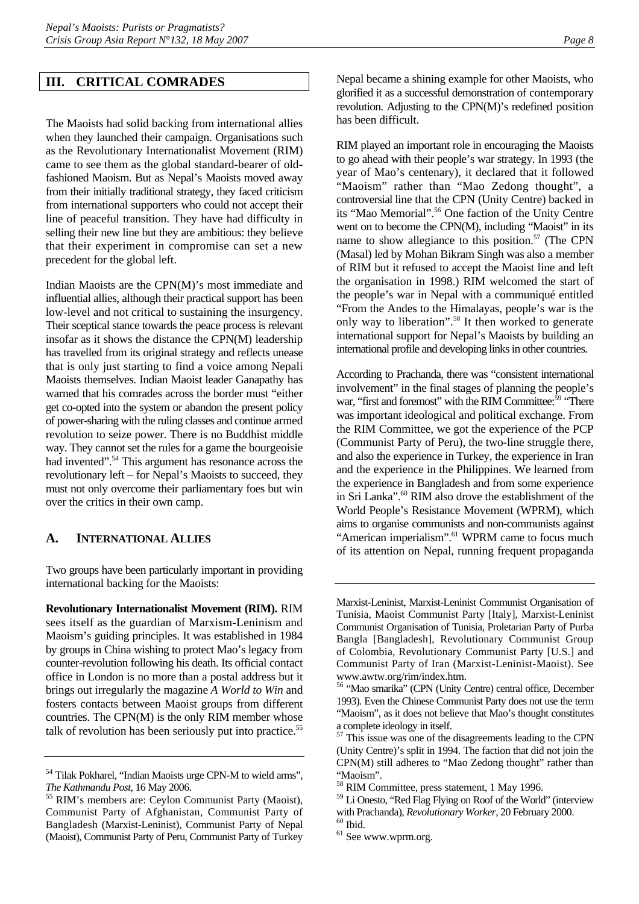## III. CRITICAL COMRADES

The Maoists had solid backing from international allies when they launched their campaign. Organisations such as the Revolutionary Internationalist Movement (RIM) came to see them as the global standard-bearer of old-fashioned Maoism. But as Nepal's Maoists moved away from their initially traditional strategy, they faced criticism from international supporters who could not accept their line of peaceful transition. They have had difficulty in selling their new line but they are ambitious: they believe that their experiment in compromise can set a new precedent for the global left.

Indian Maoists are the CPN(M)'s most immediate and influential allies, although their practical support has been low-level and not critical to sustaining the insurgency. Their sceptical stance towards the peace process is relevant insofar as it shows the distance the CPN(M) leadership has travelled from its original strategy and reflects unease that is only just starting to find a voice among Nepali Maoists themselves. Indian Maoist leader Ganapathy has warned that his comrades across the border must "either get co-opted into the system or abandon the present policy of power-sharing with the ruling classes and continue armed revolution to seize power. There is no Buddhist middle way. They cannot set the rules for a game the bourgeoisie had invented".[54] This argument has resonance across the revolutionary left – for Nepal's Maoists to succeed, they must not only overcome their parliamentary foes but win over the critics in their own camp.

### A. International Allies

Two groups have been particularly important in providing international backing for the Maoists:

**Revolutionary Internationalist Movement (RIM).** RIM sees itself as the guardian of Marxism-Leninism and Maoism's guiding principles. It was established in 1984 by groups in China wishing to protect Mao's legacy from counter-revolution following his death. Its official contact office in London is no more than a postal address but it brings out irregularly the magazine *A World to Win* and fosters contacts between Maoist groups from different countries. The CPN(M) is the only RIM member whose talk of revolution has been seriously put into practice.[55] Nepal became a shining example for other Maoists, who glorified it as a successful demonstration of contemporary revolution. Adjusting to the CPN(M)'s redefined position has been difficult.

RIM played an important role in encouraging the Maoists to go ahead with their people's war strategy. In 1993 (the year of Mao's centenary), it declared that it followed "Maoism" rather than "Mao Zedong thought", a controversial line that the CPN (Unity Centre) backed in its "Mao Memorial".[56] One faction of the Unity Centre went on to become the CPN(M), including "Maoist" in its name to show allegiance to this position.[57] (The CPN (Masal) led by Mohan Bikram Singh was also a member of RIM but it refused to accept the Maoist line and left the organisation in 1998.) RIM welcomed the start of the people's war in Nepal with a communiqué entitled "From the Andes to the Himalayas, people's war is the only way to liberation".[58] It then worked to generate international support for Nepal's Maoists by building an international profile and developing links in other countries.

According to Prachanda, there was "consistent international involvement" in the final stages of planning the people's war, "first and foremost" with the RIM Committee:[59] "There was important ideological and political exchange. From the RIM Committee, we got the experience of the PCP (Communist Party of Peru), the two-line struggle there, and also the experience in Turkey, the experience in Iran and the experience in the Philippines. We learned from the experience in Bangladesh and from some experience in Sri Lanka".[60] RIM also drove the establishment of the World People's Resistance Movement (WPRM), which aims to organise communists and non-communists against "American imperialism".[61] WPRM came to focus much of its attention on Nepal, running frequent propaganda

---

[54] Tilak Pokharel, "Indian Maoists urge CPN-M to wield arms", *The Kathmandu Post*, 16 May 2006.

[55] RIM's members are: Ceylon Communist Party (Maoist), Communist Party of Afghanistan, Communist Party of Bangladesh (Marxist-Leninist), Communist Party of Nepal (Maoist), Communist Party of Peru, Communist Party of Turkey Marxist-Leninist, Marxist-Leninist Communist Organisation of Tunisia, Maoist Communist Party [Italy], Marxist-Leninist Communist Organisation of Tunisia, Proletarian Party of Purba Bangla [Bangladesh], Revolutionary Communist Group of Colombia, Revolutionary Communist Party [U.S.] and Communist Party of Iran (Marxist-Leninist-Maoist). See www.awtw.org/rim/index.htm.

[56] "Mao smarika" (CPN (Unity Centre) central office, December 1993). Even the Chinese Communist Party does not use the term "Maoism", as it does not believe that Mao's thought constitutes a complete ideology in itself.

[57] This issue was one of the disagreements leading to the CPN (Unity Centre)'s split in 1994. The faction that did not join the CPN(M) still adheres to "Mao Zedong thought" rather than "Maoism".

[58] RIM Committee, press statement, 1 May 1996.

[59] Li Onesto, "Red Flag Flying on Roof of the World" (interview with Prachanda), *Revolutionary Worker*, 20 February 2000.

[60] Ibid.

[61] See www.wprm.org.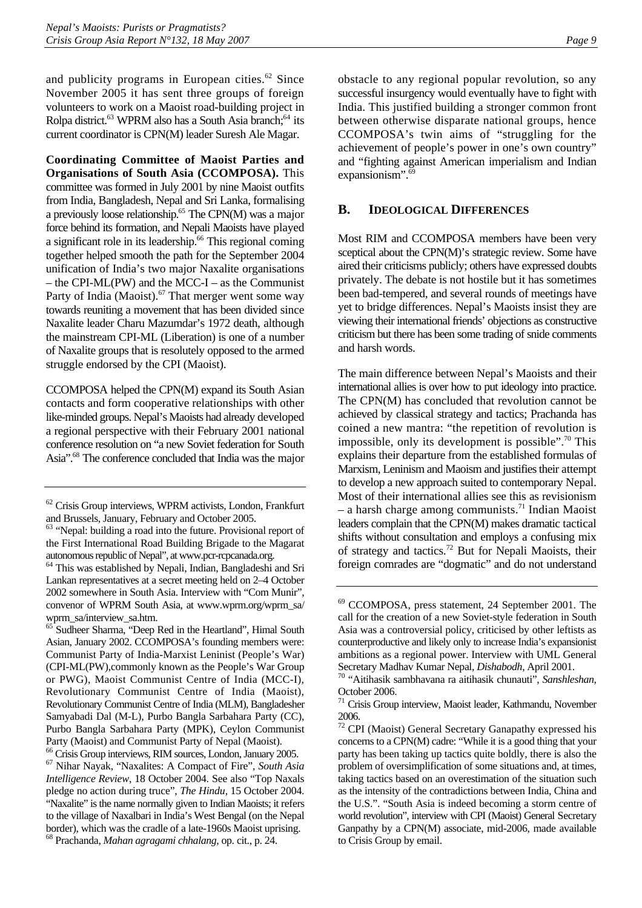and publicity programs in European cities.[62] Since November 2005 it has sent three groups of foreign volunteers to work on a Maoist road-building project in Rolpa district.[63] WPRM also has a South Asia branch;[64] its current coordinator is CPN(M) leader Suresh Ale Magar.

**Coordinating Committee of Maoist Parties and Organisations of South Asia (CCOMPOSA).** This committee was formed in July 2001 by nine Maoist outfits from India, Bangladesh, Nepal and Sri Lanka, formalising a previously loose relationship.[65] The CPN(M) was a major force behind its formation, and Nepali Maoists have played a significant role in its leadership.[66] This regional coming together helped smooth the path for the September 2004 unification of India's two major Naxalite organisations – the CPI-ML(PW) and the MCC-I – as the Communist Party of India (Maoist).[67] That merger went some way towards reuniting a movement that has been divided since Naxalite leader Charu Mazumdar's 1972 death, although the mainstream CPI-ML (Liberation) is one of a number of Naxalite groups that is resolutely opposed to the armed struggle endorsed by the CPI (Maoist).

CCOMPOSA helped the CPN(M) expand its South Asian contacts and form cooperative relationships with other like-minded groups. Nepal's Maoists had already developed a regional perspective with their February 2001 national conference resolution on "a new Soviet federation for South Asia".[68] The conference concluded that India was the major obstacle to any regional popular revolution, so any successful insurgency would eventually have to fight with India. This justified building a stronger common front between otherwise disparate national groups, hence CCOMPOSA's twin aims of "struggling for the achievement of people's power in one's own country" and "fighting against American imperialism and Indian expansionism".[69]

## B. IDEOLOGICAL DIFFERENCES

Most RIM and CCOMPOSA members have been very sceptical about the CPN(M)'s strategic review. Some have aired their criticisms publicly; others have expressed doubts privately. The debate is not hostile but it has sometimes been bad-tempered, and several rounds of meetings have yet to bridge differences. Nepal's Maoists insist they are viewing their international friends' objections as constructive criticism but there has been some trading of snide comments and harsh words.

The main difference between Nepal's Maoists and their international allies is over how to put ideology into practice. The CPN(M) has concluded that revolution cannot be achieved by classical strategy and tactics; Prachanda has coined a new mantra: "the repetition of revolution is impossible, only its development is possible".[70] This explains their departure from the established formulas of Marxism, Leninism and Maoism and justifies their attempt to develop a new approach suited to contemporary Nepal. Most of their international allies see this as revisionism – a harsh charge among communists.[71] Indian Maoist leaders complain that the CPN(M) makes dramatic tactical shifts without consultation and employs a confusing mix of strategy and tactics.[72] But for Nepali Maoists, their foreign comrades are "dogmatic" and do not understand

---

[62] Crisis Group interviews, WPRM activists, London, Frankfurt and Brussels, January, February and October 2005.

[63] "Nepal: building a road into the future. Provisional report of the First International Road Building Brigade to the Magarat autonomous republic of Nepal", at www.pcr-rcpcanada.org.

[64] This was established by Nepali, Indian, Bangladeshi and Sri Lankan representatives at a secret meeting held on 2–4 October 2002 somewhere in South Asia. Interview with "Com Munir", convenor of WPRM South Asia, at www.wprm.org/wprm_sa/wprm_sa/interview_sa.htm.

[65] Sudheer Sharma, "Deep Red in the Heartland", Himal South Asian, January 2002. CCOMPOSA's founding members were: Communist Party of India-Marxist Leninist (People's War) (CPI-ML(PW),commonly known as the People's War Group or PWG), Maoist Communist Centre of India (MCC-I), Revolutionary Communist Centre of India (Maoist), Revolutionary Communist Centre of India (MLM), Bangladesher Samyabadi Dal (M-L), Purbo Bangla Sarbahara Party (CC), Purbo Bangla Sarbahara Party (MPK), Ceylon Communist Party (Maoist) and Communist Party of Nepal (Maoist).

[66] Crisis Group interviews, RIM sources, London, January 2005.

[67] Nihar Nayak, "Naxalites: A Compact of Fire", *South Asia Intelligence Review*, 18 October 2004. See also "Top Naxals pledge no action during truce", *The Hindu*, 15 October 2004. "Naxalite" is the name normally given to Indian Maoists; it refers to the village of Naxalbari in India's West Bengal (on the Nepal border), which was the cradle of a late-1960s Maoist uprising.

[68] Prachanda, *Mahan agragami chhalang*, op. cit., p. 24.

[69] CCOMPOSA, press statement, 24 September 2001. The call for the creation of a new Soviet-style federation in South Asia was a controversial policy, criticised by other leftists as counterproductive and likely only to increase India's expansionist ambitions as a regional power. Interview with UML General Secretary Madhav Kumar Nepal, *Dishabodh*, April 2001.

[70] "Aitihasik sambhavana ra aitihasik chunauti", *Sanshleshan*, October 2006.

[71] Crisis Group interview, Maoist leader, Kathmandu, November 2006.

[72] CPI (Maoist) General Secretary Ganapathy expressed his concerns to a CPN(M) cadre: "While it is a good thing that your party has been taking up tactics quite boldly, there is also the problem of oversimplification of some situations and, at times, taking tactics based on an overestimation of the situation such as the intensity of the contradictions between India, China and the U.S.". "South Asia is indeed becoming a storm centre of world revolution", interview with CPI (Maoist) General Secretary Ganpathy by a CPN(M) associate, mid-2006, made available to Crisis Group by email.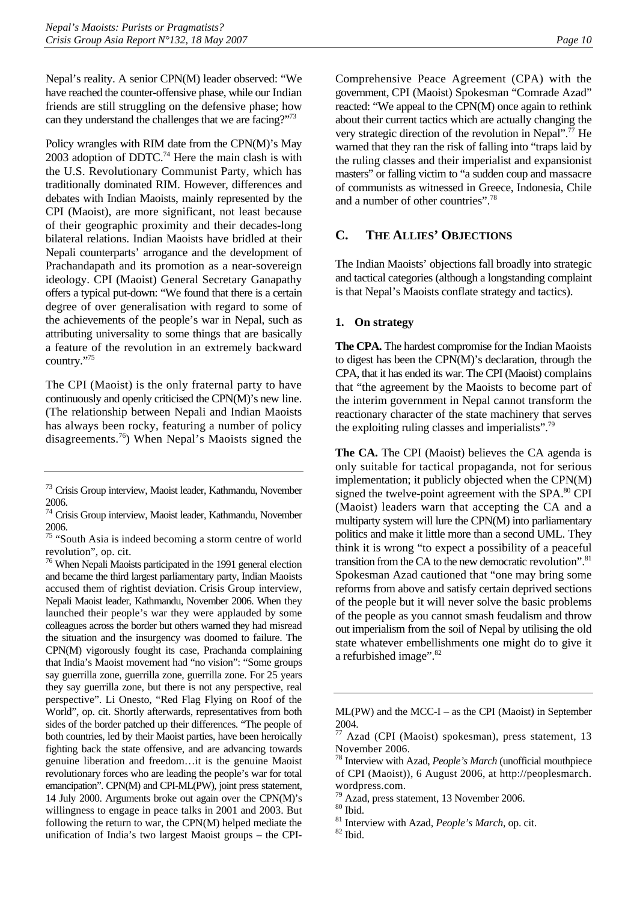Nepal's reality. A senior CPN(M) leader observed: "We have reached the counter-offensive phase, while our Indian friends are still struggling on the defensive phase; how can they understand the challenges that we are facing?"[73]

Policy wrangles with RIM date from the CPN(M)'s May 2003 adoption of DDTC.[74] Here the main clash is with the U.S. Revolutionary Communist Party, which has traditionally dominated RIM. However, differences and debates with Indian Maoists, mainly represented by the CPI (Maoist), are more significant, not least because of their geographic proximity and their decades-long bilateral relations. Indian Maoists have bridled at their Nepali counterparts' arrogance and the development of Prachandapath and its promotion as a near-sovereign ideology. CPI (Maoist) General Secretary Ganapathy offers a typical put-down: "We found that there is a certain degree of over generalisation with regard to some of the achievements of the people's war in Nepal, such as attributing universality to some things that are basically a feature of the revolution in an extremely backward country."[75]

The CPI (Maoist) is the only fraternal party to have continuously and openly criticised the CPN(M)'s new line. (The relationship between Nepali and Indian Maoists has always been rocky, featuring a number of policy disagreements.[76]) When Nepal's Maoists signed the Comprehensive Peace Agreement (CPA) with the government, CPI (Maoist) Spokesman "Comrade Azad" reacted: "We appeal to the CPN(M) once again to rethink about their current tactics which are actually changing the very strategic direction of the revolution in Nepal".[77] He warned that they ran the risk of falling into "traps laid by the ruling classes and their imperialist and expansionist masters" or falling victim to "a sudden coup and massacre of communists as witnessed in Greece, Indonesia, Chile and a number of other countries".[78]

## C. The Allies' Objections

The Indian Maoists' objections fall broadly into strategic and tactical categories (although a longstanding complaint is that Nepal's Maoists conflate strategy and tactics).

### 1. On strategy

**The CPA.** The hardest compromise for the Indian Maoists to digest has been the CPN(M)'s declaration, through the CPA, that it has ended its war. The CPI (Maoist) complains that "the agreement by the Maoists to become part of the interim government in Nepal cannot transform the reactionary character of the state machinery that serves the exploiting ruling classes and imperialists".[79]

**The CA.** The CPI (Maoist) believes the CA agenda is only suitable for tactical propaganda, not for serious implementation; it publicly objected when the CPN(M) signed the twelve-point agreement with the SPA.[80] CPI (Maoist) leaders warn that accepting the CA and a multiparty system will lure the CPN(M) into parliamentary politics and make it little more than a second UML. They think it is wrong "to expect a possibility of a peaceful transition from the CA to the new democratic revolution".[81] Spokesman Azad cautioned that "one may bring some reforms from above and satisfy certain deprived sections of the people but it will never solve the basic problems of the people as you cannot smash feudalism and throw out imperialism from the soil of Nepal by utilising the old state whatever embellishments one might do to give it a refurbished image".[82]

---

[73] Crisis Group interview, Maoist leader, Kathmandu, November 2006.

[74] Crisis Group interview, Maoist leader, Kathmandu, November 2006.

[75] "South Asia is indeed becoming a storm centre of world revolution", op. cit.

[76] When Nepali Maoists participated in the 1991 general election and became the third largest parliamentary party, Indian Maoists accused them of rightist deviation. Crisis Group interview, Nepali Maoist leader, Kathmandu, November 2006. When they launched their people's war they were applauded by some colleagues across the border but others warned they had misread the situation and the insurgency was doomed to failure. The CPN(M) vigorously fought its case, Prachanda complaining that India's Maoist movement had "no vision": "Some groups say guerrilla zone, guerrilla zone, guerrilla zone. For 25 years they say guerrilla zone, but there is not any perspective, real perspective". Li Onesto, "Red Flag Flying on Roof of the World", op. cit. Shortly afterwards, representatives from both sides of the border patched up their differences. "The people of both countries, led by their Maoist parties, have been heroically fighting back the state offensive, and are advancing towards genuine liberation and freedom…it is the genuine Maoist revolutionary forces who are leading the people's war for total emancipation". CPN(M) and CPI-ML(PW), joint press statement, 14 July 2000. Arguments broke out again over the CPN(M)'s willingness to engage in peace talks in 2001 and 2003. But following the return to war, the CPN(M) helped mediate the unification of India's two largest Maoist groups – the CPI-ML(PW) and the MCC-I – as the CPI (Maoist) in September 2004.

[77] Azad (CPI (Maoist) spokesman), press statement, 13 November 2006.

[78] Interview with Azad, *People's March* (unofficial mouthpiece of CPI (Maoist)), 6 August 2006, at http://peoplesmarch.wordpress.com.

[79] Azad, press statement, 13 November 2006.

[80] Ibid.

[81] Interview with Azad, *People's March*, op. cit.

[82] Ibid.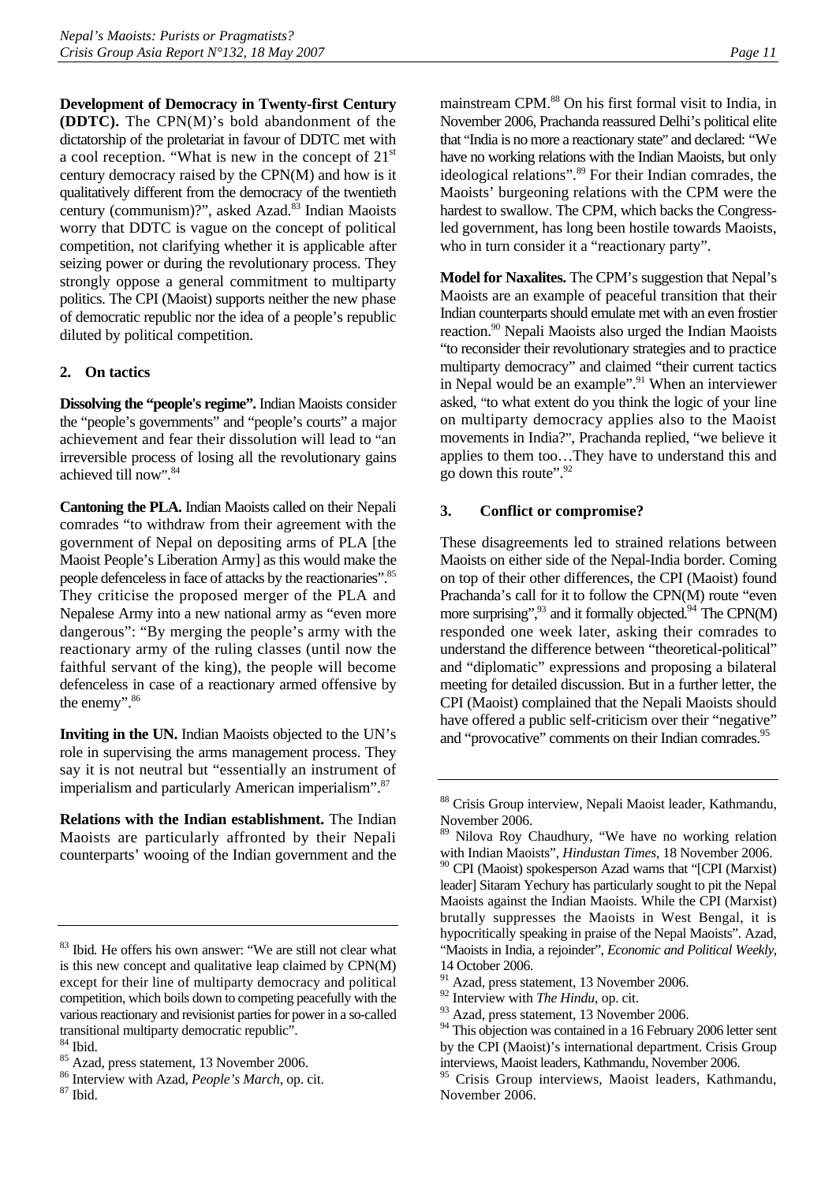**Development of Democracy in Twenty-first Century (DDTC).** The CPN(M)'s bold abandonment of the dictatorship of the proletariat in favour of DDTC met with a cool reception. "What is new in the concept of 21st century democracy raised by the CPN(M) and how is it qualitatively different from the democracy of the twentieth century (communism)?", asked Azad.[83] Indian Maoists worry that DDTC is vague on the concept of political competition, not clarifying whether it is applicable after seizing power or during the revolutionary process. They strongly oppose a general commitment to multiparty politics. The CPI (Maoist) supports neither the new phase of democratic republic nor the idea of a people's republic diluted by political competition.

### 2. On tactics

**Dissolving the "people's regime".** Indian Maoists consider the "people's governments" and "people's courts" a major achievement and fear their dissolution will lead to "an irreversible process of losing all the revolutionary gains achieved till now".[84]

**Cantoning the PLA.** Indian Maoists called on their Nepali comrades "to withdraw from their agreement with the government of Nepal on depositing arms of PLA [the Maoist People's Liberation Army] as this would make the people defenceless in face of attacks by the reactionaries".[85] They criticise the proposed merger of the PLA and Nepalese Army into a new national army as "even more dangerous": "By merging the people's army with the reactionary army of the ruling classes (until now the faithful servant of the king), the people will become defenceless in case of a reactionary armed offensive by the enemy".[86]

**Inviting in the UN.** Indian Maoists objected to the UN's role in supervising the arms management process. They say it is not neutral but "essentially an instrument of imperialism and particularly American imperialism".[87]

**Relations with the Indian establishment.** The Indian Maoists are particularly affronted by their Nepali counterparts' wooing of the Indian government and the mainstream CPM.[88] On his first formal visit to India, in November 2006, Prachanda reassured Delhi's political elite that "India is no more a reactionary state" and declared: "We have no working relations with the Indian Maoists, but only ideological relations".[89] For their Indian comrades, the Maoists' burgeoning relations with the CPM were the hardest to swallow. The CPM, which backs the Congress-led government, has long been hostile towards Maoists, who in turn consider it a "reactionary party".

**Model for Naxalites.** The CPM's suggestion that Nepal's Maoists are an example of peaceful transition that their Indian counterparts should emulate met with an even frostier reaction.[90] Nepali Maoists also urged the Indian Maoists "to reconsider their revolutionary strategies and to practice multiparty democracy" and claimed "their current tactics in Nepal would be an example".[91] When an interviewer asked, "to what extent do you think the logic of your line on multiparty democracy applies also to the Maoist movements in India?", Prachanda replied, "we believe it applies to them too…They have to understand this and go down this route".[92]

### 3. Conflict or compromise?

These disagreements led to strained relations between Maoists on either side of the Nepal-India border. Coming on top of their other differences, the CPI (Maoist) found Prachanda's call for it to follow the CPN(M) route "even more surprising",[93] and it formally objected.[94] The CPN(M) responded one week later, asking their comrades to understand the difference between "theoretical-political" and "diplomatic" expressions and proposing a bilateral meeting for detailed discussion. But in a further letter, the CPI (Maoist) complained that the Nepali Maoists should have offered a public self-criticism over their "negative" and "provocative" comments on their Indian comrades.[95]

---

[83] Ibid. He offers his own answer: "We are still not clear what is this new concept and qualitative leap claimed by CPN(M) except for their line of multiparty democracy and political competition, which boils down to competing peacefully with the various reactionary and revisionist parties for power in a so-called transitional multiparty democratic republic".

[84] Ibid.

[85] Azad, press statement, 13 November 2006.

[86] Interview with Azad, *People's March*, op. cit.

[87] Ibid.

[88] Crisis Group interview, Nepali Maoist leader, Kathmandu, November 2006.

[89] Nilova Roy Chaudhury, "We have no working relation with Indian Maoists", *Hindustan Times*, 18 November 2006.

[90] CPI (Maoist) spokesperson Azad warns that "[CPI (Marxist) leader] Sitaram Yechury has particularly sought to pit the Nepal Maoists against the Indian Maoists. While the CPI (Marxist) brutally suppresses the Maoists in West Bengal, it is hypocritically speaking in praise of the Nepal Maoists". Azad, "Maoists in India, a rejoinder", *Economic and Political Weekly*, 14 October 2006.

[91] Azad, press statement, 13 November 2006.

[92] Interview with *The Hindu*, op. cit.

[93] Azad, press statement, 13 November 2006.

[94] This objection was contained in a 16 February 2006 letter sent by the CPI (Maoist)'s international department. Crisis Group interviews, Maoist leaders, Kathmandu, November 2006.

[95] Crisis Group interviews, Maoist leaders, Kathmandu, November 2006.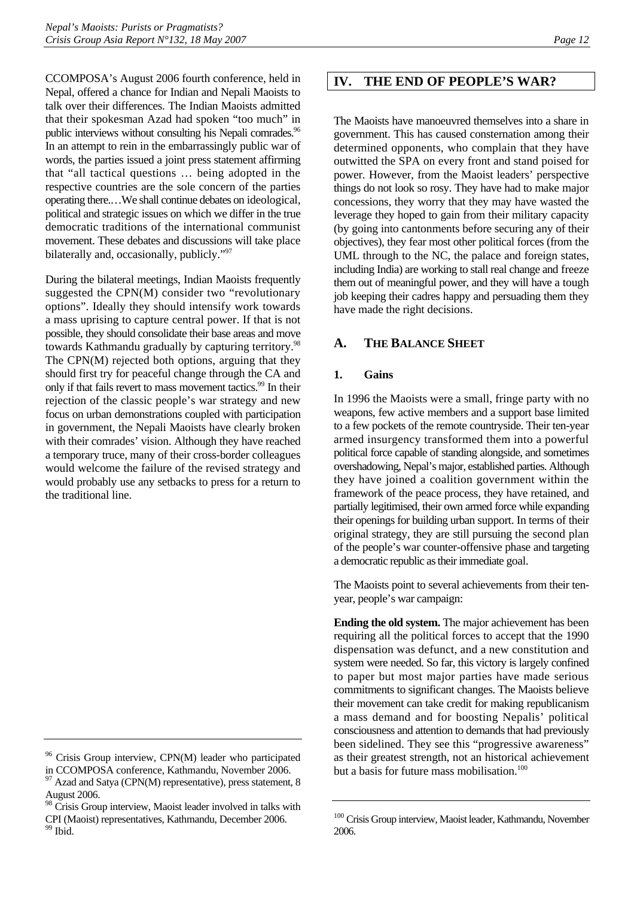CCOMPOSA's August 2006 fourth conference, held in Nepal, offered a chance for Indian and Nepali Maoists to talk over their differences. The Indian Maoists admitted that their spokesman Azad had spoken "too much" in public interviews without consulting his Nepali comrades.[96] In an attempt to rein in the embarrassingly public war of words, the parties issued a joint press statement affirming that "all tactical questions … being adopted in the respective countries are the sole concern of the parties operating there.…We shall continue debates on ideological, political and strategic issues on which we differ in the true democratic traditions of the international communist movement. These debates and discussions will take place bilaterally and, occasionally, publicly."[97]

During the bilateral meetings, Indian Maoists frequently suggested the CPN(M) consider two "revolutionary options". Ideally they should intensify work towards a mass uprising to capture central power. If that is not possible, they should consolidate their base areas and move towards Kathmandu gradually by capturing territory.[98] The CPN(M) rejected both options, arguing that they should first try for peaceful change through the CA and only if that fails revert to mass movement tactics.[99] In their rejection of the classic people's war strategy and new focus on urban demonstrations coupled with participation in government, the Nepali Maoists have clearly broken with their comrades' vision. Although they have reached a temporary truce, many of their cross-border colleagues would welcome the failure of the revised strategy and would probably use any setbacks to press for a return to the traditional line.

[96] Crisis Group interview, CPN(M) leader who participated in CCOMPOSA conference, Kathmandu, November 2006.

[97] Azad and Satya (CPN(M) representative), press statement, 8 August 2006.

[98] Crisis Group interview, Maoist leader involved in talks with CPI (Maoist) representatives, Kathmandu, December 2006.

[99] Ibid.

## IV. THE END OF PEOPLE'S WAR?

The Maoists have manoeuvred themselves into a share in government. This has caused consternation among their determined opponents, who complain that they have outwitted the SPA on every front and stand poised for power. However, from the Maoist leaders' perspective things do not look so rosy. They have had to make major concessions, they worry that they may have wasted the leverage they hoped to gain from their military capacity (by going into cantonments before securing any of their objectives), they fear most other political forces (from the UML through to the NC, the palace and foreign states, including India) are working to stall real change and freeze them out of meaningful power, and they will have a tough job keeping their cadres happy and persuading them they have made the right decisions.

### A. THE BALANCE SHEET

#### 1. Gains

In 1996 the Maoists were a small, fringe party with no weapons, few active members and a support base limited to a few pockets of the remote countryside. Their ten-year armed insurgency transformed them into a powerful political force capable of standing alongside, and sometimes overshadowing, Nepal's major, established parties. Although they have joined a coalition government within the framework of the peace process, they have retained, and partially legitimised, their own armed force while expanding their openings for building urban support. In terms of their original strategy, they are still pursuing the second plan of the people's war counter-offensive phase and targeting a democratic republic as their immediate goal.

The Maoists point to several achievements from their ten-year, people's war campaign:

**Ending the old system.** The major achievement has been requiring all the political forces to accept that the 1990 dispensation was defunct, and a new constitution and system were needed. So far, this victory is largely confined to paper but most major parties have made serious commitments to significant changes. The Maoists believe their movement can take credit for making republicanism a mass demand and for boosting Nepalis' political consciousness and attention to demands that had previously been sidelined. They see this "progressive awareness" as their greatest strength, not an historical achievement but a basis for future mass mobilisation.[100]

[100] Crisis Group interview, Maoist leader, Kathmandu, November 2006.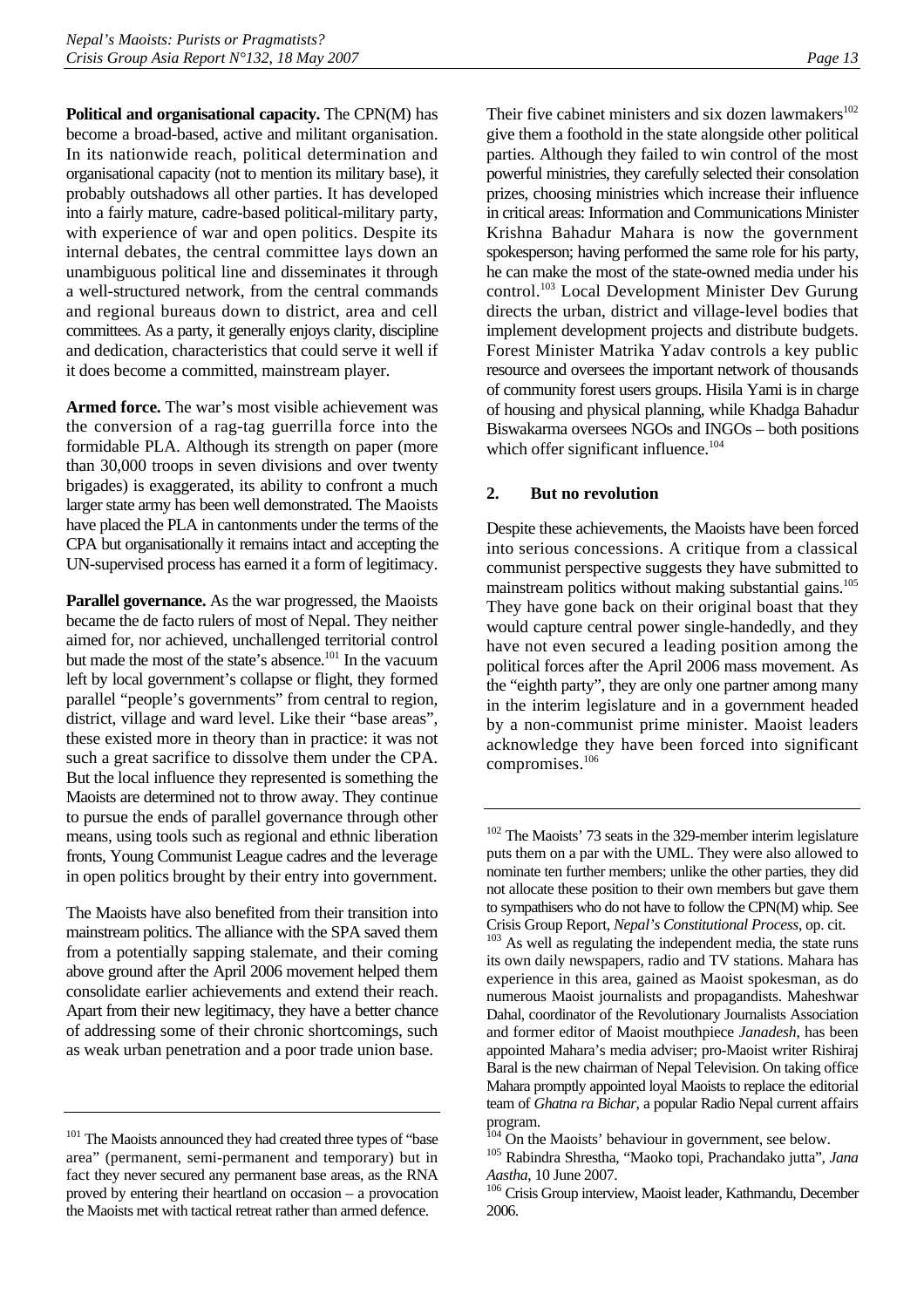**Political and organisational capacity.** The CPN(M) has become a broad-based, active and militant organisation. In its nationwide reach, political determination and organisational capacity (not to mention its military base), it probably outshadows all other parties. It has developed into a fairly mature, cadre-based political-military party, with experience of war and open politics. Despite its internal debates, the central committee lays down an unambiguous political line and disseminates it through a well-structured network, from the central commands and regional bureaus down to district, area and cell committees. As a party, it generally enjoys clarity, discipline and dedication, characteristics that could serve it well if it does become a committed, mainstream player.

**Armed force.** The war's most visible achievement was the conversion of a rag-tag guerrilla force into the formidable PLA. Although its strength on paper (more than 30,000 troops in seven divisions and over twenty brigades) is exaggerated, its ability to confront a much larger state army has been well demonstrated. The Maoists have placed the PLA in cantonments under the terms of the CPA but organisationally it remains intact and accepting the UN-supervised process has earned it a form of legitimacy.

**Parallel governance.** As the war progressed, the Maoists became the de facto rulers of most of Nepal. They neither aimed for, nor achieved, unchallenged territorial control but made the most of the state's absence.[101] In the vacuum left by local government's collapse or flight, they formed parallel "people's governments" from central to region, district, village and ward level. Like their "base areas", these existed more in theory than in practice: it was not such a great sacrifice to dissolve them under the CPA. But the local influence they represented is something the Maoists are determined not to throw away. They continue to pursue the ends of parallel governance through other means, using tools such as regional and ethnic liberation fronts, Young Communist League cadres and the leverage in open politics brought by their entry into government.

The Maoists have also benefited from their transition into mainstream politics. The alliance with the SPA saved them from a potentially sapping stalemate, and their coming above ground after the April 2006 movement helped them consolidate earlier achievements and extend their reach. Apart from their new legitimacy, they have a better chance of addressing some of their chronic shortcomings, such as weak urban penetration and a poor trade union base.

Their five cabinet ministers and six dozen lawmakers[102] give them a foothold in the state alongside other political parties. Although they failed to win control of the most powerful ministries, they carefully selected their consolation prizes, choosing ministries which increase their influence in critical areas: Information and Communications Minister Krishna Bahadur Mahara is now the government spokesperson; having performed the same role for his party, he can make the most of the state-owned media under his control.[103] Local Development Minister Dev Gurung directs the urban, district and village-level bodies that implement development projects and distribute budgets. Forest Minister Matrika Yadav controls a key public resource and oversees the important network of thousands of community forest users groups. Hisila Yami is in charge of housing and physical planning, while Khadga Bahadur Biswakarma oversees NGOs and INGOs – both positions which offer significant influence.[104]

### 2. But no revolution

Despite these achievements, the Maoists have been forced into serious concessions. A critique from a classical communist perspective suggests they have submitted to mainstream politics without making substantial gains.[105] They have gone back on their original boast that they would capture central power single-handedly, and they have not even secured a leading position among the political forces after the April 2006 mass movement. As the "eighth party", they are only one partner among many in the interim legislature and in a government headed by a non-communist prime minister. Maoist leaders acknowledge they have been forced into significant compromises.[106]

---

[101] The Maoists announced they had created three types of "base area" (permanent, semi-permanent and temporary) but in fact they never secured any permanent base areas, as the RNA proved by entering their heartland on occasion – a provocation the Maoists met with tactical retreat rather than armed defence.

[102] The Maoists' 73 seats in the 329-member interim legislature puts them on a par with the UML. They were also allowed to nominate ten further members; unlike the other parties, they did not allocate these position to their own members but gave them to sympathisers who do not have to follow the CPN(M) whip. See Crisis Group Report, *Nepal's Constitutional Process*, op. cit.

[103] As well as regulating the independent media, the state runs its own daily newspapers, radio and TV stations. Mahara has experience in this area, gained as Maoist spokesman, as do numerous Maoist journalists and propagandists. Maheshwar Dahal, coordinator of the Revolutionary Journalists Association and former editor of Maoist mouthpiece *Janadesh*, has been appointed Mahara's media adviser; pro-Maoist writer Rishiraj Baral is the new chairman of Nepal Television. On taking office Mahara promptly appointed loyal Maoists to replace the editorial team of *Ghatna ra Bichar*, a popular Radio Nepal current affairs program.

[104] On the Maoists' behaviour in government, see below.

[105] Rabindra Shrestha, "Maoko topi, Prachandako jutta", *Jana Aastha*, 10 June 2007.

[106] Crisis Group interview, Maoist leader, Kathmandu, December 2006.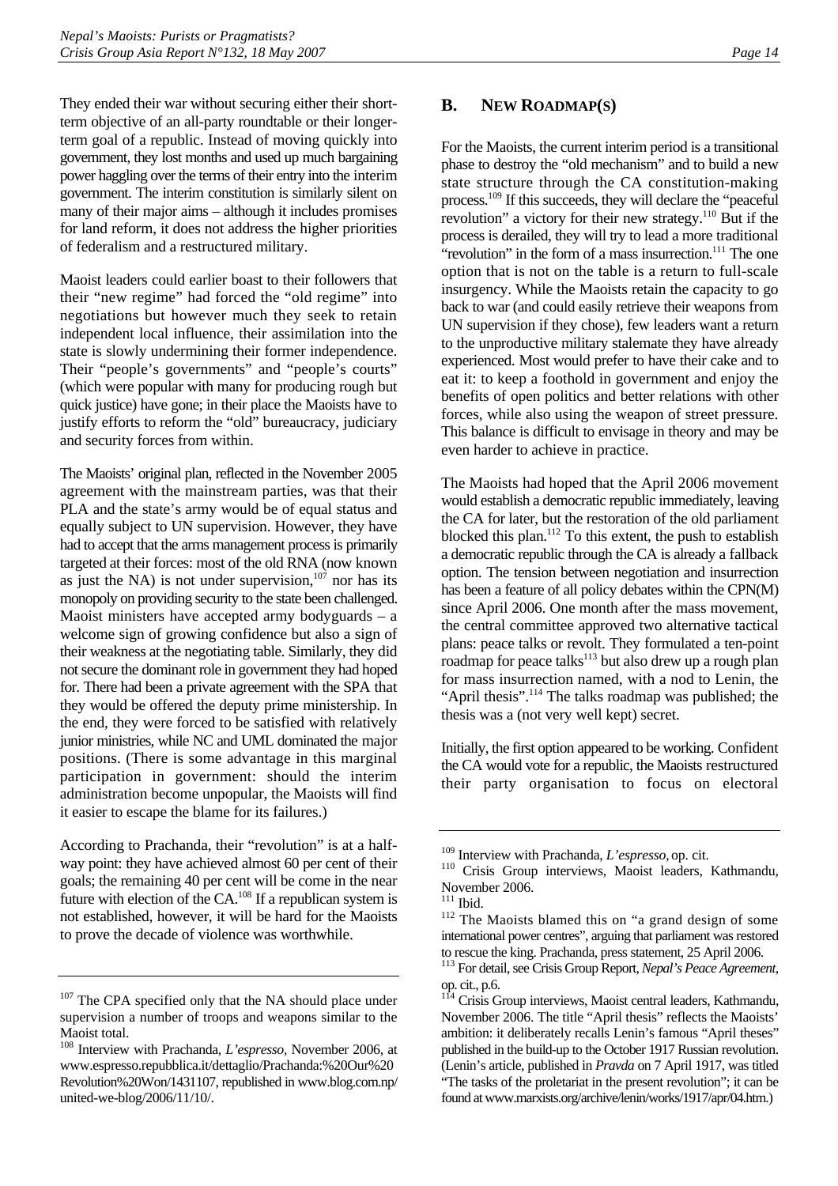They ended their war without securing either their short-term objective of an all-party roundtable or their longer-term goal of a republic. Instead of moving quickly into government, they lost months and used up much bargaining power haggling over the terms of their entry into the interim government. The interim constitution is similarly silent on many of their major aims – although it includes promises for land reform, it does not address the higher priorities of federalism and a restructured military.

Maoist leaders could earlier boast to their followers that their "new regime" had forced the "old regime" into negotiations but however much they seek to retain independent local influence, their assimilation into the state is slowly undermining their former independence. Their "people's governments" and "people's courts" (which were popular with many for producing rough but quick justice) have gone; in their place the Maoists have to justify efforts to reform the "old" bureaucracy, judiciary and security forces from within.

The Maoists' original plan, reflected in the November 2005 agreement with the mainstream parties, was that their PLA and the state's army would be of equal status and equally subject to UN supervision. However, they have had to accept that the arms management process is primarily targeted at their forces: most of the old RNA (now known as just the NA) is not under supervision,[107] nor has its monopoly on providing security to the state been challenged. Maoist ministers have accepted army bodyguards – a welcome sign of growing confidence but also a sign of their weakness at the negotiating table. Similarly, they did not secure the dominant role in government they had hoped for. There had been a private agreement with the SPA that they would be offered the deputy prime ministership. In the end, they were forced to be satisfied with relatively junior ministries, while NC and UML dominated the major positions. (There is some advantage in this marginal participation in government: should the interim administration become unpopular, the Maoists will find it easier to escape the blame for its failures.)

According to Prachanda, their "revolution" is at a half-way point: they have achieved almost 60 per cent of their goals; the remaining 40 per cent will be come in the near future with election of the CA.[108] If a republican system is not established, however, it will be hard for the Maoists to prove the decade of violence was worthwhile.

## B. NEW ROADMAP(S)

For the Maoists, the current interim period is a transitional phase to destroy the "old mechanism" and to build a new state structure through the CA constitution-making process.[109] If this succeeds, they will declare the "peaceful revolution" a victory for their new strategy.[110] But if the process is derailed, they will try to lead a more traditional "revolution" in the form of a mass insurrection.[111] The one option that is not on the table is a return to full-scale insurgency. While the Maoists retain the capacity to go back to war (and could easily retrieve their weapons from UN supervision if they chose), few leaders want a return to the unproductive military stalemate they have already experienced. Most would prefer to have their cake and to eat it: to keep a foothold in government and enjoy the benefits of open politics and better relations with other forces, while also using the weapon of street pressure. This balance is difficult to envisage in theory and may be even harder to achieve in practice.

The Maoists had hoped that the April 2006 movement would establish a democratic republic immediately, leaving the CA for later, but the restoration of the old parliament blocked this plan.[112] To this extent, the push to establish a democratic republic through the CA is already a fallback option. The tension between negotiation and insurrection has been a feature of all policy debates within the CPN(M) since April 2006. One month after the mass movement, the central committee approved two alternative tactical plans: peace talks or revolt. They formulated a ten-point roadmap for peace talks[113] but also drew up a rough plan for mass insurrection named, with a nod to Lenin, the "April thesis".[114] The talks roadmap was published; the thesis was a (not very well kept) secret.

Initially, the first option appeared to be working. Confident the CA would vote for a republic, the Maoists restructured their party organisation to focus on electoral

---

[107] The CPA specified only that the NA should place under supervision a number of troops and weapons similar to the Maoist total.

[108] Interview with Prachanda, *L'espresso*, November 2006, at www.espresso.repubblica.it/dettaglio/Prachanda:%20Our%20 Revolution%20Won/1431107, republished in www.blog.com.np/ united-we-blog/2006/11/10/.

[109] Interview with Prachanda, *L'espresso*, op. cit.

[110] Crisis Group interviews, Maoist leaders, Kathmandu, November 2006.

[111] Ibid.

[112] The Maoists blamed this on "a grand design of some international power centres", arguing that parliament was restored to rescue the king. Prachanda, press statement, 25 April 2006.

[113] For detail, see Crisis Group Report, *Nepal's Peace Agreement*, op. cit., p.6.

[114] Crisis Group interviews, Maoist central leaders, Kathmandu, November 2006. The title "April thesis" reflects the Maoists' ambition: it deliberately recalls Lenin's famous "April theses" published in the build-up to the October 1917 Russian revolution. (Lenin's article, published in *Pravda* on 7 April 1917, was titled "The tasks of the proletariat in the present revolution"; it can be found at www.marxists.org/archive/lenin/works/1917/apr/04.htm.)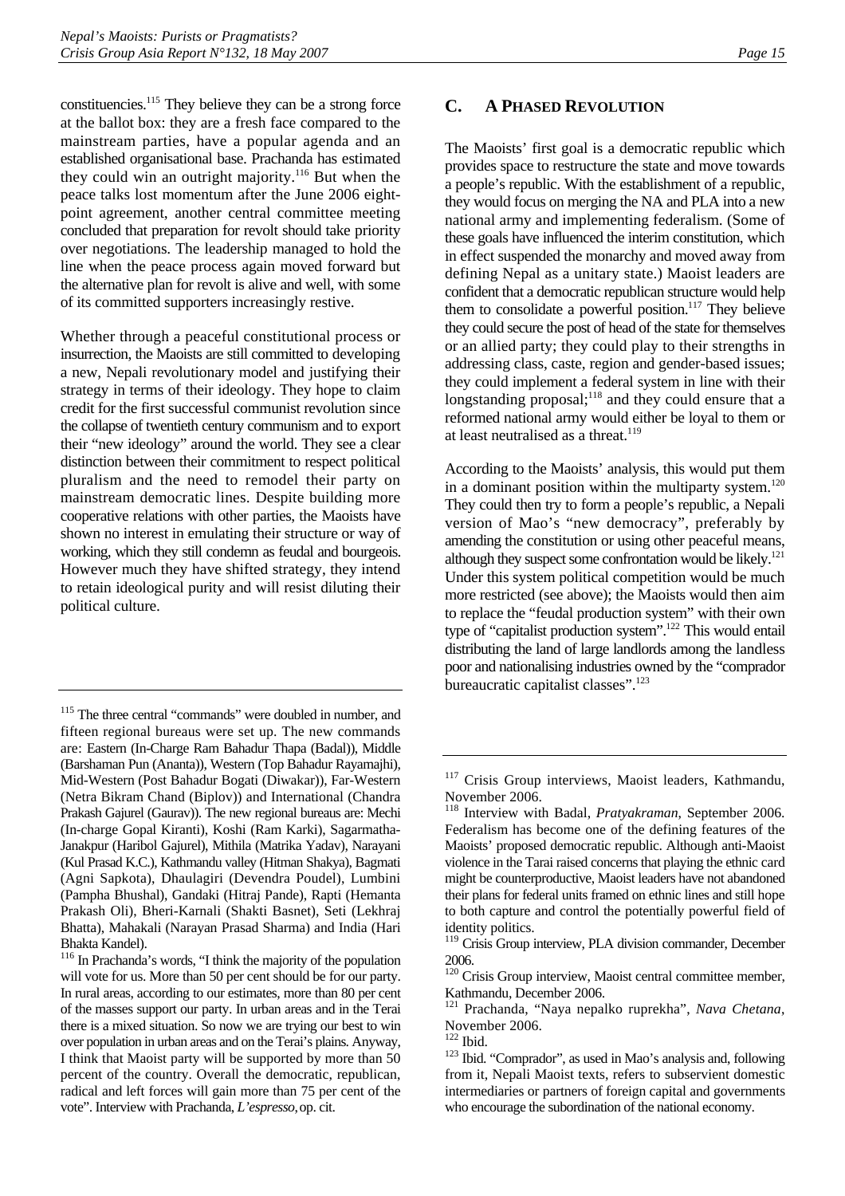constituencies.[115] They believe they can be a strong force at the ballot box: they are a fresh face compared to the mainstream parties, have a popular agenda and an established organisational base. Prachanda has estimated they could win an outright majority.[116] But when the peace talks lost momentum after the June 2006 eight-point agreement, another central committee meeting concluded that preparation for revolt should take priority over negotiations. The leadership managed to hold the line when the peace process again moved forward but the alternative plan for revolt is alive and well, with some of its committed supporters increasingly restive.

Whether through a peaceful constitutional process or insurrection, the Maoists are still committed to developing a new, Nepali revolutionary model and justifying their strategy in terms of their ideology. They hope to claim credit for the first successful communist revolution since the collapse of twentieth century communism and to export their "new ideology" around the world. They see a clear distinction between their commitment to respect political pluralism and the need to remodel their party on mainstream democratic lines. Despite building more cooperative relations with other parties, the Maoists have shown no interest in emulating their structure or way of working, which they still condemn as feudal and bourgeois. However much they have shifted strategy, they intend to retain ideological purity and will resist diluting their political culture.

## C. A PHASED REVOLUTION

The Maoists' first goal is a democratic republic which provides space to restructure the state and move towards a people's republic. With the establishment of a republic, they would focus on merging the NA and PLA into a new national army and implementing federalism. (Some of these goals have influenced the interim constitution, which in effect suspended the monarchy and moved away from defining Nepal as a unitary state.) Maoist leaders are confident that a democratic republican structure would help them to consolidate a powerful position.[117] They believe they could secure the post of head of the state for themselves or an allied party; they could play to their strengths in addressing class, caste, region and gender-based issues; they could implement a federal system in line with their longstanding proposal;[118] and they could ensure that a reformed national army would either be loyal to them or at least neutralised as a threat.[119]

According to the Maoists' analysis, this would put them in a dominant position within the multiparty system.[120] They could then try to form a people's republic, a Nepali version of Mao's "new democracy", preferably by amending the constitution or using other peaceful means, although they suspect some confrontation would be likely.[121] Under this system political competition would be much more restricted (see above); the Maoists would then aim to replace the "feudal production system" with their own type of "capitalist production system".[122] This would entail distributing the land of large landlords among the landless poor and nationalising industries owned by the "comprador bureaucratic capitalist classes".[123]

---

[115] The three central "commands" were doubled in number, and fifteen regional bureaus were set up. The new commands are: Eastern (In-Charge Ram Bahadur Thapa (Badal)), Middle (Barshaman Pun (Ananta)), Western (Top Bahadur Rayamajhi), Mid-Western (Post Bahadur Bogati (Diwakar)), Far-Western (Netra Bikram Chand (Biplov)) and International (Chandra Prakash Gajurel (Gaurav)). The new regional bureaus are: Mechi (In-charge Gopal Kiranti), Koshi (Ram Karki), Sagarmatha-Janakpur (Haribol Gajurel), Mithila (Matrika Yadav), Narayani (Kul Prasad K.C.), Kathmandu valley (Hitman Shakya), Bagmati (Agni Sapkota), Dhaulagiri (Devendra Poudel), Lumbini (Pampha Bhushal), Gandaki (Hitraj Pande), Rapti (Hemanta Prakash Oli), Bheri-Karnali (Shakti Basnet), Seti (Lekhraj Bhatta), Mahakali (Narayan Prasad Sharma) and India (Hari Bhakta Kandel).

[116] In Prachanda's words, "I think the majority of the population will vote for us. More than 50 per cent should be for our party. In rural areas, according to our estimates, more than 80 per cent of the masses support our party. In urban areas and in the Terai there is a mixed situation. So now we are trying our best to win over population in urban areas and on the Terai's plains. Anyway, I think that Maoist party will be supported by more than 50 percent of the country. Overall the democratic, republican, radical and left forces will gain more than 75 per cent of the vote". Interview with Prachanda, *L'espresso*, op. cit.

[117] Crisis Group interviews, Maoist leaders, Kathmandu, November 2006.

[118] Interview with Badal, *Pratyakraman*, September 2006. Federalism has become one of the defining features of the Maoists' proposed democratic republic. Although anti-Maoist violence in the Tarai raised concerns that playing the ethnic card might be counterproductive, Maoist leaders have not abandoned their plans for federal units framed on ethnic lines and still hope to both capture and control the potentially powerful field of identity politics.

[119] Crisis Group interview, PLA division commander, December 2006.

[120] Crisis Group interview, Maoist central committee member, Kathmandu, December 2006.

[121] Prachanda, "Naya nepalko ruprekha", *Nava Chetana*, November 2006.

[122] Ibid.

[123] Ibid. "Comprador", as used in Mao's analysis and, following from it, Nepali Maoist texts, refers to subservient domestic intermediaries or partners of foreign capital and governments who encourage the subordination of the national economy.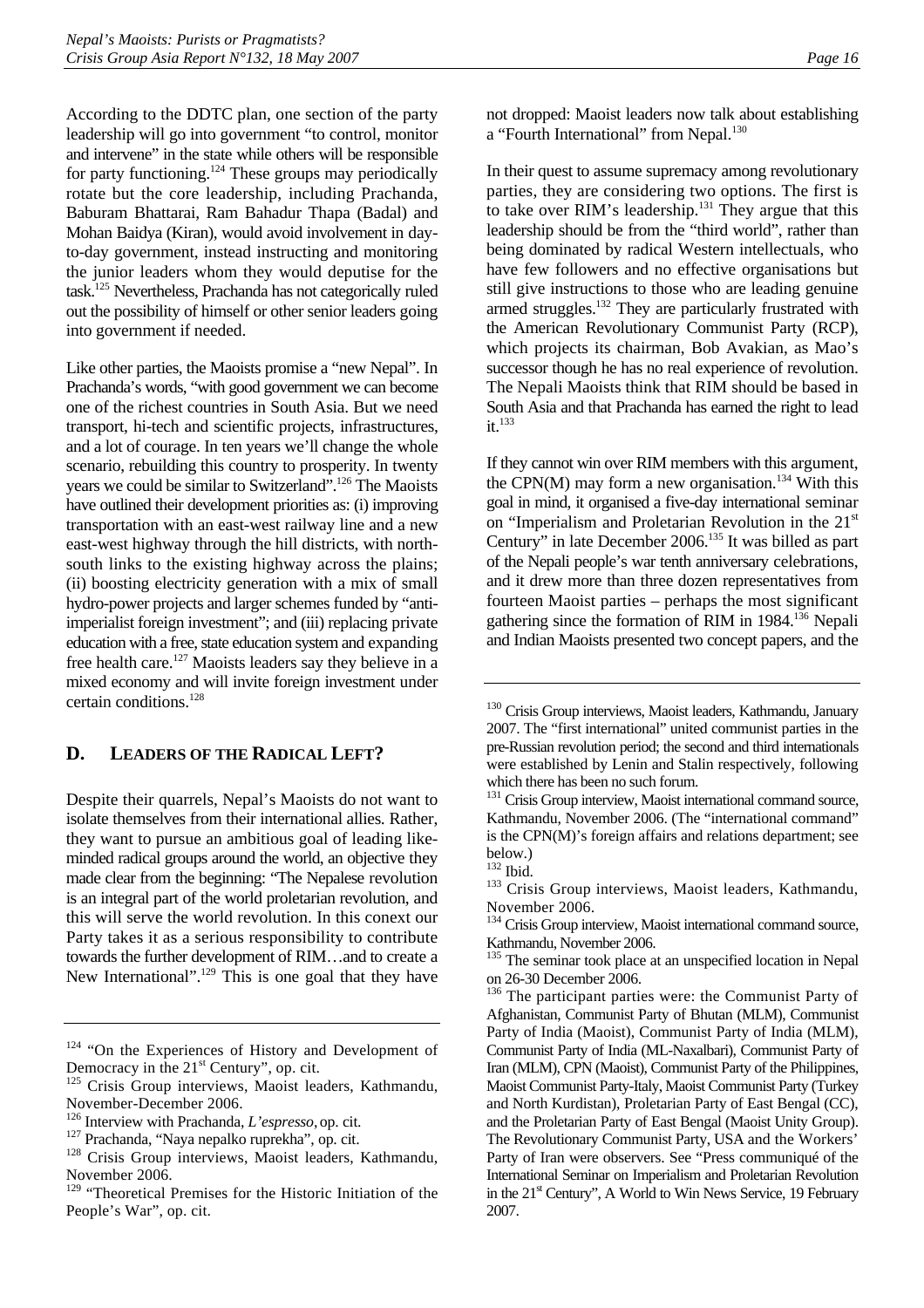According to the DDTC plan, one section of the party leadership will go into government "to control, monitor and intervene" in the state while others will be responsible for party functioning.[124] These groups may periodically rotate but the core leadership, including Prachanda, Baburam Bhattarai, Ram Bahadur Thapa (Badal) and Mohan Baidya (Kiran), would avoid involvement in day-to-day government, instead instructing and monitoring the junior leaders whom they would deputise for the task.[125] Nevertheless, Prachanda has not categorically ruled out the possibility of himself or other senior leaders going into government if needed.

Like other parties, the Maoists promise a "new Nepal". In Prachanda's words, "with good government we can become one of the richest countries in South Asia. But we need transport, hi-tech and scientific projects, infrastructures, and a lot of courage. In ten years we'll change the whole scenario, rebuilding this country to prosperity. In twenty years we could be similar to Switzerland".[126] The Maoists have outlined their development priorities as: (i) improving transportation with an east-west railway line and a new east-west highway through the hill districts, with north-south links to the existing highway across the plains; (ii) boosting electricity generation with a mix of small hydro-power projects and larger schemes funded by "anti-imperialist foreign investment"; and (iii) replacing private education with a free, state education system and expanding free health care.[127] Maoists leaders say they believe in a mixed economy and will invite foreign investment under certain conditions.[128]

## D. LEADERS OF THE RADICAL LEFT?

Despite their quarrels, Nepal's Maoists do not want to isolate themselves from their international allies. Rather, they want to pursue an ambitious goal of leading like-minded radical groups around the world, an objective they made clear from the beginning: "The Nepalese revolution is an integral part of the world proletarian revolution, and this will serve the world revolution. In this conext our Party takes it as a serious responsibility to contribute towards the further development of RIM…and to create a New International".[129] This is one goal that they have not dropped: Maoist leaders now talk about establishing a "Fourth International" from Nepal.[130]

In their quest to assume supremacy among revolutionary parties, they are considering two options. The first is to take over RIM's leadership.[131] They argue that this leadership should be from the "third world", rather than being dominated by radical Western intellectuals, who have few followers and no effective organisations but still give instructions to those who are leading genuine armed struggles.[132] They are particularly frustrated with the American Revolutionary Communist Party (RCP), which projects its chairman, Bob Avakian, as Mao's successor though he has no real experience of revolution. The Nepali Maoists think that RIM should be based in South Asia and that Prachanda has earned the right to lead it.[133]

If they cannot win over RIM members with this argument, the CPN(M) may form a new organisation.[134] With this goal in mind, it organised a five-day international seminar on "Imperialism and Proletarian Revolution in the 21st Century" in late December 2006.[135] It was billed as part of the Nepali people's war tenth anniversary celebrations, and it drew more than three dozen representatives from fourteen Maoist parties – perhaps the most significant gathering since the formation of RIM in 1984.[136] Nepali and Indian Maoists presented two concept papers, and the

---

[124] "On the Experiences of History and Development of Democracy in the 21st Century", op. cit.

[125] Crisis Group interviews, Maoist leaders, Kathmandu, November-December 2006.

[126] Interview with Prachanda, *L'espresso*, op. cit.

[127] Prachanda, "Naya nepalko ruprekha", op. cit.

[128] Crisis Group interviews, Maoist leaders, Kathmandu, November 2006.

[129] "Theoretical Premises for the Historic Initiation of the People's War", op. cit.

[130] Crisis Group interviews, Maoist leaders, Kathmandu, January 2007. The "first international" united communist parties in the pre-Russian revolution period; the second and third internationals were established by Lenin and Stalin respectively, following which there has been no such forum.

[131] Crisis Group interview, Maoist international command source, Kathmandu, November 2006. (The "international command" is the CPN(M)'s foreign affairs and relations department; see below.)

[132] Ibid.

[133] Crisis Group interviews, Maoist leaders, Kathmandu, November 2006.

[134] Crisis Group interview, Maoist international command source, Kathmandu, November 2006.

[135] The seminar took place at an unspecified location in Nepal on 26-30 December 2006.

[136] The participant parties were: the Communist Party of Afghanistan, Communist Party of Bhutan (MLM), Communist Party of India (Maoist), Communist Party of India (MLM), Communist Party of India (ML-Naxalbari), Communist Party of Iran (MLM), CPN (Maoist), Communist Party of the Philippines, Maoist Communist Party-Italy, Maoist Communist Party (Turkey and North Kurdistan), Proletarian Party of East Bengal (CC), and the Proletarian Party of East Bengal (Maoist Unity Group). The Revolutionary Communist Party, USA and the Workers' Party of Iran were observers. See "Press communiqué of the International Seminar on Imperialism and Proletarian Revolution in the 21st Century", A World to Win News Service, 19 February 2007.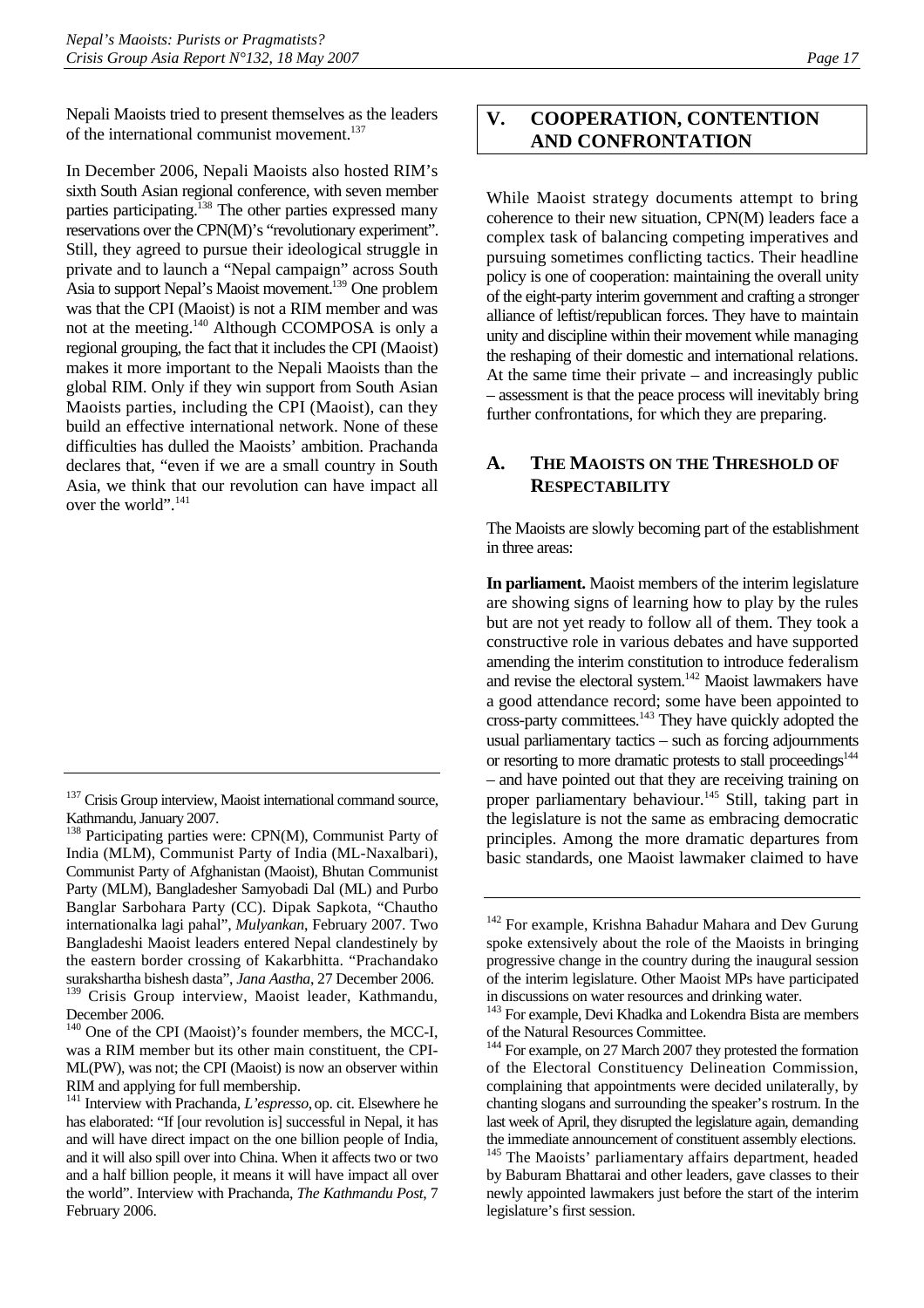Nepali Maoists tried to present themselves as the leaders of the international communist movement.[137]

In December 2006, Nepali Maoists also hosted RIM's sixth South Asian regional conference, with seven member parties participating.[138] The other parties expressed many reservations over the CPN(M)'s "revolutionary experiment". Still, they agreed to pursue their ideological struggle in private and to launch a "Nepal campaign" across South Asia to support Nepal's Maoist movement.[139] One problem was that the CPI (Maoist) is not a RIM member and was not at the meeting.[140] Although CCOMPOSA is only a regional grouping, the fact that it includes the CPI (Maoist) makes it more important to the Nepali Maoists than the global RIM. Only if they win support from South Asian Maoists parties, including the CPI (Maoist), can they build an effective international network. None of these difficulties has dulled the Maoists' ambition. Prachanda declares that, "even if we are a small country in South Asia, we think that our revolution can have impact all over the world".[141]

# V. COOPERATION, CONTENTION AND CONFRONTATION

While Maoist strategy documents attempt to bring coherence to their new situation, CPN(M) leaders face a complex task of balancing competing imperatives and pursuing sometimes conflicting tactics. Their headline policy is one of cooperation: maintaining the overall unity of the eight-party interim government and crafting a stronger alliance of leftist/republican forces. They have to maintain unity and discipline within their movement while managing the reshaping of their domestic and international relations. At the same time their private – and increasingly public – assessment is that the peace process will inevitably bring further confrontations, for which they are preparing.

## A. THE MAOISTS ON THE THRESHOLD OF RESPECTABILITY

The Maoists are slowly becoming part of the establishment in three areas:

**In parliament.** Maoist members of the interim legislature are showing signs of learning how to play by the rules but are not yet ready to follow all of them. They took a constructive role in various debates and have supported amending the interim constitution to introduce federalism and revise the electoral system.[142] Maoist lawmakers have a good attendance record; some have been appointed to cross-party committees.[143] They have quickly adopted the usual parliamentary tactics – such as forcing adjournments or resorting to more dramatic protests to stall proceedings[144] – and have pointed out that they are receiving training on proper parliamentary behaviour.[145] Still, taking part in the legislature is not the same as embracing democratic principles. Among the more dramatic departures from basic standards, one Maoist lawmaker claimed to have

---

[137] Crisis Group interview, Maoist international command source, Kathmandu, January 2007.

[138] Participating parties were: CPN(M), Communist Party of India (MLM), Communist Party of India (ML-Naxalbari), Communist Party of Afghanistan (Maoist), Bhutan Communist Party (MLM), Bangladesher Samyobadi Dal (ML) and Purbo Banglar Sarbohara Party (CC). Dipak Sapkota, "Chautho internationalka lagi pahal", *Mulyankan*, February 2007. Two Bangladeshi Maoist leaders entered Nepal clandestinely by the eastern border crossing of Kakarbhitta. "Prachandako surakshartha bishesh dasta", *Jana Aastha*, 27 December 2006.

[139] Crisis Group interview, Maoist leader, Kathmandu, December 2006.

[140] One of the CPI (Maoist)'s founder members, the MCC-I, was a RIM member but its other main constituent, the CPI-ML(PW), was not; the CPI (Maoist) is now an observer within RIM and applying for full membership.

[141] Interview with Prachanda, *L'espresso*, op. cit. Elsewhere he has elaborated: "If [our revolution is] successful in Nepal, it has and will have direct impact on the one billion people of India, and it will also spill over into China. When it affects two or two and a half billion people, it means it will have impact all over the world". Interview with Prachanda, *The Kathmandu Post*, 7 February 2006.

[142] For example, Krishna Bahadur Mahara and Dev Gurung spoke extensively about the role of the Maoists in bringing progressive change in the country during the inaugural session of the interim legislature. Other Maoist MPs have participated in discussions on water resources and drinking water.

[143] For example, Devi Khadka and Lokendra Bista are members of the Natural Resources Committee.

[144] For example, on 27 March 2007 they protested the formation of the Electoral Constituency Delineation Commission, complaining that appointments were decided unilaterally, by chanting slogans and surrounding the speaker's rostrum. In the last week of April, they disrupted the legislature again, demanding the immediate announcement of constituent assembly elections.

[145] The Maoists' parliamentary affairs department, headed by Baburam Bhattarai and other leaders, gave classes to their newly appointed lawmakers just before the start of the interim legislature's first session.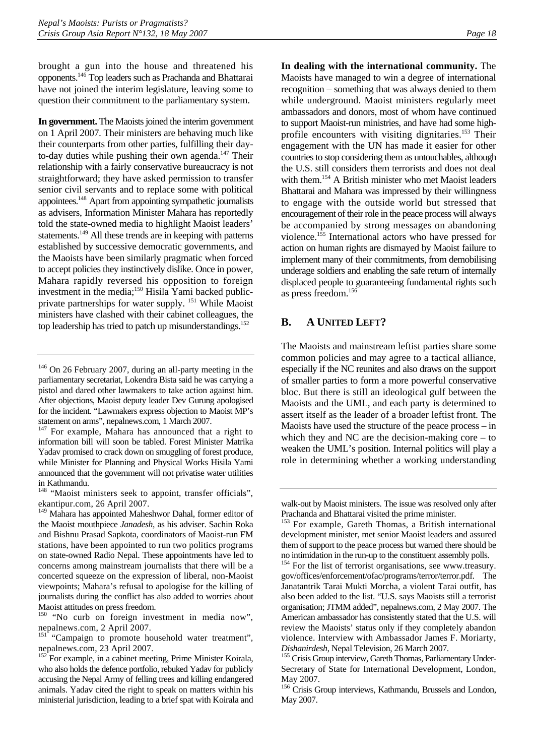brought a gun into the house and threatened his opponents.[146] Top leaders such as Prachanda and Bhattarai have not joined the interim legislature, leaving some to question their commitment to the parliamentary system.

**In government.** The Maoists joined the interim government on 1 April 2007. Their ministers are behaving much like their counterparts from other parties, fulfilling their day-to-day duties while pushing their own agenda.[147] Their relationship with a fairly conservative bureaucracy is not straightforward; they have asked permission to transfer senior civil servants and to replace some with political appointees.[148] Apart from appointing sympathetic journalists as advisers, Information Minister Mahara has reportedly told the state-owned media to highlight Maoist leaders' statements.[149] All these trends are in keeping with patterns established by successive democratic governments, and the Maoists have been similarly pragmatic when forced to accept policies they instinctively dislike. Once in power, Mahara rapidly reversed his opposition to foreign investment in the media;[150] Hisila Yami backed public-private partnerships for water supply. [151] While Maoist ministers have clashed with their cabinet colleagues, the top leadership has tried to patch up misunderstandings.[152]

**In dealing with the international community.** The Maoists have managed to win a degree of international recognition – something that was always denied to them while underground. Maoist ministers regularly meet ambassadors and donors, most of whom have continued to support Maoist-run ministries, and have had some high-profile encounters with visiting dignitaries.[153] Their engagement with the UN has made it easier for other countries to stop considering them as untouchables, although the U.S. still considers them terrorists and does not deal with them.[154] A British minister who met Maoist leaders Bhattarai and Mahara was impressed by their willingness to engage with the outside world but stressed that encouragement of their role in the peace process will always be accompanied by strong messages on abandoning violence.[155] International actors who have pressed for action on human rights are dismayed by Maoist failure to implement many of their commitments, from demobilising underage soldiers and enabling the safe return of internally displaced people to guaranteeing fundamental rights such as press freedom.[156]

## B. A United Left?

The Maoists and mainstream leftist parties share some common policies and may agree to a tactical alliance, especially if the NC reunites and also draws on the support of smaller parties to form a more powerful conservative bloc. But there is still an ideological gulf between the Maoists and the UML, and each party is determined to assert itself as the leader of a broader leftist front. The Maoists have used the structure of the peace process – in which they and NC are the decision-making core – to weaken the UML's position. Internal politics will play a role in determining whether a working understanding

---

[146] On 26 February 2007, during an all-party meeting in the parliamentary secretariat, Lokendra Bista said he was carrying a pistol and dared other lawmakers to take action against him. After objections, Maoist deputy leader Dev Gurung apologised for the incident. "Lawmakers express objection to Maoist MP's statement on arms", nepalnews.com, 1 March 2007.

[147] For example, Mahara has announced that a right to information bill will soon be tabled. Forest Minister Matrika Yadav promised to crack down on smuggling of forest produce, while Minister for Planning and Physical Works Hisila Yami announced that the government will not privatise water utilities in Kathmandu.

[148] "Maoist ministers seek to appoint, transfer officials", ekantipur.com, 26 April 2007.

[149] Mahara has appointed Maheshwor Dahal, former editor of the Maoist mouthpiece *Janadesh*, as his adviser. Sachin Roka and Bishnu Prasad Sapkota, coordinators of Maoist-run FM stations, have been appointed to run two politics programs on state-owned Radio Nepal. These appointments have led to concerns among mainstream journalists that there will be a concerted squeeze on the expression of liberal, non-Maoist viewpoints; Mahara's refusal to apologise for the killing of journalists during the conflict has also added to worries about Maoist attitudes on press freedom.

[150] "No curb on foreign investment in media now", nepalnews.com, 2 April 2007.

[151] "Campaign to promote household water treatment", nepalnews.com, 23 April 2007.

[152] For example, in a cabinet meeting, Prime Minister Koirala, who also holds the defence portfolio, rebuked Yadav for publicly accusing the Nepal Army of felling trees and killing endangered animals. Yadav cited the right to speak on matters within his ministerial jurisdiction, leading to a brief spat with Koirala and walk-out by Maoist ministers. The issue was resolved only after Prachanda and Bhattarai visited the prime minister.

[153] For example, Gareth Thomas, a British international development minister, met senior Maoist leaders and assured them of support to the peace process but warned there should be no intimidation in the run-up to the constituent assembly polls.

[154] For the list of terrorist organisations, see www.treasury.gov/offices/enforcement/ofac/programs/terror/terror.pdf. The Janatantrik Tarai Mukti Morcha, a violent Tarai outfit, has also been added to the list. "U.S. says Maoists still a terrorist organisation; JTMM added", nepalnews.com, 2 May 2007. The American ambassador has consistently stated that the U.S. will review the Maoists' status only if they completely abandon violence. Interview with Ambassador James F. Moriarty, *Dishanirdesh*, Nepal Television, 26 March 2007.

[155] Crisis Group interview, Gareth Thomas, Parliamentary Under-Secretary of State for International Development, London, May 2007.

[156] Crisis Group interviews, Kathmandu, Brussels and London, May 2007.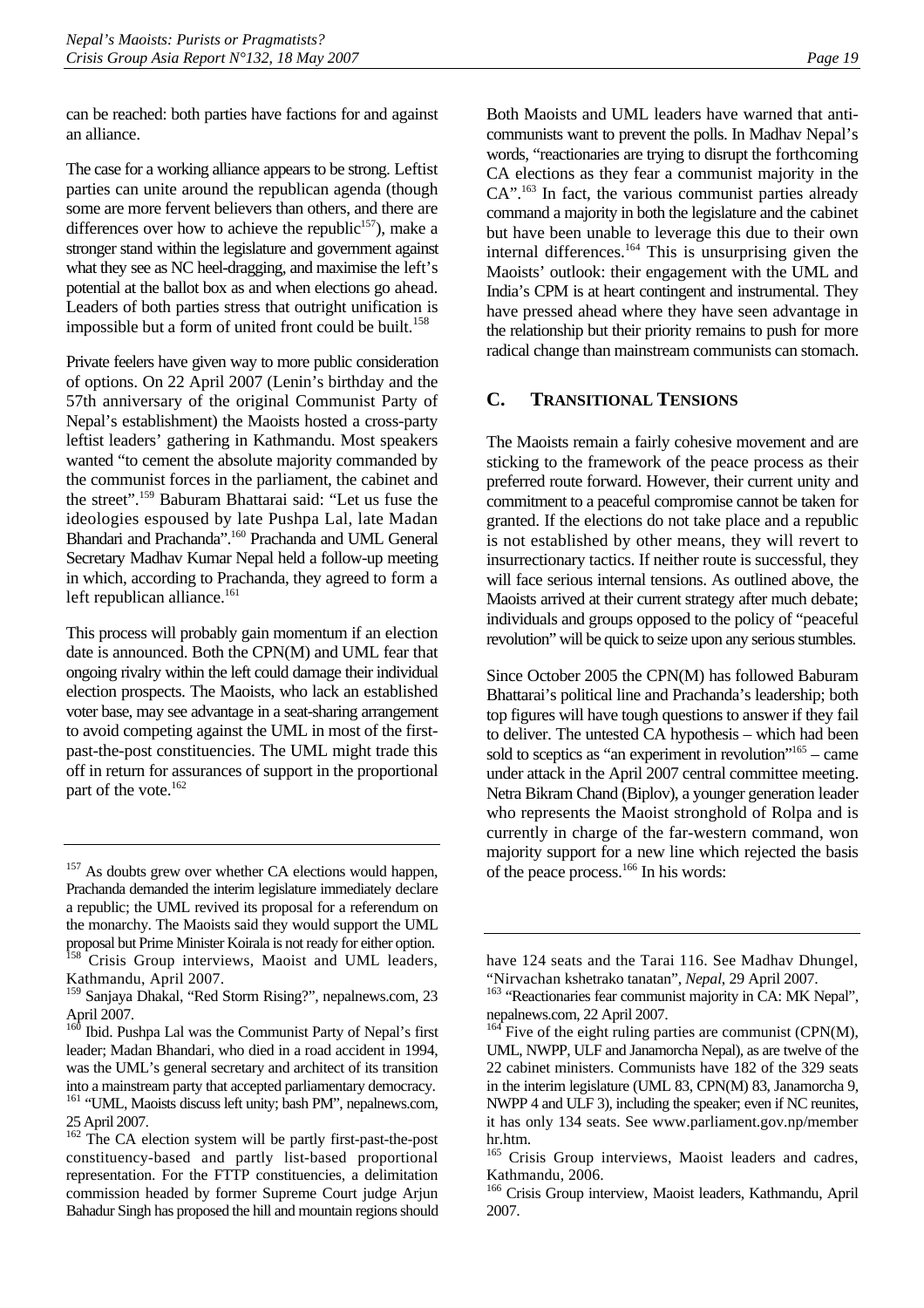can be reached: both parties have factions for and against an alliance.

The case for a working alliance appears to be strong. Leftist parties can unite around the republican agenda (though some are more fervent believers than others, and there are differences over how to achieve the republic[157]), make a stronger stand within the legislature and government against what they see as NC heel-dragging, and maximise the left's potential at the ballot box as and when elections go ahead. Leaders of both parties stress that outright unification is impossible but a form of united front could be built.[158]

Private feelers have given way to more public consideration of options. On 22 April 2007 (Lenin's birthday and the 57th anniversary of the original Communist Party of Nepal's establishment) the Maoists hosted a cross-party leftist leaders' gathering in Kathmandu. Most speakers wanted "to cement the absolute majority commanded by the communist forces in the parliament, the cabinet and the street".[159] Baburam Bhattarai said: "Let us fuse the ideologies espoused by late Pushpa Lal, late Madan Bhandari and Prachanda".[160] Prachanda and UML General Secretary Madhav Kumar Nepal held a follow-up meeting in which, according to Prachanda, they agreed to form a left republican alliance.[161]

This process will probably gain momentum if an election date is announced. Both the CPN(M) and UML fear that ongoing rivalry within the left could damage their individual election prospects. The Maoists, who lack an established voter base, may see advantage in a seat-sharing arrangement to avoid competing against the UML in most of the first-past-the-post constituencies. The UML might trade this off in return for assurances of support in the proportional part of the vote.[162]

Both Maoists and UML leaders have warned that anti-communists want to prevent the polls. In Madhav Nepal's words, "reactionaries are trying to disrupt the forthcoming CA elections as they fear a communist majority in the CA".[163] In fact, the various communist parties already command a majority in both the legislature and the cabinet but have been unable to leverage this due to their own internal differences.[164] This is unsurprising given the Maoists' outlook: their engagement with the UML and India's CPM is at heart contingent and instrumental. They have pressed ahead where they have seen advantage in the relationship but their priority remains to push for more radical change than mainstream communists can stomach.

## C. TRANSITIONAL TENSIONS

The Maoists remain a fairly cohesive movement and are sticking to the framework of the peace process as their preferred route forward. However, their current unity and commitment to a peaceful compromise cannot be taken for granted. If the elections do not take place and a republic is not established by other means, they will revert to insurrectionary tactics. If neither route is successful, they will face serious internal tensions. As outlined above, the Maoists arrived at their current strategy after much debate; individuals and groups opposed to the policy of "peaceful revolution" will be quick to seize upon any serious stumbles.

Since October 2005 the CPN(M) has followed Baburam Bhattarai's political line and Prachanda's leadership; both top figures will have tough questions to answer if they fail to deliver. The untested CA hypothesis – which had been sold to sceptics as "an experiment in revolution"[165] – came under attack in the April 2007 central committee meeting. Netra Bikram Chand (Biplov), a younger generation leader who represents the Maoist stronghold of Rolpa and is currently in charge of the far-western command, won majority support for a new line which rejected the basis of the peace process.[166] In his words:

---

[157] As doubts grew over whether CA elections would happen, Prachanda demanded the interim legislature immediately declare a republic; the UML revived its proposal for a referendum on the monarchy. The Maoists said they would support the UML proposal but Prime Minister Koirala is not ready for either option.

[158] Crisis Group interviews, Maoist and UML leaders, Kathmandu, April 2007.

[159] Sanjaya Dhakal, "Red Storm Rising?", nepalnews.com, 23 April 2007.

[160] Ibid. Pushpa Lal was the Communist Party of Nepal's first leader; Madan Bhandari, who died in a road accident in 1994, was the UML's general secretary and architect of its transition into a mainstream party that accepted parliamentary democracy.

[161] "UML, Maoists discuss left unity; bash PM", nepalnews.com, 25 April 2007.

[162] The CA election system will be partly first-past-the-post constituency-based and partly list-based proportional representation. For the FTTP constituencies, a delimitation commission headed by former Supreme Court judge Arjun Bahadur Singh has proposed the hill and mountain regions should have 124 seats and the Tarai 116. See Madhav Dhungel, "Nirvachan kshetrako tanatan", *Nepal*, 29 April 2007.

[163] "Reactionaries fear communist majority in CA: MK Nepal", nepalnews.com, 22 April 2007.

[164] Five of the eight ruling parties are communist (CPN(M), UML, NWPP, ULF and Janamorcha Nepal), as are twelve of the 22 cabinet ministers. Communists have 182 of the 329 seats in the interim legislature (UML 83, CPN(M) 83, Janamorcha 9, NWPP 4 and ULF 3), including the speaker; even if NC reunites, it has only 134 seats. See www.parliament.gov.np/memberhr.htm.

[165] Crisis Group interviews, Maoist leaders and cadres, Kathmandu, 2006.

[166] Crisis Group interview, Maoist leaders, Kathmandu, April 2007.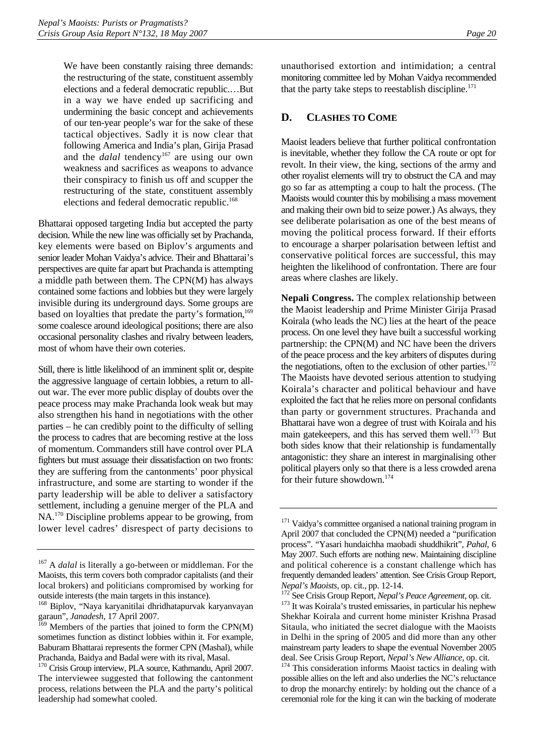> We have been constantly raising three demands: the restructuring of the state, constituent assembly elections and a federal democratic republic.…But in a way we have ended up sacrificing and undermining the basic concept and achievements of our ten-year people's war for the sake of these tactical objectives. Sadly it is now clear that following America and India's plan, Girija Prasad and the *dalal* tendency[167] are using our own weakness and sacrifices as weapons to advance their conspiracy to finish us off and scupper the restructuring of the state, constituent assembly elections and federal democratic republic.[168]

Bhattarai opposed targeting India but accepted the party decision. While the new line was officially set by Prachanda, key elements were based on Biplov's arguments and senior leader Mohan Vaidya's advice. Their and Bhattarai's perspectives are quite far apart but Prachanda is attempting a middle path between them. The CPN(M) has always contained some factions and lobbies but they were largely invisible during its underground days. Some groups are based on loyalties that predate the party's formation,[169] some coalesce around ideological positions; there are also occasional personality clashes and rivalry between leaders, most of whom have their own coteries.

Still, there is little likelihood of an imminent split or, despite the aggressive language of certain lobbies, a return to all-out war. The ever more public display of doubts over the peace process may make Prachanda look weak but may also strengthen his hand in negotiations with the other parties – he can credibly point to the difficulty of selling the process to cadres that are becoming restive at the loss of momentum. Commanders still have control over PLA fighters but must assuage their dissatisfaction on two fronts: they are suffering from the cantonments' poor physical infrastructure, and some are starting to wonder if the party leadership will be able to deliver a satisfactory settlement, including a genuine merger of the PLA and NA.[170] Discipline problems appear to be growing, from lower level cadres' disrespect of party decisions to unauthorised extortion and intimidation; a central monitoring committee led by Mohan Vaidya recommended that the party take steps to reestablish discipline.[171]

## D. CLASHES TO COME

Maoist leaders believe that further political confrontation is inevitable, whether they follow the CA route or opt for revolt. In their view, the king, sections of the army and other royalist elements will try to obstruct the CA and may go so far as attempting a coup to halt the process. (The Maoists would counter this by mobilising a mass movement and making their own bid to seize power.) As always, they see deliberate polarisation as one of the best means of moving the political process forward. If their efforts to encourage a sharper polarisation between leftist and conservative political forces are successful, this may heighten the likelihood of confrontation. There are four areas where clashes are likely.

**Nepali Congress.** The complex relationship between the Maoist leadership and Prime Minister Girija Prasad Koirala (who leads the NC) lies at the heart of the peace process. On one level they have built a successful working partnership: the CPN(M) and NC have been the drivers of the peace process and the key arbiters of disputes during the negotiations, often to the exclusion of other parties.[172] The Maoists have devoted serious attention to studying Koirala's character and political behaviour and have exploited the fact that he relies more on personal confidants than party or government structures. Prachanda and Bhattarai have won a degree of trust with Koirala and his main gatekeepers, and this has served them well.[173] But both sides know that their relationship is fundamentally antagonistic: they share an interest in marginalising other political players only so that there is a less crowded arena for their future showdown.[174]

---

[167] A *dalal* is literally a go-between or middleman. For the Maoists, this term covers both comprador capitalists (and their local brokers) and politicians compromised by working for outside interests (the main targets in this instance).

[168] Biplov, "Naya karyanitilai dhridhatapurvak karyanvayan garaun", *Janadesh*, 17 April 2007.

[169] Members of the parties that joined to form the CPN(M) sometimes function as distinct lobbies within it. For example, Baburam Bhattarai represents the former CPN (Mashal), while Prachanda, Baidya and Badal were with its rival, Masal.

[170] Crisis Group interview, PLA source, Kathmandu, April 2007. The interviewee suggested that following the cantonment process, relations between the PLA and the party's political leadership had somewhat cooled.

[171] Vaidya's committee organised a national training program in April 2007 that concluded the CPN(M) needed a "purification process". "Yasari hundaichha maobadi shuddhikrit", *Pahal*, 6 May 2007. Such efforts are nothing new. Maintaining discipline and political coherence is a constant challenge which has frequently demanded leaders' attention. See Crisis Group Report, *Nepal's Maoists*, op. cit., pp. 12-14.

[172] See Crisis Group Report, *Nepal's Peace Agreement*, op. cit.

[173] It was Koirala's trusted emissaries, in particular his nephew Shekhar Koirala and current home minister Krishna Prasad Sitaula, who initiated the secret dialogue with the Maoists in Delhi in the spring of 2005 and did more than any other mainstream party leaders to shape the eventual November 2005 deal. See Crisis Group Report, *Nepal's New Alliance*, op. cit.

[174] This consideration informs Maoist tactics in dealing with possible allies on the left and also underlies the NC's reluctance to drop the monarchy entirely: by holding out the chance of a ceremonial role for the king it can win the backing of moderate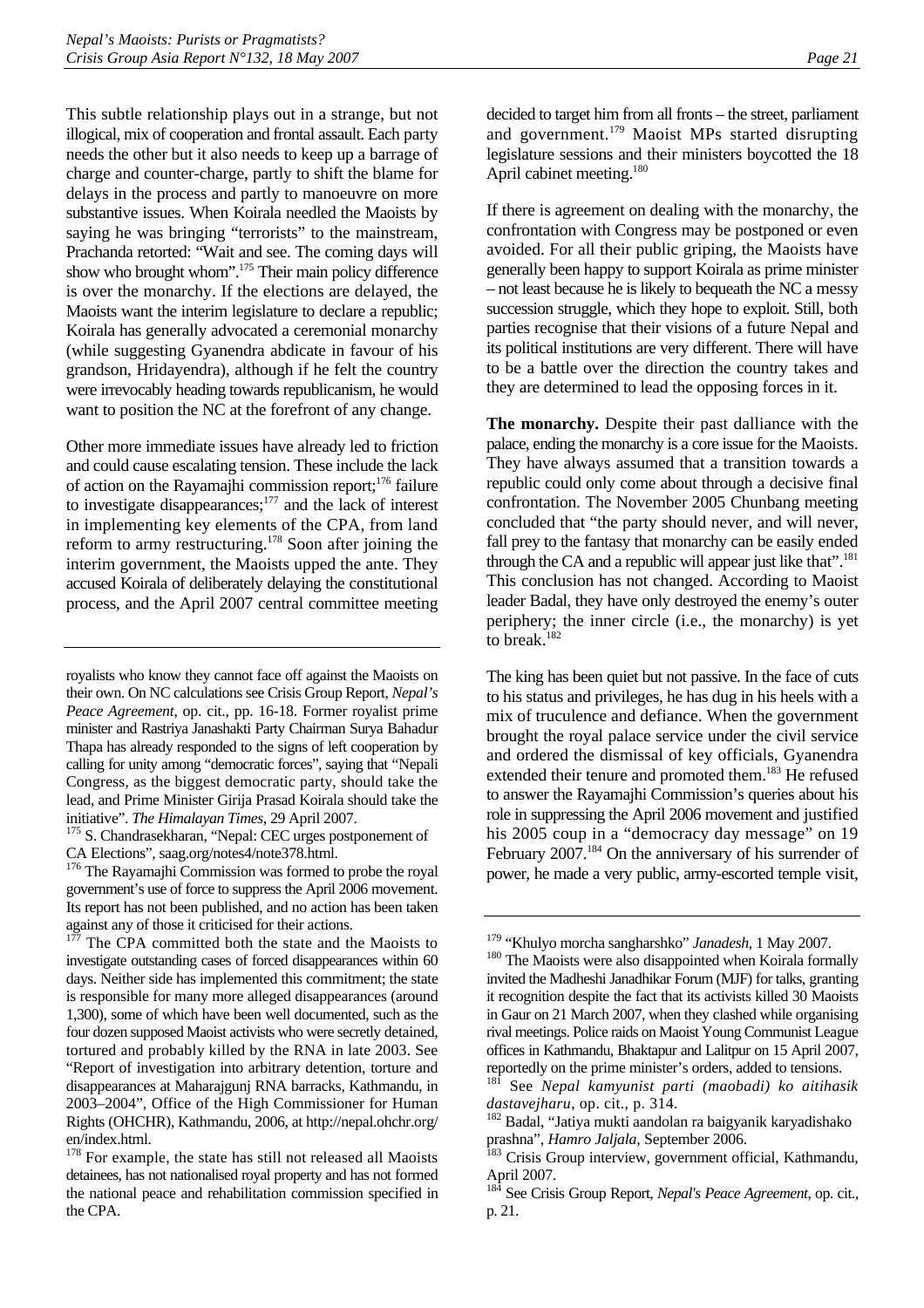This subtle relationship plays out in a strange, but not illogical, mix of cooperation and frontal assault. Each party needs the other but it also needs to keep up a barrage of charge and counter-charge, partly to shift the blame for delays in the process and partly to manoeuvre on more substantive issues. When Koirala needled the Maoists by saying he was bringing "terrorists" to the mainstream, Prachanda retorted: "Wait and see. The coming days will show who brought whom".[175] Their main policy difference is over the monarchy. If the elections are delayed, the Maoists want the interim legislature to declare a republic; Koirala has generally advocated a ceremonial monarchy (while suggesting Gyanendra abdicate in favour of his grandson, Hridayendra), although if he felt the country were irrevocably heading towards republicanism, he would want to position the NC at the forefront of any change.

Other more immediate issues have already led to friction and could cause escalating tension. These include the lack of action on the Rayamajhi commission report;[176] failure to investigate disappearances;[177] and the lack of interest in implementing key elements of the CPA, from land reform to army restructuring.[178] Soon after joining the interim government, the Maoists upped the ante. They accused Koirala of deliberately delaying the constitutional process, and the April 2007 central committee meeting decided to target him from all fronts – the street, parliament and government.[179] Maoist MPs started disrupting legislature sessions and their ministers boycotted the 18 April cabinet meeting.[180]

If there is agreement on dealing with the monarchy, the confrontation with Congress may be postponed or even avoided. For all their public griping, the Maoists have generally been happy to support Koirala as prime minister – not least because he is likely to bequeath the NC a messy succession struggle, which they hope to exploit. Still, both parties recognise that their visions of a future Nepal and its political institutions are very different. There will have to be a battle over the direction the country takes and they are determined to lead the opposing forces in it.

**The monarchy.** Despite their past dalliance with the palace, ending the monarchy is a core issue for the Maoists. They have always assumed that a transition towards a republic could only come about through a decisive final confrontation. The November 2005 Chunbang meeting concluded that "the party should never, and will never, fall prey to the fantasy that monarchy can be easily ended through the CA and a republic will appear just like that".[181] This conclusion has not changed. According to Maoist leader Badal, they have only destroyed the enemy's outer periphery; the inner circle (i.e., the monarchy) is yet to break.[182]

The king has been quiet but not passive. In the face of cuts to his status and privileges, he has dug in his heels with a mix of truculence and defiance. When the government brought the royal palace service under the civil service and ordered the dismissal of key officials, Gyanendra extended their tenure and promoted them.[183] He refused to answer the Rayamajhi Commission's queries about his role in suppressing the April 2006 movement and justified his 2005 coup in a "democracy day message" on 19 February 2007.[184] On the anniversary of his surrender of power, he made a very public, army-escorted temple visit,

---

royalists who know they cannot face off against the Maoists on their own. On NC calculations see Crisis Group Report, *Nepal's Peace Agreement*, op. cit., pp. 16-18. Former royalist prime minister and Rastriya Janashakti Party Chairman Surya Bahadur Thapa has already responded to the signs of left cooperation by calling for unity among "democratic forces", saying that "Nepali Congress, as the biggest democratic party, should take the lead, and Prime Minister Girija Prasad Koirala should take the initiative". *The Himalayan Times*, 29 April 2007.

[175] S. Chandrasekharan, "Nepal: CEC urges postponement of CA Elections", saag.org/notes4/note378.html.

[176] The Rayamajhi Commission was formed to probe the royal government's use of force to suppress the April 2006 movement. Its report has not been published, and no action has been taken against any of those it criticised for their actions.

[177] The CPA committed both the state and the Maoists to investigate outstanding cases of forced disappearances within 60 days. Neither side has implemented this commitment; the state is responsible for many more alleged disappearances (around 1,300), some of which have been well documented, such as the four dozen supposed Maoist activists who were secretly detained, tortured and probably killed by the RNA in late 2003. See "Report of investigation into arbitrary detention, torture and disappearances at Maharajgunj RNA barracks, Kathmandu, in 2003–2004", Office of the High Commissioner for Human Rights (OHCHR), Kathmandu, 2006, at http://nepal.ohchr.org/en/index.html.

[178] For example, the state has still not released all Maoists detainees, has not nationalised royal property and has not formed the national peace and rehabilitation commission specified in the CPA.

[179] "Khulyo morcha sangharshko" *Janadesh*, 1 May 2007.

[180] The Maoists were also disappointed when Koirala formally invited the Madheshi Janadhikar Forum (MJF) for talks, granting it recognition despite the fact that its activists killed 30 Maoists in Gaur on 21 March 2007, when they clashed while organising rival meetings. Police raids on Maoist Young Communist League offices in Kathmandu, Bhaktapur and Lalitpur on 15 April 2007, reportedly on the prime minister's orders, added to tensions.

[181] See *Nepal kamyunist parti (maobadi) ko aitihasik dastavejharu*, op. cit., p. 314.

[182] Badal, "Jatiya mukti aandolan ra baigyanik karyadishako prashna", *Hamro Jaljala*, September 2006.

[183] Crisis Group interview, government official, Kathmandu, April 2007.

[184] See Crisis Group Report, *Nepal's Peace Agreement*, op. cit., p. 21.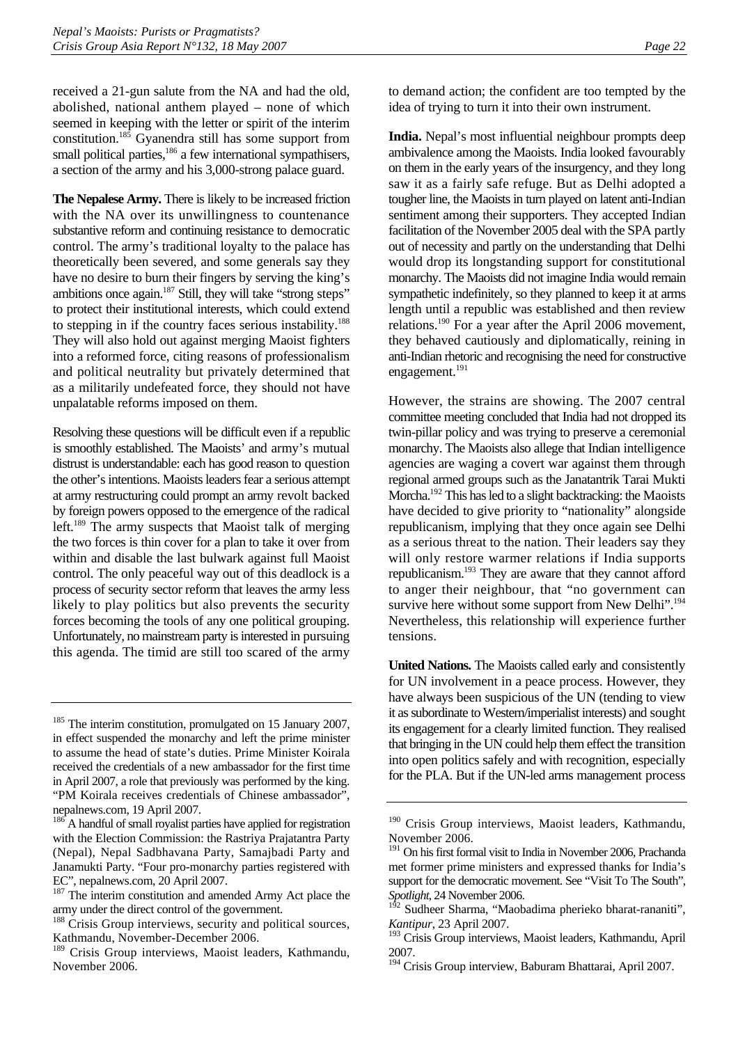received a 21-gun salute from the NA and had the old, abolished, national anthem played – none of which seemed in keeping with the letter or spirit of the interim constitution.[185] Gyanendra still has some support from small political parties,[186] a few international sympathisers, a section of the army and his 3,000-strong palace guard.

**The Nepalese Army.** There is likely to be increased friction with the NA over its unwillingness to countenance substantive reform and continuing resistance to democratic control. The army's traditional loyalty to the palace has theoretically been severed, and some generals say they have no desire to burn their fingers by serving the king's ambitions once again.[187] Still, they will take "strong steps" to protect their institutional interests, which could extend to stepping in if the country faces serious instability.[188] They will also hold out against merging Maoist fighters into a reformed force, citing reasons of professionalism and political neutrality but privately determined that as a militarily undefeated force, they should not have unpalatable reforms imposed on them.

Resolving these questions will be difficult even if a republic is smoothly established. The Maoists' and army's mutual distrust is understandable: each has good reason to question the other's intentions. Maoists leaders fear a serious attempt at army restructuring could prompt an army revolt backed by foreign powers opposed to the emergence of the radical left.[189] The army suspects that Maoist talk of merging the two forces is thin cover for a plan to take it over from within and disable the last bulwark against full Maoist control. The only peaceful way out of this deadlock is a process of security sector reform that leaves the army less likely to play politics but also prevents the security forces becoming the tools of any one political grouping. Unfortunately, no mainstream party is interested in pursuing this agenda. The timid are still too scared of the army to demand action; the confident are too tempted by the idea of trying to turn it into their own instrument.

**India.** Nepal's most influential neighbour prompts deep ambivalence among the Maoists. India looked favourably on them in the early years of the insurgency, and they long saw it as a fairly safe refuge. But as Delhi adopted a tougher line, the Maoists in turn played on latent anti-Indian sentiment among their supporters. They accepted Indian facilitation of the November 2005 deal with the SPA partly out of necessity and partly on the understanding that Delhi would drop its longstanding support for constitutional monarchy. The Maoists did not imagine India would remain sympathetic indefinitely, so they planned to keep it at arms length until a republic was established and then review relations.[190] For a year after the April 2006 movement, they behaved cautiously and diplomatically, reining in anti-Indian rhetoric and recognising the need for constructive engagement.[191]

However, the strains are showing. The 2007 central committee meeting concluded that India had not dropped its twin-pillar policy and was trying to preserve a ceremonial monarchy. The Maoists also allege that Indian intelligence agencies are waging a covert war against them through regional armed groups such as the Janatantrik Tarai Mukti Morcha.[192] This has led to a slight backtracking: the Maoists have decided to give priority to "nationality" alongside republicanism, implying that they once again see Delhi as a serious threat to the nation. Their leaders say they will only restore warmer relations if India supports republicanism.[193] They are aware that they cannot afford to anger their neighbour, that "no government can survive here without some support from New Delhi".[194] Nevertheless, this relationship will experience further tensions.

**United Nations.** The Maoists called early and consistently for UN involvement in a peace process. However, they have always been suspicious of the UN (tending to view it as subordinate to Western/imperialist interests) and sought its engagement for a clearly limited function. They realised that bringing in the UN could help them effect the transition into open politics safely and with recognition, especially for the PLA. But if the UN-led arms management process

---

[185] The interim constitution, promulgated on 15 January 2007, in effect suspended the monarchy and left the prime minister to assume the head of state's duties. Prime Minister Koirala received the credentials of a new ambassador for the first time in April 2007, a role that previously was performed by the king. "PM Koirala receives credentials of Chinese ambassador", nepalnews.com, 19 April 2007.

[186] A handful of small royalist parties have applied for registration with the Election Commission: the Rastriya Prajatantra Party (Nepal), Nepal Sadbhavana Party, Samajbadi Party and Janamukti Party. "Four pro-monarchy parties registered with EC", nepalnews.com, 20 April 2007.

[187] The interim constitution and amended Army Act place the army under the direct control of the government.

[188] Crisis Group interviews, security and political sources, Kathmandu, November-December 2006.

[189] Crisis Group interviews, Maoist leaders, Kathmandu, November 2006.

[190] Crisis Group interviews, Maoist leaders, Kathmandu, November 2006.

[191] On his first formal visit to India in November 2006, Prachanda met former prime ministers and expressed thanks for India's support for the democratic movement. See "Visit To The South", *Spotlight*, 24 November 2006.

[192] Sudheer Sharma, "Maobadima pherieko bharat-rananiti", *Kantipur*, 23 April 2007.

[193] Crisis Group interviews, Maoist leaders, Kathmandu, April 2007.

[194] Crisis Group interview, Baburam Bhattarai, April 2007.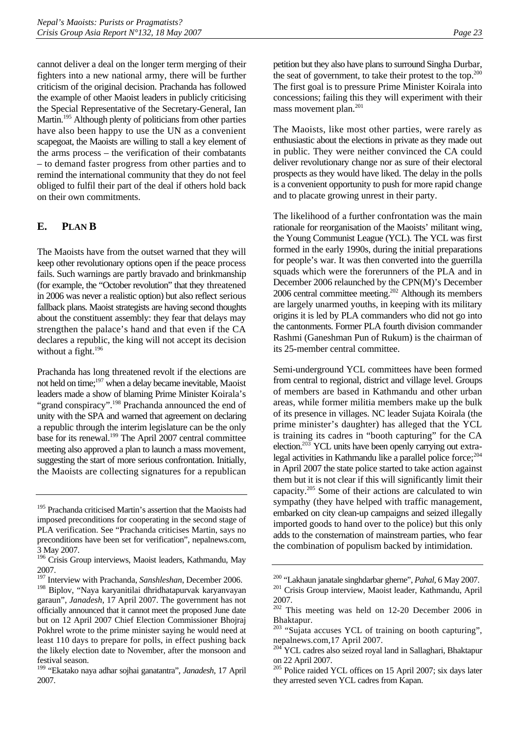cannot deliver a deal on the longer term merging of their fighters into a new national army, there will be further criticism of the original decision. Prachanda has followed the example of other Maoist leaders in publicly criticising the Special Representative of the Secretary-General, Ian Martin.[195] Although plenty of politicians from other parties have also been happy to use the UN as a convenient scapegoat, the Maoists are willing to stall a key element of the arms process – the verification of their combatants – to demand faster progress from other parties and to remind the international community that they do not feel obliged to fulfil their part of the deal if others hold back on their own commitments.

## E. PLAN B

The Maoists have from the outset warned that they will keep other revolutionary options open if the peace process fails. Such warnings are partly bravado and brinkmanship (for example, the "October revolution" that they threatened in 2006 was never a realistic option) but also reflect serious fallback plans. Maoist strategists are having second thoughts about the constituent assembly: they fear that delays may strengthen the palace's hand and that even if the CA declares a republic, the king will not accept its decision without a fight.[196]

Prachanda has long threatened revolt if the elections are not held on time;[197] when a delay became inevitable, Maoist leaders made a show of blaming Prime Minister Koirala's "grand conspiracy".[198] Prachanda announced the end of unity with the SPA and warned that agreement on declaring a republic through the interim legislature can be the only base for its renewal.[199] The April 2007 central committee meeting also approved a plan to launch a mass movement, suggesting the start of more serious confrontation. Initially, the Maoists are collecting signatures for a republican petition but they also have plans to surround Singha Durbar, the seat of government, to take their protest to the top.[200] The first goal is to pressure Prime Minister Koirala into concessions; failing this they will experiment with their mass movement plan.[201]

The Maoists, like most other parties, were rarely as enthusiastic about the elections in private as they made out in public. They were neither convinced the CA could deliver revolutionary change nor as sure of their electoral prospects as they would have liked. The delay in the polls is a convenient opportunity to push for more rapid change and to placate growing unrest in their party.

The likelihood of a further confrontation was the main rationale for reorganisation of the Maoists' militant wing, the Young Communist League (YCL). The YCL was first formed in the early 1990s, during the initial preparations for people's war. It was then converted into the guerrilla squads which were the forerunners of the PLA and in December 2006 relaunched by the CPN(M)'s December 2006 central committee meeting.[202] Although its members are largely unarmed youths, in keeping with its military origins it is led by PLA commanders who did not go into the cantonments. Former PLA fourth division commander Rashmi (Ganeshman Pun of Rukum) is the chairman of its 25-member central committee.

Semi-underground YCL committees have been formed from central to regional, district and village level. Groups of members are based in Kathmandu and other urban areas, while former militia members make up the bulk of its presence in villages. NC leader Sujata Koirala (the prime minister's daughter) has alleged that the YCL is training its cadres in "booth capturing" for the CA election.[203] YCL units have been openly carrying out extra-legal activities in Kathmandu like a parallel police force;[204] in April 2007 the state police started to take action against them but it is not clear if this will significantly limit their capacity.[205] Some of their actions are calculated to win sympathy (they have helped with traffic management, embarked on city clean-up campaigns and seized illegally imported goods to hand over to the police) but this only adds to the consternation of mainstream parties, who fear the combination of populism backed by intimidation.

---

[195] Prachanda criticised Martin's assertion that the Maoists had imposed preconditions for cooperating in the second stage of PLA verification. See "Prachanda criticises Martin, says no preconditions have been set for verification", nepalnews.com, 3 May 2007.

[196] Crisis Group interviews, Maoist leaders, Kathmandu, May 2007.

[197] Interview with Prachanda, *Sanshleshan*, December 2006.

[198] Biplov, "Naya karyanitilai dhridhatapurvak karyanvayan garaun", *Janadesh*, 17 April 2007. The government has not officially announced that it cannot meet the proposed June date but on 12 April 2007 Chief Election Commissioner Bhojraj Pokhrel wrote to the prime minister saying he would need at least 110 days to prepare for polls, in effect pushing back the likely election date to November, after the monsoon and festival season.

[199] "Ekatako naya adhar sojhai ganatantra", *Janadesh*, 17 April 2007.

[200] "Lakhaun janatale singhdarbar gherne", *Pahal*, 6 May 2007.

[201] Crisis Group interview, Maoist leader, Kathmandu, April 2007.

[202] This meeting was held on 12-20 December 2006 in Bhaktapur.

[203] "Sujata accuses YCL of training on booth capturing", nepalnews.com,17 April 2007.

[204] YCL cadres also seized royal land in Sallaghari, Bhaktapur on 22 April 2007.

[205] Police raided YCL offices on 15 April 2007; six days later they arrested seven YCL cadres from Kapan.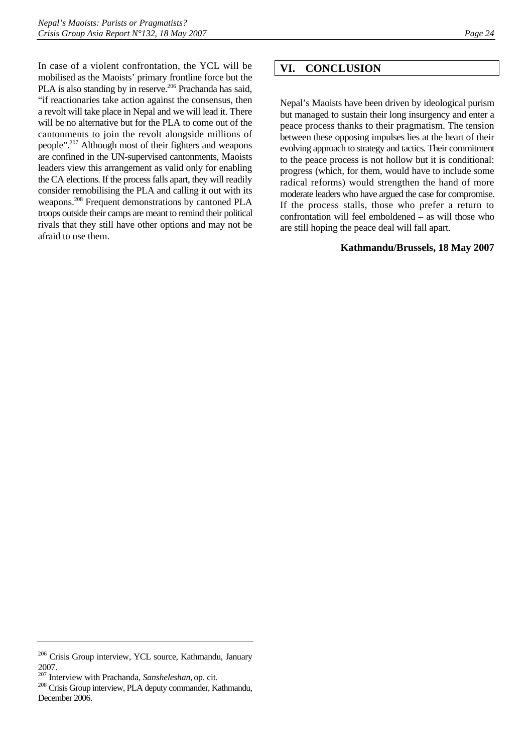In case of a violent confrontation, the YCL will be mobilised as the Maoists' primary frontline force but the PLA is also standing by in reserve.[206] Prachanda has said, "if reactionaries take action against the consensus, then a revolt will take place in Nepal and we will lead it. There will be no alternative but for the PLA to come out of the cantonments to join the revolt alongside millions of people".[207] Although most of their fighters and weapons are confined in the UN-supervised cantonments, Maoists leaders view this arrangement as valid only for enabling the CA elections. If the process falls apart, they will readily consider remobilising the PLA and calling it out with its weapons.[208] Frequent demonstrations by cantoned PLA troops outside their camps are meant to remind their political rivals that they still have other options and may not be afraid to use them.

## VI. CONCLUSION

Nepal's Maoists have been driven by ideological purism but managed to sustain their long insurgency and enter a peace process thanks to their pragmatism. The tension between these opposing impulses lies at the heart of their evolving approach to strategy and tactics. Their commitment to the peace process is not hollow but it is conditional: progress (which, for them, would have to include some radical reforms) would strengthen the hand of more moderate leaders who have argued the case for compromise. If the process stalls, those who prefer a return to confrontation will feel emboldened – as will those who are still hoping the peace deal will fall apart.

**Kathmandu/Brussels, 18 May 2007**

---

[206] Crisis Group interview, YCL source, Kathmandu, January 2007.

[207] Interview with Prachanda, *Sansheleshan*, op. cit.

[208] Crisis Group interview, PLA deputy commander, Kathmandu, December 2006.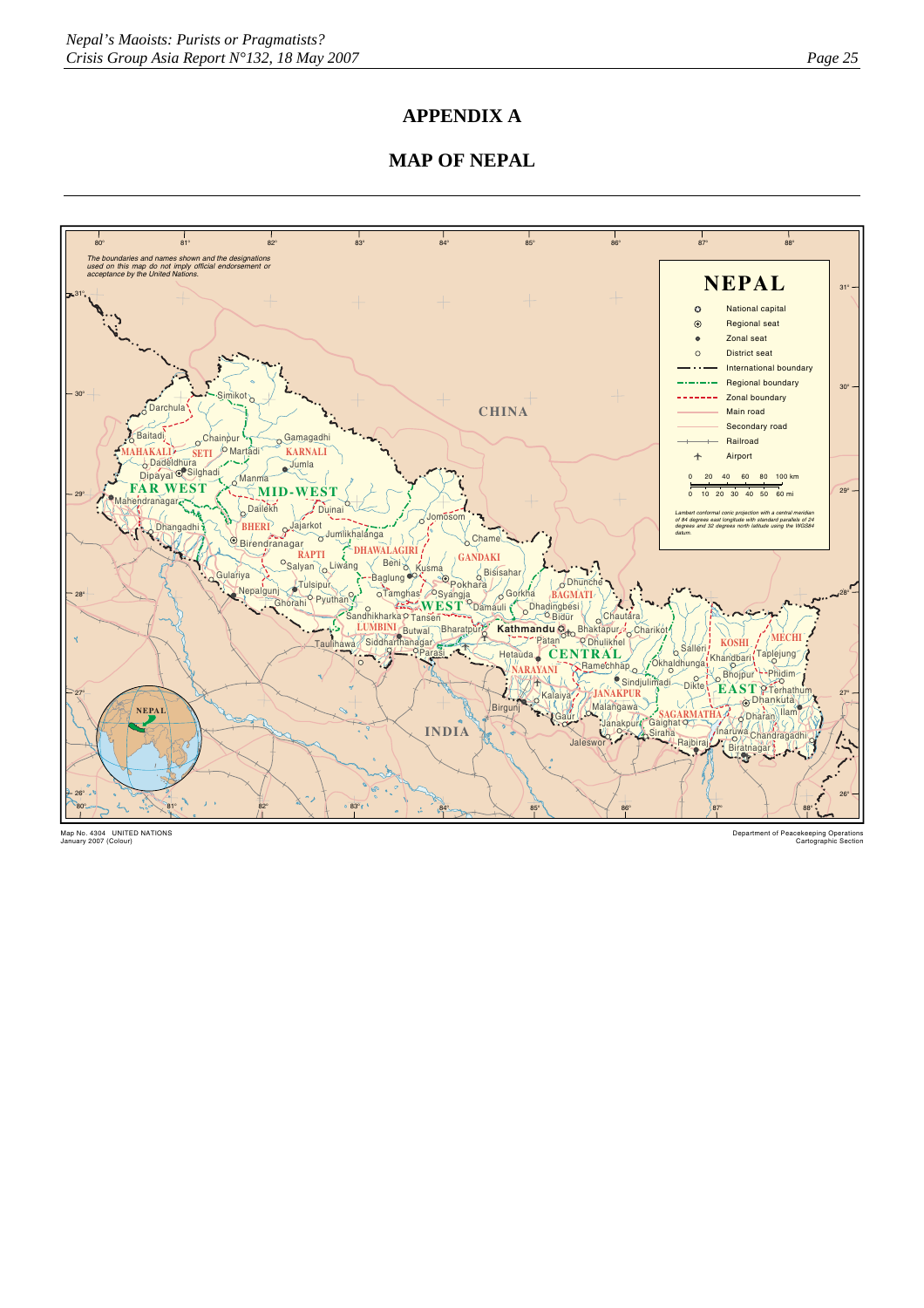# APPENDIX A

## MAP OF NEPAL

The boundaries and names shown and the designations used on this map do not imply official endorsement or acceptance by the United Nations.

**NEPAL**

- National capital
- Regional seat
- Zonal seat
- District seat
- International boundary
- Regional boundary
- Zonal boundary
- Main road
- Secondary road
- Railroad
- Airport

Lambert conformal conic projection with a central meridian of 84 degrees east longitude with standard parallels of 24 degrees and 32 degrees north latitude using the WGS84 datum.

Map No. 4304 UNITED NATIONS
January 2007 (Colour)

Department of Peacekeeping Operations
Cartographic Section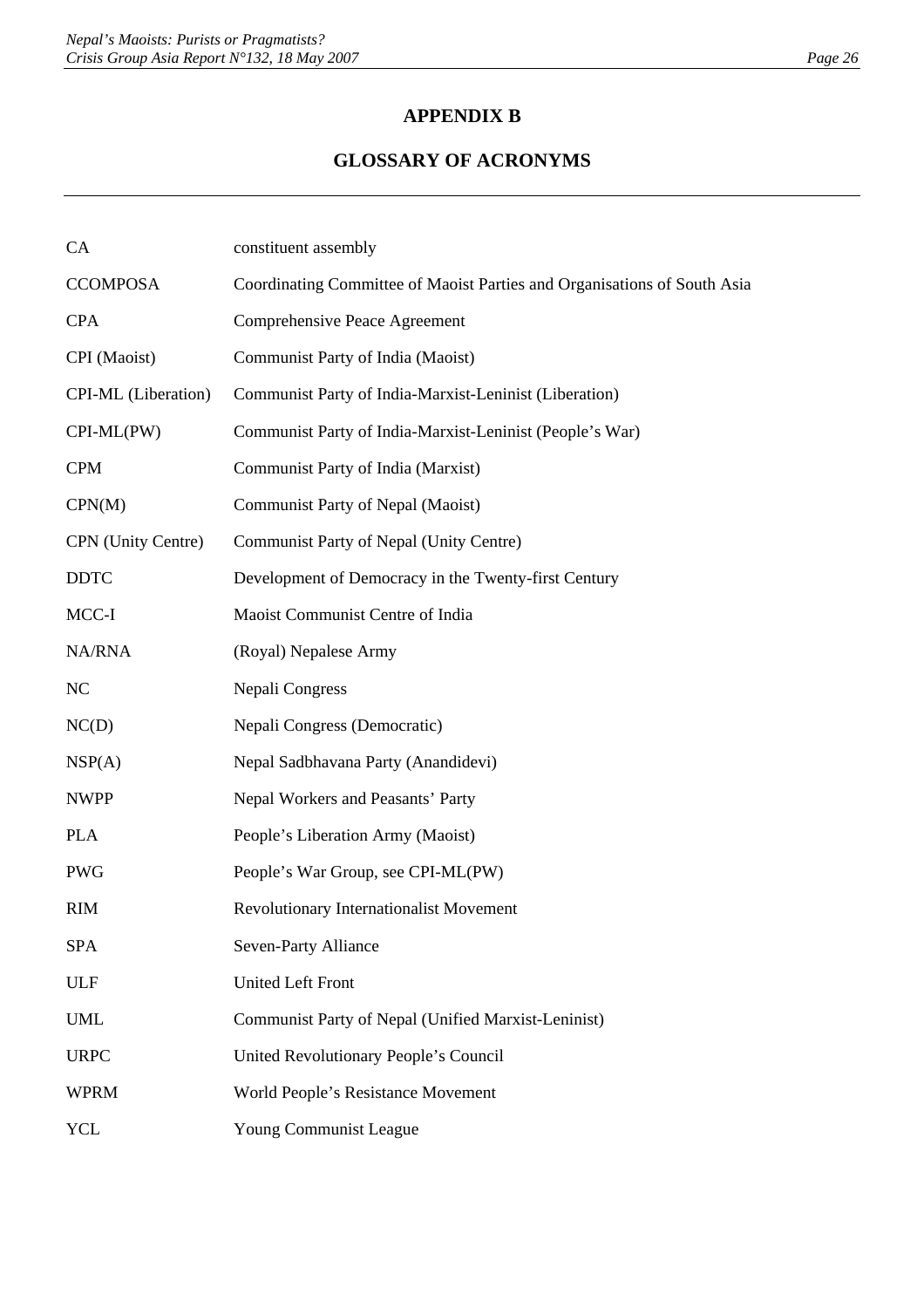# APPENDIX B

## GLOSSARY OF ACRONYMS

| | |
|---|---|
| CA | constituent assembly |
| CCOMPOSA | Coordinating Committee of Maoist Parties and Organisations of South Asia |
| CPA | Comprehensive Peace Agreement |
| CPI (Maoist) | Communist Party of India (Maoist) |
| CPI-ML (Liberation) | Communist Party of India-Marxist-Leninist (Liberation) |
| CPI-ML(PW) | Communist Party of India-Marxist-Leninist (People's War) |
| CPM | Communist Party of India (Marxist) |
| CPN(M) | Communist Party of Nepal (Maoist) |
| CPN (Unity Centre) | Communist Party of Nepal (Unity Centre) |
| DDTC | Development of Democracy in the Twenty-first Century |
| MCC-I | Maoist Communist Centre of India |
| NA/RNA | (Royal) Nepalese Army |
| NC | Nepali Congress |
| NC(D) | Nepali Congress (Democratic) |
| NSP(A) | Nepal Sadbhavana Party (Anandidevi) |
| NWPP | Nepal Workers and Peasants' Party |
| PLA | People's Liberation Army (Maoist) |
| PWG | People's War Group, see CPI-ML(PW) |
| RIM | Revolutionary Internationalist Movement |
| SPA | Seven-Party Alliance |
| ULF | United Left Front |
| UML | Communist Party of Nepal (Unified Marxist-Leninist) |
| URPC | United Revolutionary People's Council |
| WPRM | World People's Resistance Movement |
| YCL | Young Communist League |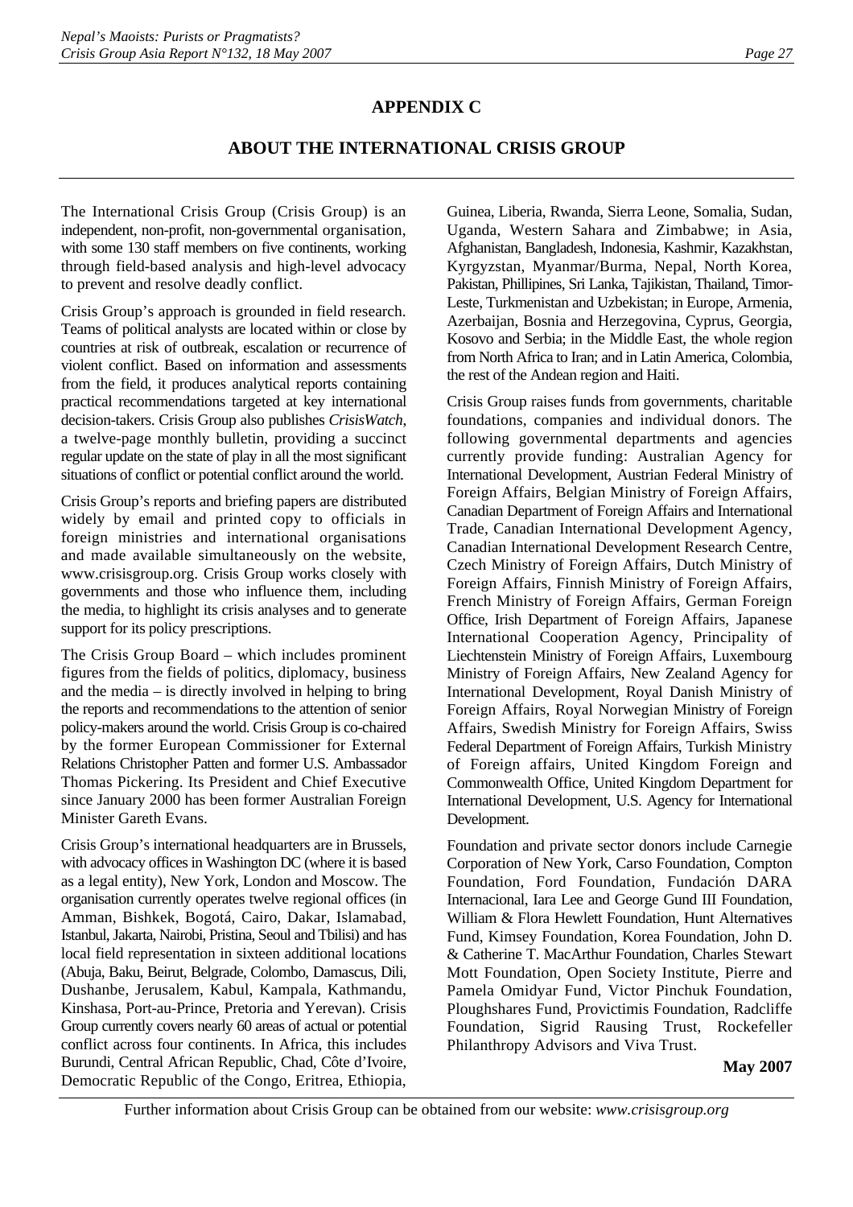## APPENDIX C

## ABOUT THE INTERNATIONAL CRISIS GROUP

The International Crisis Group (Crisis Group) is an independent, non-profit, non-governmental organisation, with some 130 staff members on five continents, working through field-based analysis and high-level advocacy to prevent and resolve deadly conflict.

Crisis Group's approach is grounded in field research. Teams of political analysts are located within or close by countries at risk of outbreak, escalation or recurrence of violent conflict. Based on information and assessments from the field, it produces analytical reports containing practical recommendations targeted at key international decision-takers. Crisis Group also publishes *CrisisWatch*, a twelve-page monthly bulletin, providing a succinct regular update on the state of play in all the most significant situations of conflict or potential conflict around the world.

Crisis Group's reports and briefing papers are distributed widely by email and printed copy to officials in foreign ministries and international organisations and made available simultaneously on the website, www.crisisgroup.org. Crisis Group works closely with governments and those who influence them, including the media, to highlight its crisis analyses and to generate support for its policy prescriptions.

The Crisis Group Board – which includes prominent figures from the fields of politics, diplomacy, business and the media – is directly involved in helping to bring the reports and recommendations to the attention of senior policy-makers around the world. Crisis Group is co-chaired by the former European Commissioner for External Relations Christopher Patten and former U.S. Ambassador Thomas Pickering. Its President and Chief Executive since January 2000 has been former Australian Foreign Minister Gareth Evans.

Crisis Group's international headquarters are in Brussels, with advocacy offices in Washington DC (where it is based as a legal entity), New York, London and Moscow. The organisation currently operates twelve regional offices (in Amman, Bishkek, Bogotá, Cairo, Dakar, Islamabad, Istanbul, Jakarta, Nairobi, Pristina, Seoul and Tbilisi) and has local field representation in sixteen additional locations (Abuja, Baku, Beirut, Belgrade, Colombo, Damascus, Dili, Dushanbe, Jerusalem, Kabul, Kampala, Kathmandu, Kinshasa, Port-au-Prince, Pretoria and Yerevan). Crisis Group currently covers nearly 60 areas of actual or potential conflict across four continents. In Africa, this includes Burundi, Central African Republic, Chad, Côte d'Ivoire, Democratic Republic of the Congo, Eritrea, Ethiopia, Guinea, Liberia, Rwanda, Sierra Leone, Somalia, Sudan, Uganda, Western Sahara and Zimbabwe; in Asia, Afghanistan, Bangladesh, Indonesia, Kashmir, Kazakhstan, Kyrgyzstan, Myanmar/Burma, Nepal, North Korea, Pakistan, Phillipines, Sri Lanka, Tajikistan, Thailand, Timor-Leste, Turkmenistan and Uzbekistan; in Europe, Armenia, Azerbaijan, Bosnia and Herzegovina, Cyprus, Georgia, Kosovo and Serbia; in the Middle East, the whole region from North Africa to Iran; and in Latin America, Colombia, the rest of the Andean region and Haiti.

Crisis Group raises funds from governments, charitable foundations, companies and individual donors. The following governmental departments and agencies currently provide funding: Australian Agency for International Development, Austrian Federal Ministry of Foreign Affairs, Belgian Ministry of Foreign Affairs, Canadian Department of Foreign Affairs and International Trade, Canadian International Development Agency, Canadian International Development Research Centre, Czech Ministry of Foreign Affairs, Dutch Ministry of Foreign Affairs, Finnish Ministry of Foreign Affairs, French Ministry of Foreign Affairs, German Foreign Office, Irish Department of Foreign Affairs, Japanese International Cooperation Agency, Principality of Liechtenstein Ministry of Foreign Affairs, Luxembourg Ministry of Foreign Affairs, New Zealand Agency for International Development, Royal Danish Ministry of Foreign Affairs, Royal Norwegian Ministry of Foreign Affairs, Swedish Ministry for Foreign Affairs, Swiss Federal Department of Foreign Affairs, Turkish Ministry of Foreign affairs, United Kingdom Foreign and Commonwealth Office, United Kingdom Department for International Development, U.S. Agency for International Development.

Foundation and private sector donors include Carnegie Corporation of New York, Carso Foundation, Compton Foundation, Ford Foundation, Fundación DARA Internacional, Iara Lee and George Gund III Foundation, William & Flora Hewlett Foundation, Hunt Alternatives Fund, Kimsey Foundation, Korea Foundation, John D. & Catherine T. MacArthur Foundation, Charles Stewart Mott Foundation, Open Society Institute, Pierre and Pamela Omidyar Fund, Victor Pinchuk Foundation, Ploughshares Fund, Provictimis Foundation, Radcliffe Foundation, Sigrid Rausing Trust, Rockefeller Philanthropy Advisors and Viva Trust.

**May 2007**

Further information about Crisis Group can be obtained from our website: *www.crisisgroup.org*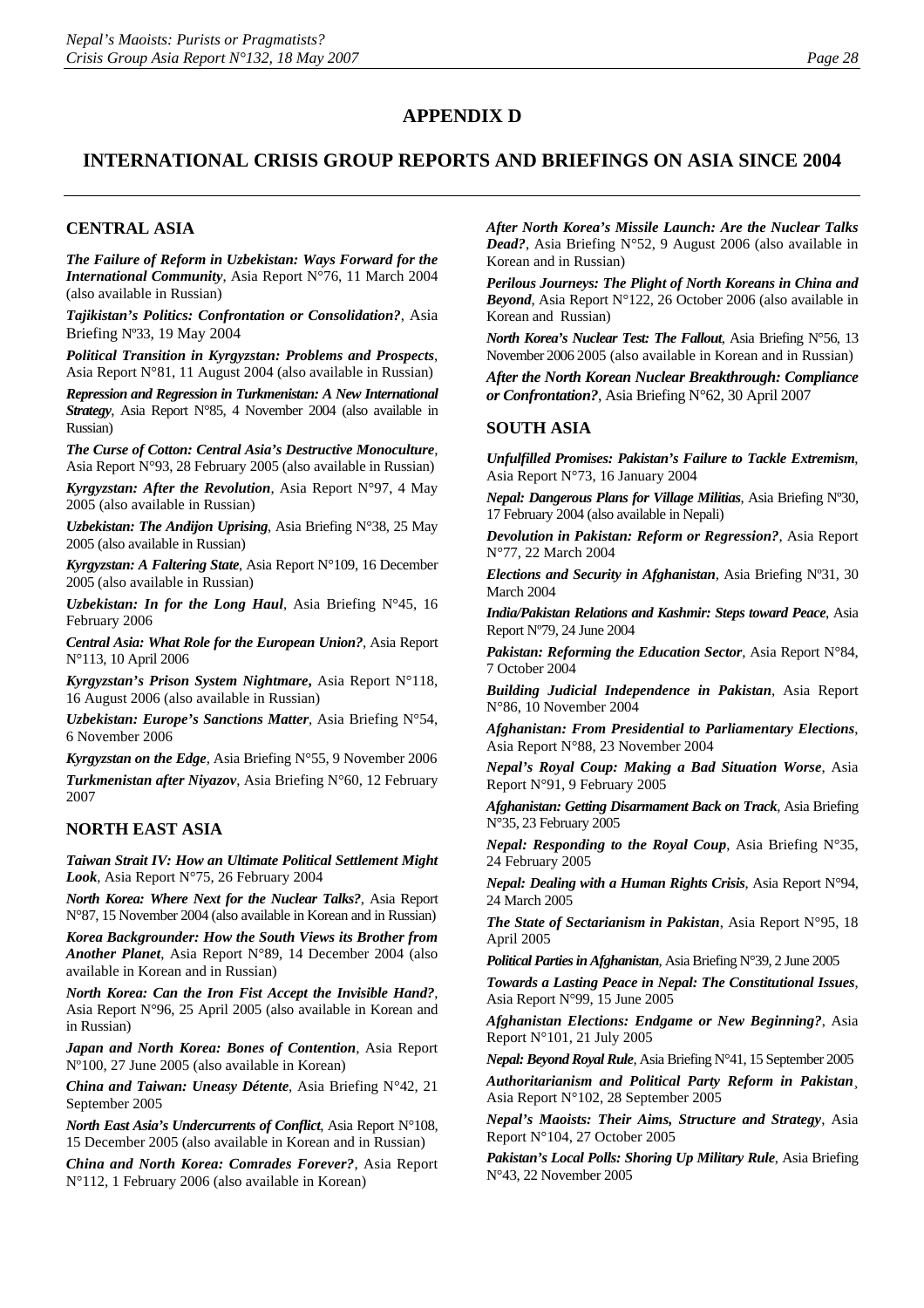# APPENDIX D

## INTERNATIONAL CRISIS GROUP REPORTS AND BRIEFINGS ON ASIA SINCE 2004

### CENTRAL ASIA

***The Failure of Reform in Uzbekistan: Ways Forward for the International Community***, Asia Report N°76, 11 March 2004 (also available in Russian)

***Tajikistan's Politics: Confrontation or Consolidation?***, Asia Briefing Nº33, 19 May 2004

***Political Transition in Kyrgyzstan: Problems and Prospects***, Asia Report N°81, 11 August 2004 (also available in Russian)

***Repression and Regression in Turkmenistan: A New International Strategy***, Asia Report N°85, 4 November 2004 (also available in Russian)

***The Curse of Cotton: Central Asia's Destructive Monoculture***, Asia Report N°93, 28 February 2005 (also available in Russian)

***Kyrgyzstan: After the Revolution***, Asia Report N°97, 4 May 2005 (also available in Russian)

***Uzbekistan: The Andijon Uprising***, Asia Briefing N°38, 25 May 2005 (also available in Russian)

***Kyrgyzstan: A Faltering State***, Asia Report N°109, 16 December 2005 (also available in Russian)

***Uzbekistan: In for the Long Haul***, Asia Briefing N°45, 16 February 2006

***Central Asia: What Role for the European Union?***, Asia Report N°113, 10 April 2006

***Kyrgyzstan's Prison System Nightmare***, Asia Report N°118, 16 August 2006 (also available in Russian)

***Uzbekistan: Europe's Sanctions Matter***, Asia Briefing N°54, 6 November 2006

***Kyrgyzstan on the Edge***, Asia Briefing N°55, 9 November 2006

***Turkmenistan after Niyazov***, Asia Briefing N°60, 12 February 2007

### NORTH EAST ASIA

***Taiwan Strait IV: How an Ultimate Political Settlement Might Look***, Asia Report N°75, 26 February 2004

***North Korea: Where Next for the Nuclear Talks?***, Asia Report N°87, 15 November 2004 (also available in Korean and in Russian)

***Korea Backgrounder: How the South Views its Brother from Another Planet***, Asia Report N°89, 14 December 2004 (also available in Korean and in Russian)

***North Korea: Can the Iron Fist Accept the Invisible Hand?***, Asia Report N°96, 25 April 2005 (also available in Korean and in Russian)

***Japan and North Korea: Bones of Contention***, Asia Report Nº100, 27 June 2005 (also available in Korean)

***China and Taiwan: Uneasy Détente***, Asia Briefing N°42, 21 September 2005

***North East Asia's Undercurrents of Conflict***, Asia Report N°108, 15 December 2005 (also available in Korean and in Russian)

***China and North Korea: Comrades Forever?***, Asia Report N°112, 1 February 2006 (also available in Korean)

***After North Korea's Missile Launch: Are the Nuclear Talks Dead?***, Asia Briefing N°52, 9 August 2006 (also available in Korean and in Russian)

***Perilous Journeys: The Plight of North Koreans in China and Beyond***, Asia Report N°122, 26 October 2006 (also available in Korean and Russian)

***North Korea's Nuclear Test: The Fallout***, Asia Briefing N°56, 13 November 2006 2005 (also available in Korean and in Russian)

***After the North Korean Nuclear Breakthrough: Compliance or Confrontation?***, Asia Briefing N°62, 30 April 2007

### SOUTH ASIA

***Unfulfilled Promises: Pakistan's Failure to Tackle Extremism***, Asia Report N°73, 16 January 2004

***Nepal: Dangerous Plans for Village Militias***, Asia Briefing Nº30, 17 February 2004 (also available in Nepali)

***Devolution in Pakistan: Reform or Regression?***, Asia Report N°77, 22 March 2004

***Elections and Security in Afghanistan***, Asia Briefing Nº31, 30 March 2004

***India/Pakistan Relations and Kashmir: Steps toward Peace***, Asia Report Nº79, 24 June 2004

***Pakistan: Reforming the Education Sector***, Asia Report N°84, 7 October 2004

***Building Judicial Independence in Pakistan***, Asia Report N°86, 10 November 2004

***Afghanistan: From Presidential to Parliamentary Elections***, Asia Report N°88, 23 November 2004

***Nepal's Royal Coup: Making a Bad Situation Worse***, Asia Report N°91, 9 February 2005

***Afghanistan: Getting Disarmament Back on Track***, Asia Briefing N°35, 23 February 2005

***Nepal: Responding to the Royal Coup***, Asia Briefing N°35, 24 February 2005

***Nepal: Dealing with a Human Rights Crisis***, Asia Report N°94, 24 March 2005

***The State of Sectarianism in Pakistan***, Asia Report N°95, 18 April 2005

***Political Parties in Afghanistan***, Asia Briefing N°39, 2 June 2005

***Towards a Lasting Peace in Nepal: The Constitutional Issues***, Asia Report N°99, 15 June 2005

***Afghanistan Elections: Endgame or New Beginning?***, Asia Report N°101, 21 July 2005

***Nepal: Beyond Royal Rule***, Asia Briefing N°41, 15 September 2005

***Authoritarianism and Political Party Reform in Pakistan***¸ Asia Report N°102, 28 September 2005

***Nepal's Maoists: Their Aims, Structure and Strategy***, Asia Report N°104, 27 October 2005

***Pakistan's Local Polls: Shoring Up Military Rule***, Asia Briefing N°43, 22 November 2005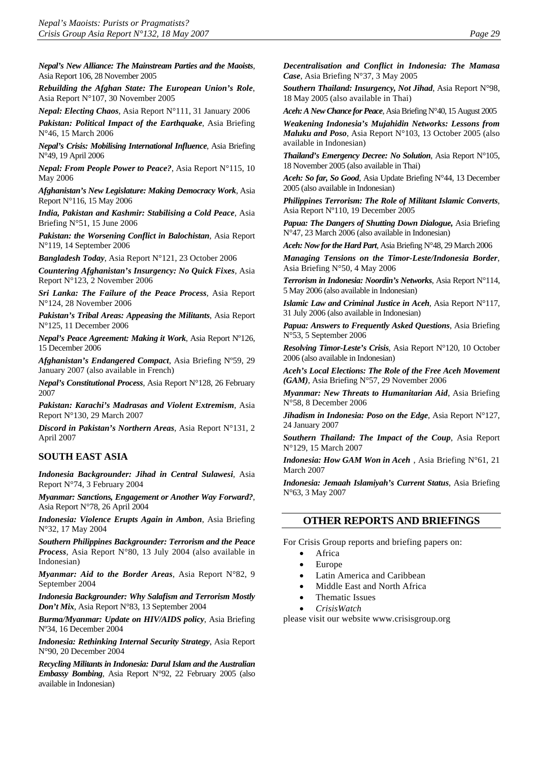***Nepal's New Alliance: The Mainstream Parties and the Maoists***, Asia Report 106, 28 November 2005

***Rebuilding the Afghan State: The European Union's Role***, Asia Report N°107, 30 November 2005

***Nepal: Electing Chaos***, Asia Report N°111, 31 January 2006

***Pakistan: Political Impact of the Earthquake***, Asia Briefing N°46, 15 March 2006

***Nepal's Crisis: Mobilising International Influence***, Asia Briefing N°49, 19 April 2006

***Nepal: From People Power to Peace?***, Asia Report N°115, 10 May 2006

***Afghanistan's New Legislature: Making Democracy Work***, Asia Report N°116, 15 May 2006

***India, Pakistan and Kashmir: Stabilising a Cold Peace***, Asia Briefing N°51, 15 June 2006

***Pakistan: the Worsening Conflict in Balochistan***, Asia Report N°119, 14 September 2006

***Bangladesh Today***, Asia Report N°121, 23 October 2006

***Countering Afghanistan's Insurgency: No Quick Fixes***, Asia Report N°123, 2 November 2006

***Sri Lanka: The Failure of the Peace Process***, Asia Report N°124, 28 November 2006

***Pakistan's Tribal Areas: Appeasing the Militants***, Asia Report N°125, 11 December 2006

***Nepal's Peace Agreement: Making it Work***, Asia Report Nº126, 15 December 2006

***Afghanistan's Endangered Compact***, Asia Briefing Nº59, 29 January 2007 (also available in French)

***Nepal's Constitutional Process***, Asia Report N°128, 26 February 2007

***Pakistan: Karachi's Madrasas and Violent Extremism***, Asia Report N°130, 29 March 2007

***Discord in Pakistan's Northern Areas***, Asia Report N°131, 2 April 2007

## SOUTH EAST ASIA

***Indonesia Backgrounder: Jihad in Central Sulawesi***, Asia Report N°74, 3 February 2004

***Myanmar: Sanctions, Engagement or Another Way Forward?***, Asia Report N°78, 26 April 2004

***Indonesia: Violence Erupts Again in Ambon***, Asia Briefing N°32, 17 May 2004

***Southern Philippines Backgrounder: Terrorism and the Peace Process***, Asia Report N°80, 13 July 2004 (also available in Indonesian)

***Myanmar: Aid to the Border Areas***, Asia Report N°82, 9 September 2004

***Indonesia Backgrounder: Why Salafism and Terrorism Mostly Don't Mix***, Asia Report N°83, 13 September 2004

***Burma/Myanmar: Update on HIV/AIDS policy***, Asia Briefing Nº34, 16 December 2004

***Indonesia: Rethinking Internal Security Strategy***, Asia Report N°90, 20 December 2004

***Recycling Militants in Indonesia: Darul Islam and the Australian Embassy Bombing***, Asia Report N°92, 22 February 2005 (also available in Indonesian)

***Decentralisation and Conflict in Indonesia: The Mamasa Case***, Asia Briefing N°37, 3 May 2005

***Southern Thailand: Insurgency, Not Jihad***, Asia Report N°98, 18 May 2005 (also available in Thai)

***Aceh: A New Chance for Peace***, Asia Briefing N°40, 15 August 2005

***Weakening Indonesia's Mujahidin Networks: Lessons from Maluku and Poso***, Asia Report N°103, 13 October 2005 (also available in Indonesian)

***Thailand's Emergency Decree: No Solution***, Asia Report N°105, 18 November 2005 (also available in Thai)

***Aceh: So far, So Good***, Asia Update Briefing N°44, 13 December 2005 (also available in Indonesian)

***Philippines Terrorism: The Role of Militant Islamic Converts***, Asia Report Nº110, 19 December 2005

***Papua: The Dangers of Shutting Down Dialogue,*** Asia Briefing N°47, 23 March 2006 (also available in Indonesian)

***Aceh: Now for the Hard Part***, Asia Briefing N°48, 29 March 2006

***Managing Tensions on the Timor-Leste/Indonesia Border***, Asia Briefing N°50, 4 May 2006

***Terrorism in Indonesia: Noordin's Networks***, Asia Report N°114, 5 May 2006 (also available in Indonesian)

***Islamic Law and Criminal Justice in Aceh***, Asia Report N°117, 31 July 2006 (also available in Indonesian)

***Papua: Answers to Frequently Asked Questions***, Asia Briefing N°53, 5 September 2006

***Resolving Timor-Leste's Crisis***, Asia Report N°120, 10 October 2006 (also available in Indonesian)

***Aceh's Local Elections: The Role of the Free Aceh Movement (GAM)***, Asia Briefing N°57, 29 November 2006

***Myanmar: New Threats to Humanitarian Aid***, Asia Briefing N°58, 8 December 2006

***Jihadism in Indonesia: Poso on the Edge***, Asia Report N°127, 24 January 2007

***Southern Thailand: The Impact of the Coup***, Asia Report N°129, 15 March 2007

***Indonesia: How GAM Won in Aceh*** , Asia Briefing N°61, 21 March 2007

***Indonesia: Jemaah Islamiyah's Current Status***, Asia Briefing N°63, 3 May 2007

## OTHER REPORTS AND BRIEFINGS

For Crisis Group reports and briefing papers on:

- Africa
- Europe
- Latin America and Caribbean
- Middle East and North Africa
- Thematic Issues
- *CrisisWatch*

please visit our website www.crisisgroup.org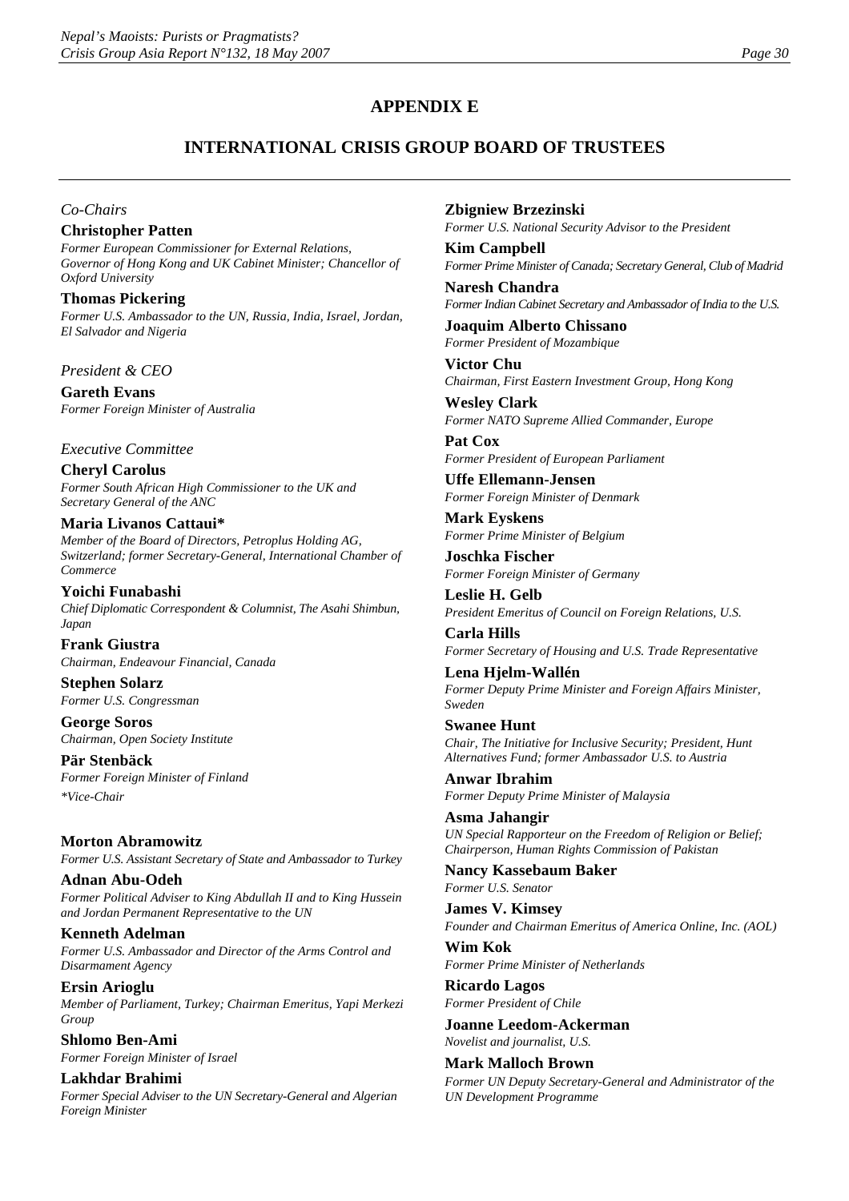## APPENDIX E

## INTERNATIONAL CRISIS GROUP BOARD OF TRUSTEES

*Co-Chairs*

**Christopher Patten**
*Former European Commissioner for External Relations, Governor of Hong Kong and UK Cabinet Minister; Chancellor of Oxford University*

**Thomas Pickering**
*Former U.S. Ambassador to the UN, Russia, India, Israel, Jordan, El Salvador and Nigeria*

*President & CEO*

**Gareth Evans**
*Former Foreign Minister of Australia*

*Executive Committee*

**Cheryl Carolus**
*Former South African High Commissioner to the UK and Secretary General of the ANC*

**Maria Livanos Cattaui***
*Member of the Board of Directors, Petroplus Holding AG, Switzerland; former Secretary-General, International Chamber of Commerce*

**Yoichi Funabashi**
*Chief Diplomatic Correspondent & Columnist, The Asahi Shimbun, Japan*

**Frank Giustra**
*Chairman, Endeavour Financial, Canada*

**Stephen Solarz**
*Former U.S. Congressman*

**George Soros**
*Chairman, Open Society Institute*

**Pär Stenbäck**
*Former Foreign Minister of Finland*

**Vice-Chair*

**Morton Abramowitz**
*Former U.S. Assistant Secretary of State and Ambassador to Turkey*

**Adnan Abu-Odeh**
*Former Political Adviser to King Abdullah II and to King Hussein and Jordan Permanent Representative to the UN*

**Kenneth Adelman**
*Former U.S. Ambassador and Director of the Arms Control and Disarmament Agency*

**Ersin Arioglu**
*Member of Parliament, Turkey; Chairman Emeritus, Yapi Merkezi Group*

**Shlomo Ben-Ami**
*Former Foreign Minister of Israel*

**Lakhdar Brahimi**
*Former Special Adviser to the UN Secretary-General and Algerian Foreign Minister*

**Zbigniew Brzezinski**
*Former U.S. National Security Advisor to the President*

**Kim Campbell**
*Former Prime Minister of Canada; Secretary General, Club of Madrid*

**Naresh Chandra**
*Former Indian Cabinet Secretary and Ambassador of India to the U.S.*

**Joaquim Alberto Chissano**
*Former President of Mozambique*

**Victor Chu**
*Chairman, First Eastern Investment Group, Hong Kong*

**Wesley Clark**
*Former NATO Supreme Allied Commander, Europe*

**Pat Cox**
*Former President of European Parliament*

**Uffe Ellemann-Jensen**
*Former Foreign Minister of Denmark*

**Mark Eyskens**
*Former Prime Minister of Belgium*

**Joschka Fischer**
*Former Foreign Minister of Germany*

**Leslie H. Gelb**
*President Emeritus of Council on Foreign Relations, U.S.*

**Carla Hills**
*Former Secretary of Housing and U.S. Trade Representative*

**Lena Hjelm-Wallén**
*Former Deputy Prime Minister and Foreign Affairs Minister, Sweden*

**Swanee Hunt**
*Chair, The Initiative for Inclusive Security; President, Hunt Alternatives Fund; former Ambassador U.S. to Austria*

**Anwar Ibrahim**
*Former Deputy Prime Minister of Malaysia*

**Asma Jahangir**
*UN Special Rapporteur on the Freedom of Religion or Belief; Chairperson, Human Rights Commission of Pakistan*

**Nancy Kassebaum Baker**
*Former U.S. Senator*

**James V. Kimsey**
*Founder and Chairman Emeritus of America Online, Inc. (AOL)*

**Wim Kok**
*Former Prime Minister of Netherlands*

**Ricardo Lagos**
*Former President of Chile*

**Joanne Leedom-Ackerman**
*Novelist and journalist, U.S.*

**Mark Malloch Brown**
*Former UN Deputy Secretary-General and Administrator of the UN Development Programme*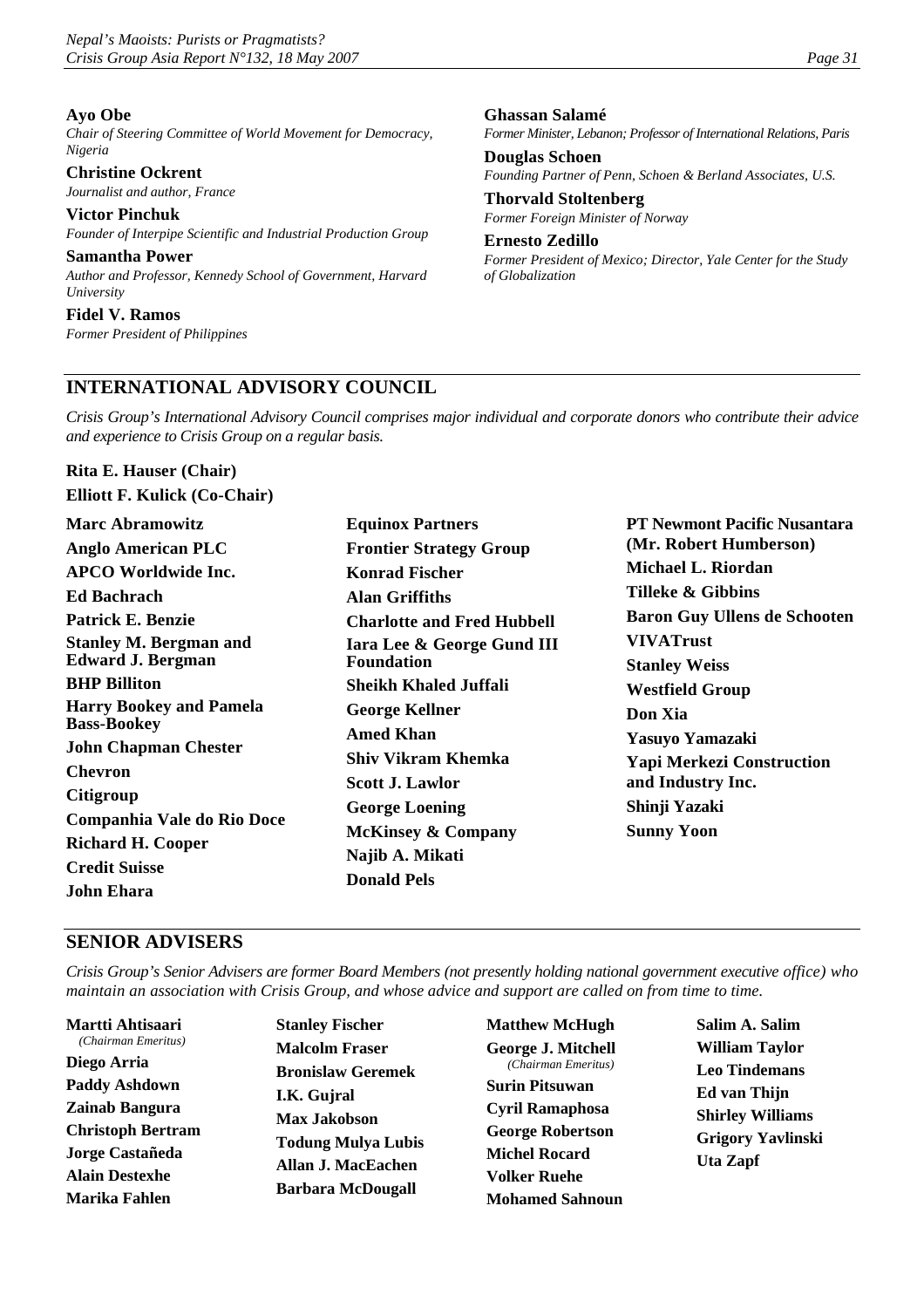**Ayo Obe**
*Chair of Steering Committee of World Movement for Democracy, Nigeria*

**Christine Ockrent**
*Journalist and author, France*

**Victor Pinchuk**
*Founder of Interpipe Scientific and Industrial Production Group*

**Samantha Power**
*Author and Professor, Kennedy School of Government, Harvard University*

**Fidel V. Ramos**
*Former President of Philippines*

**Ghassan Salamé**
*Former Minister, Lebanon; Professor of International Relations, Paris*

**Douglas Schoen**
*Founding Partner of Penn, Schoen & Berland Associates, U.S.*

**Thorvald Stoltenberg**
*Former Foreign Minister of Norway*

**Ernesto Zedillo**
*Former President of Mexico; Director, Yale Center for the Study of Globalization*

## INTERNATIONAL ADVISORY COUNCIL

*Crisis Group's International Advisory Council comprises major individual and corporate donors who contribute their advice and experience to Crisis Group on a regular basis.*

**Rita E. Hauser (Chair)**
**Elliott F. Kulick (Co-Chair)**

**Marc Abramowitz**
**Anglo American PLC**
**APCO Worldwide Inc.**
**Ed Bachrach**
**Patrick E. Benzie**
**Stanley M. Bergman and Edward J. Bergman**
**BHP Billiton**
**Harry Bookey and Pamela Bass-Bookey**
**John Chapman Chester**
**Chevron**
**Citigroup**
**Companhia Vale do Rio Doce**
**Richard H. Cooper**
**Credit Suisse**
**John Ehara**
**Equinox Partners**
**Frontier Strategy Group**
**Konrad Fischer**
**Alan Griffiths**
**Charlotte and Fred Hubbell**
**Iara Lee & George Gund III Foundation**
**Sheikh Khaled Juffali**
**George Kellner**
**Amed Khan**
**Shiv Vikram Khemka**
**Scott J. Lawlor**
**George Loening**
**McKinsey & Company**
**Najib A. Mikati**
**Donald Pels**
**PT Newmont Pacific Nusantara (Mr. Robert Humberson)**
**Michael L. Riordan**
**Tilleke & Gibbins**
**Baron Guy Ullens de Schooten**
**VIVATrust**
**Stanley Weiss**
**Westfield Group**
**Don Xia**
**Yasuyo Yamazaki**
**Yapi Merkezi Construction and Industry Inc.**
**Shinji Yazaki**
**Sunny Yoon**

## SENIOR ADVISERS

*Crisis Group's Senior Advisers are former Board Members (not presently holding national government executive office) who maintain an association with Crisis Group, and whose advice and support are called on from time to time.*

**Martti Ahtisaari** *(Chairman Emeritus)*
**Diego Arria**
**Paddy Ashdown**
**Zainab Bangura**
**Christoph Bertram**
**Jorge Castañeda**
**Alain Destexhe**
**Marika Fahlen**
**Stanley Fischer**
**Malcolm Fraser**
**Bronislaw Geremek**
**I.K. Gujral**
**Max Jakobson**
**Todung Mulya Lubis**
**Allan J. MacEachen**
**Barbara McDougall**
**Matthew McHugh**
**George J. Mitchell** *(Chairman Emeritus)*
**Surin Pitsuwan**
**Cyril Ramaphosa**
**George Robertson**
**Michel Rocard**
**Volker Ruehe**
**Mohamed Sahnoun**
**Salim A. Salim**
**William Taylor**
**Leo Tindemans**
**Ed van Thijn**
**Shirley Williams**
**Grigory Yavlinski**
**Uta Zapf**